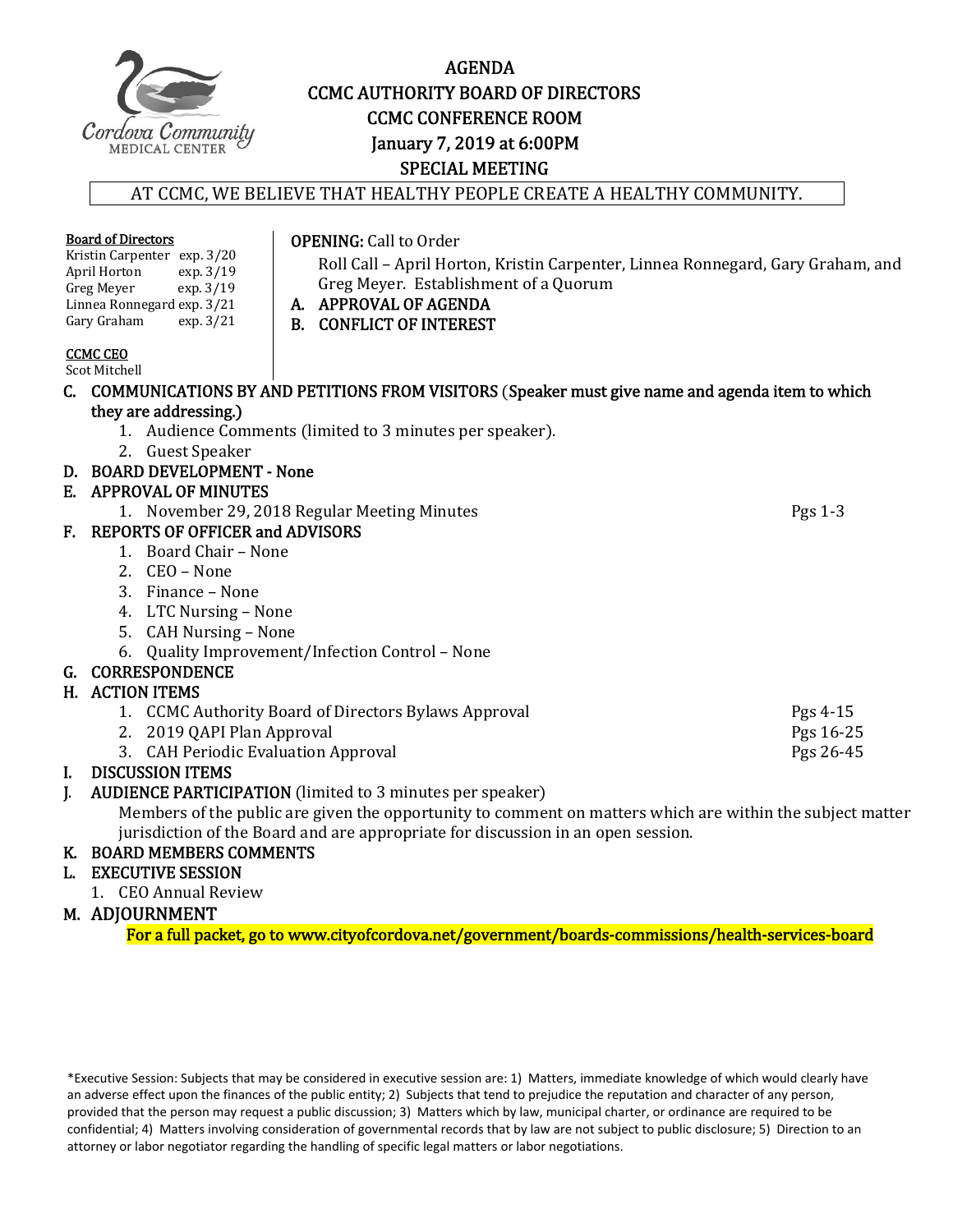# AGENDA
# CCMC AUTHORITY BOARD OF DIRECTORS
## CCMC CONFERENCE ROOM
## January 7, 2019 at 6:00PM
## SPECIAL MEETING

AT CCMC, WE BELIEVE THAT HEALTHY PEOPLE CREATE A HEALTHY COMMUNITY.

**Board of Directors**

Kristin Carpenter exp. 3/20
April Horton exp. 3/19
Greg Meyer exp. 3/19
Linnea Ronnegard exp. 3/21
Gary Graham exp. 3/21

**CCMC CEO**

Scot Mitchell

**OPENING:** Call to Order

Roll Call – April Horton, Kristin Carpenter, Linnea Ronnegard, Gary Graham, and Greg Meyer. Establishment of a Quorum

A. **APPROVAL OF AGENDA**

B. **CONFLICT OF INTEREST**

C. **COMMUNICATIONS BY AND PETITIONS FROM VISITORS (Speaker must give name and agenda item to which they are addressing.)**
   1. Audience Comments (limited to 3 minutes per speaker).
   2. Guest Speaker

D. **BOARD DEVELOPMENT - None**

E. **APPROVAL OF MINUTES**
   1. November 29, 2018 Regular Meeting Minutes — Pgs 1-3

F. **REPORTS OF OFFICER and ADVISORS**
   1. Board Chair – None
   2. CEO – None
   3. Finance – None
   4. LTC Nursing – None
   5. CAH Nursing – None
   6. Quality Improvement/Infection Control – None

G. **CORRESPONDENCE**

H. **ACTION ITEMS**
   1. CCMC Authority Board of Directors Bylaws Approval — Pgs 4-15
   2. 2019 QAPI Plan Approval — Pgs 16-25
   3. CAH Periodic Evaluation Approval — Pgs 26-45

I. **DISCUSSION ITEMS**

J. **AUDIENCE PARTICIPATION** (limited to 3 minutes per speaker)

   Members of the public are given the opportunity to comment on matters which are within the subject matter jurisdiction of the Board and are appropriate for discussion in an open session.

K. **BOARD MEMBERS COMMENTS**

L. **EXECUTIVE SESSION**
   1. CEO Annual Review

M. **ADJOURNMENT**

**For a full packet, go to www.cityofcordova.net/government/boards-commissions/health-services-board**

*Executive Session: Subjects that may be considered in executive session are: 1) Matters, immediate knowledge of which would clearly have an adverse effect upon the finances of the public entity; 2) Subjects that tend to prejudice the reputation and character of any person, provided that the person may request a public discussion; 3) Matters which by law, municipal charter, or ordinance are required to be confidential; 4) Matters involving consideration of governmental records that by law are not subject to public disclosure; 5) Direction to an attorney or labor negotiator regarding the handling of specific legal matters or labor negotiations.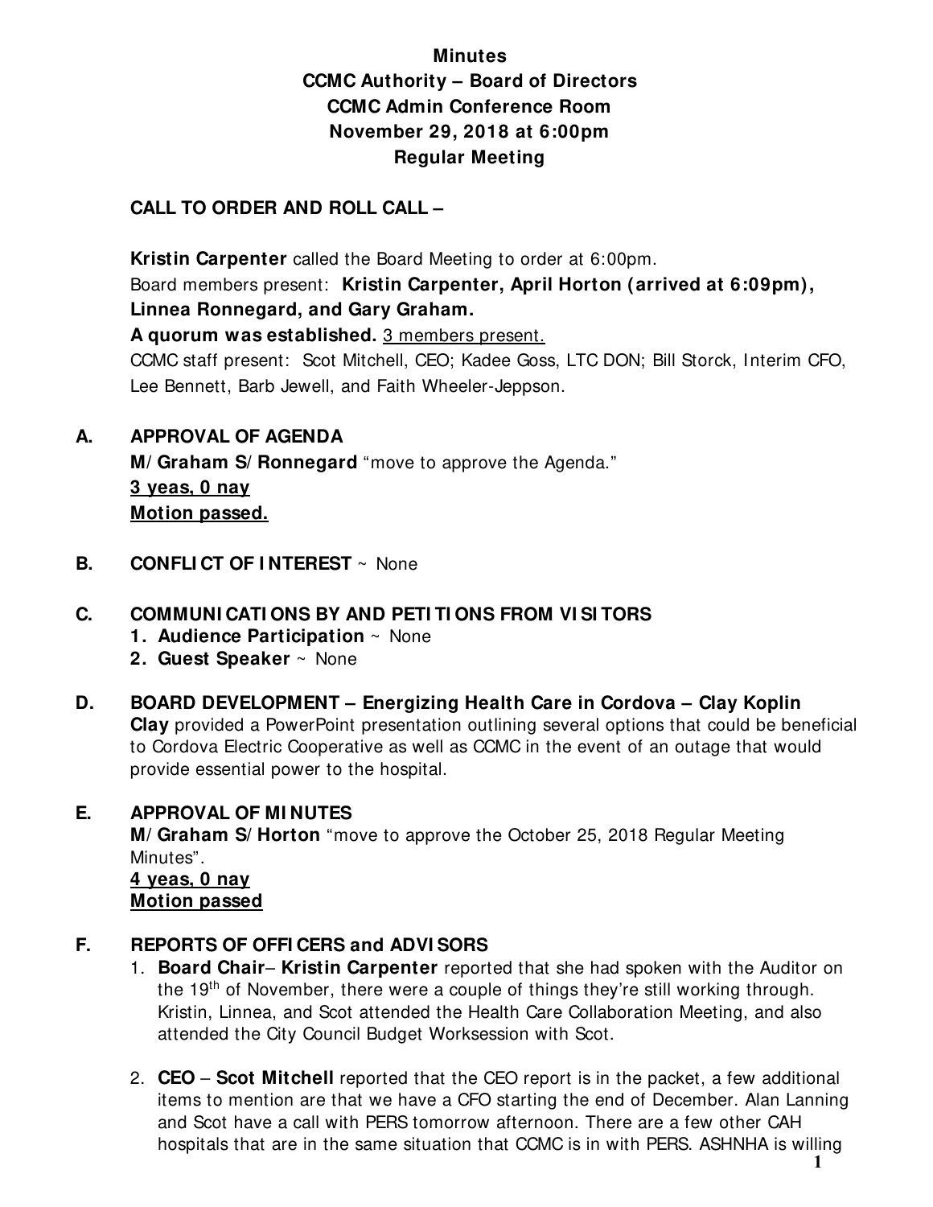**Minutes**
**CCMC Authority – Board of Directors**
**CCMC Admin Conference Room**
**November 29, 2018 at 6:00pm**
**Regular Meeting**

**CALL TO ORDER AND ROLL CALL –**

**Kristin Carpenter** called the Board Meeting to order at 6:00pm.
Board members present: **Kristin Carpenter, April Horton (arrived at 6:09pm), Linnea Ronnegard, and Gary Graham.**
**A quorum was established.** <u>3 members present.</u>
CCMC staff present: Scot Mitchell, CEO; Kadee Goss, LTC DON; Bill Storck, Interim CFO, Lee Bennett, Barb Jewell, and Faith Wheeler-Jeppson.

**A. APPROVAL OF AGENDA**

**M/Graham S/Ronnegard** "move to approve the Agenda."
**<u>3 yeas, 0 nay</u>**
**<u>Motion passed.</u>**

**B. CONFLICT OF INTEREST** ~ None

**C. COMMUNICATIONS BY AND PETITIONS FROM VISITORS**

1. **Audience Participation** ~ None
2. **Guest Speaker** ~ None

**D. BOARD DEVELOPMENT – Energizing Health Care in Cordova – Clay Koplin**

**Clay** provided a PowerPoint presentation outlining several options that could be beneficial to Cordova Electric Cooperative as well as CCMC in the event of an outage that would provide essential power to the hospital.

**E. APPROVAL OF MINUTES**

**M/Graham S/Horton** "move to approve the October 25, 2018 Regular Meeting Minutes".
**<u>4 yeas, 0 nay</u>**
**<u>Motion passed</u>**

**F. REPORTS OF OFFICERS and ADVISORS**

1. **Board Chair– Kristin Carpenter** reported that she had spoken with the Auditor on the 19th of November, there were a couple of things they're still working through. Kristin, Linnea, and Scot attended the Health Care Collaboration Meeting, and also attended the City Council Budget Worksession with Scot.

2. **CEO – Scot Mitchell** reported that the CEO report is in the packet, a few additional items to mention are that we have a CFO starting the end of December. Alan Lanning and Scot have a call with PERS tomorrow afternoon. There are a few other CAH hospitals that are in the same situation that CCMC is in with PERS. ASHNHA is willing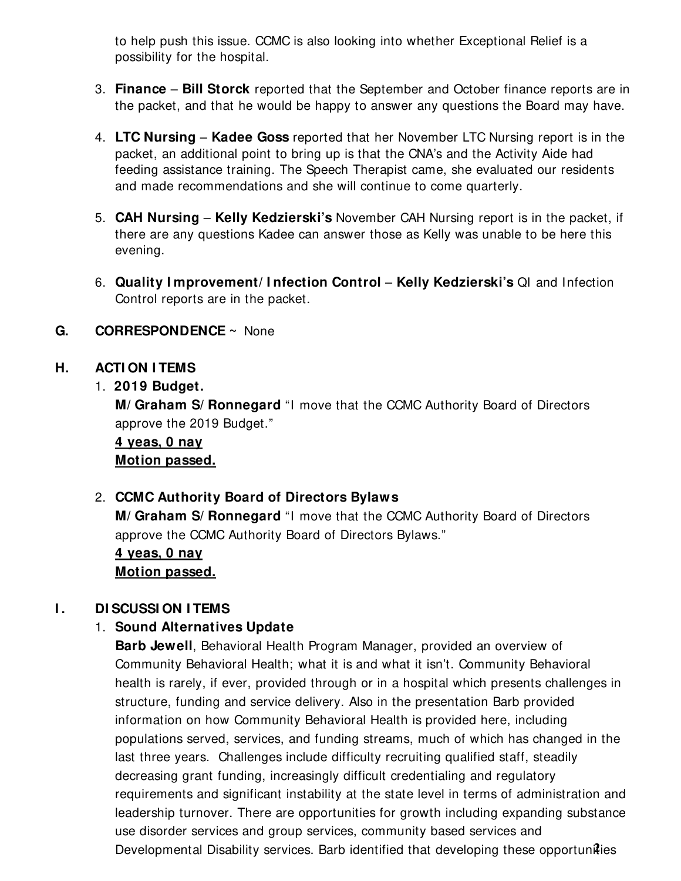to help push this issue. CCMC is also looking into whether Exceptional Relief is a possibility for the hospital.

3. **Finance** – **Bill Storck** reported that the September and October finance reports are in the packet, and that he would be happy to answer any questions the Board may have.

4. **LTC Nursing** – **Kadee Goss** reported that her November LTC Nursing report is in the packet, an additional point to bring up is that the CNA's and the Activity Aide had feeding assistance training. The Speech Therapist came, she evaluated our residents and made recommendations and she will continue to come quarterly.

5. **CAH Nursing** – **Kelly Kedzierski's** November CAH Nursing report is in the packet, if there are any questions Kadee can answer those as Kelly was unable to be here this evening.

6. **Quality Improvement/Infection Control** – **Kelly Kedzierski's** QI and Infection Control reports are in the packet.

## G. CORRESPONDENCE ~ None

## H. ACTION ITEMS

1. **2019 Budget.**
   **M/Graham S/Ronnegard** "I move that the CCMC Authority Board of Directors approve the 2019 Budget."
   **4 yeas, 0 nay**
   **Motion passed.**

2. **CCMC Authority Board of Directors Bylaws**
   **M/Graham S/Ronnegard** "I move that the CCMC Authority Board of Directors approve the CCMC Authority Board of Directors Bylaws."
   **4 yeas, 0 nay**
   **Motion passed.**

## I. DISCUSSION ITEMS

1. **Sound Alternatives Update**
   **Barb Jewell**, Behavioral Health Program Manager, provided an overview of Community Behavioral Health; what it is and what it isn't. Community Behavioral health is rarely, if ever, provided through or in a hospital which presents challenges in structure, funding and service delivery. Also in the presentation Barb provided information on how Community Behavioral Health is provided here, including populations served, services, and funding streams, much of which has changed in the last three years. Challenges include difficulty recruiting qualified staff, steadily decreasing grant funding, increasingly difficult credentialing and regulatory requirements and significant instability at the state level in terms of administration and leadership turnover. There are opportunities for growth including expanding substance use disorder services and group services, community based services and Developmental Disability services. Barb identified that developing these opportunities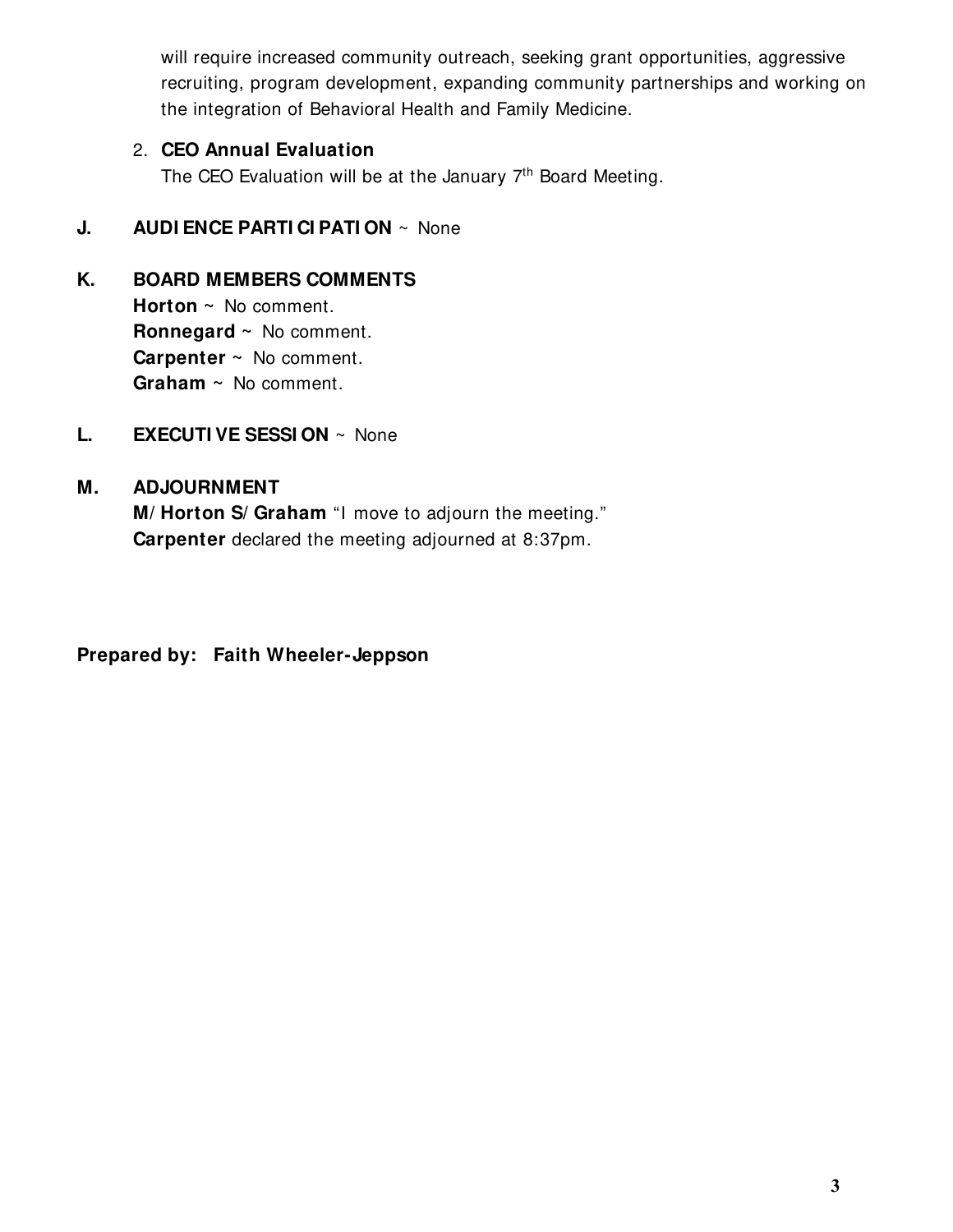will require increased community outreach, seeking grant opportunities, aggressive recruiting, program development, expanding community partnerships and working on the integration of Behavioral Health and Family Medicine.

2. **CEO Annual Evaluation**
   The CEO Evaluation will be at the January 7th Board Meeting.

**J. AUDIENCE PARTICIPATION** ~ None

**K. BOARD MEMBERS COMMENTS**

**Horton** ~ No comment.
**Ronnegard** ~ No comment.
**Carpenter** ~ No comment.
**Graham** ~ No comment.

**L. EXECUTIVE SESSION** ~ None

**M. ADJOURNMENT**

**M/Horton S/Graham** "I move to adjourn the meeting."
**Carpenter** declared the meeting adjourned at 8:37pm.

**Prepared by: Faith Wheeler-Jeppson**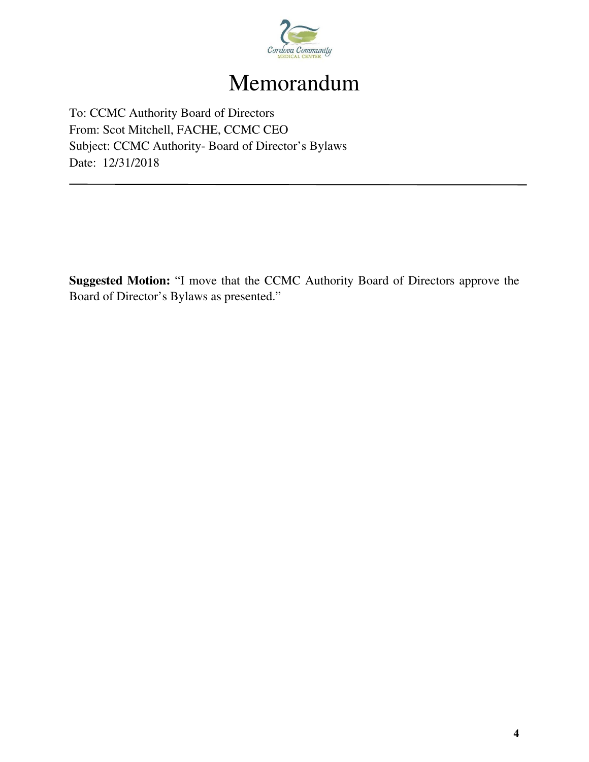# Memorandum

To: CCMC Authority Board of Directors
From: Scot Mitchell, FACHE, CCMC CEO
Subject: CCMC Authority- Board of Director's Bylaws
Date: 12/31/2018

---

**Suggested Motion:** "I move that the CCMC Authority Board of Directors approve the Board of Director's Bylaws as presented."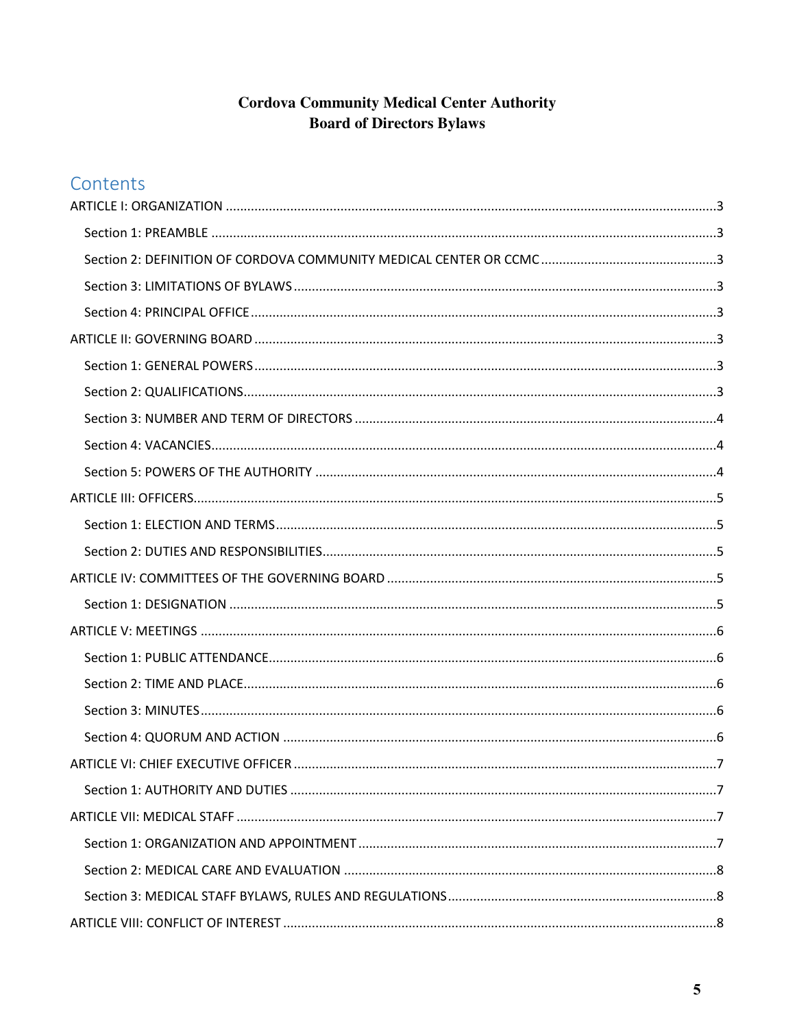# Cordova Community Medical Center Authority
# Board of Directors Bylaws

## Contents

ARTICLE I: ORGANIZATION ........................................................................................................................3

Section 1: PREAMBLE ...........................................................................................................................3

Section 2: DEFINITION OF CORDOVA COMMUNITY MEDICAL CENTER OR CCMC .................................................3

Section 3: LIMITATIONS OF BYLAWS .....................................................................................................3

Section 4: PRINCIPAL OFFICE .................................................................................................................3

ARTICLE II: GOVERNING BOARD ...............................................................................................................3

Section 1: GENERAL POWERS ...............................................................................................................3

Section 2: QUALIFICATIONS...................................................................................................................3

Section 3: NUMBER AND TERM OF DIRECTORS .....................................................................................4

Section 4: VACANCIES............................................................................................................................4

Section 5: POWERS OF THE AUTHORITY ...............................................................................................4

ARTICLE III: OFFICERS.................................................................................................................................5

Section 1: ELECTION AND TERMS..........................................................................................................5

Section 2: DUTIES AND RESPONSIBILITIES.............................................................................................5

ARTICLE IV: COMMITTEES OF THE GOVERNING BOARD ...........................................................................5

Section 1: DESIGNATION ......................................................................................................................5

ARTICLE V: MEETINGS ...............................................................................................................................6

Section 1: PUBLIC ATTENDANCE............................................................................................................6

Section 2: TIME AND PLACE...................................................................................................................6

Section 3: MINUTES...............................................................................................................................6

Section 4: QUORUM AND ACTION .......................................................................................................6

ARTICLE VI: CHIEF EXECUTIVE OFFICER .....................................................................................................7

Section 1: AUTHORITY AND DUTIES ......................................................................................................7

ARTICLE VII: MEDICAL STAFF ....................................................................................................................7

Section 1: ORGANIZATION AND APPOINTMENT ...................................................................................7

Section 2: MEDICAL CARE AND EVALUATION .......................................................................................8

Section 3: MEDICAL STAFF BYLAWS, RULES AND REGULATIONS...........................................................8

ARTICLE VIII: CONFLICT OF INTEREST .......................................................................................................8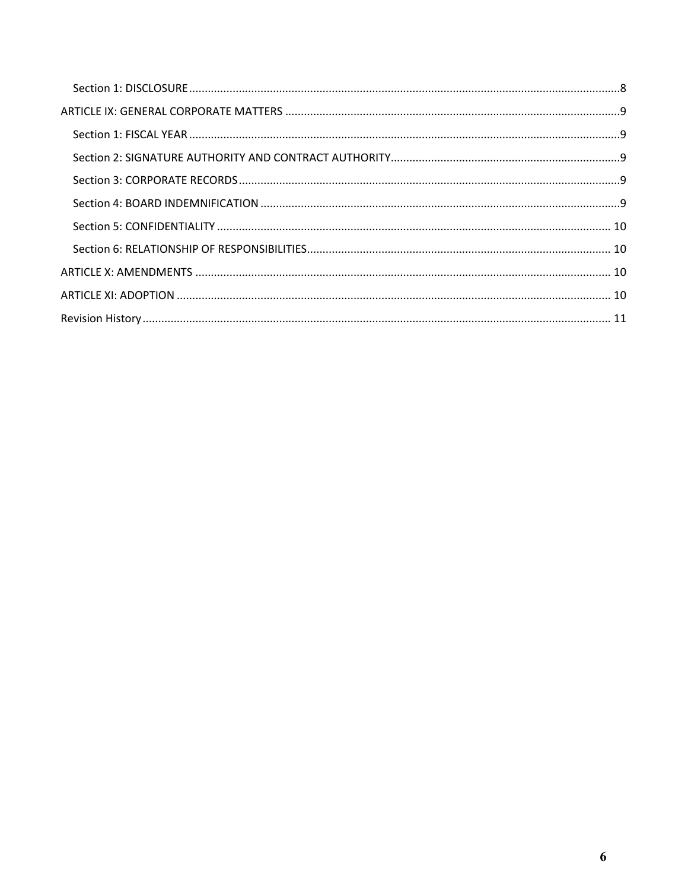Section 1: DISCLOSURE ....... 8

ARTICLE IX: GENERAL CORPORATE MATTERS ....... 9

Section 1: FISCAL YEAR ....... 9

Section 2: SIGNATURE AUTHORITY AND CONTRACT AUTHORITY ....... 9

Section 3: CORPORATE RECORDS ....... 9

Section 4: BOARD INDEMNIFICATION ....... 9

Section 5: CONFIDENTIALITY ....... 10

Section 6: RELATIONSHIP OF RESPONSIBILITIES ....... 10

ARTICLE X: AMENDMENTS ....... 10

ARTICLE XI: ADOPTION ....... 10

Revision History ....... 11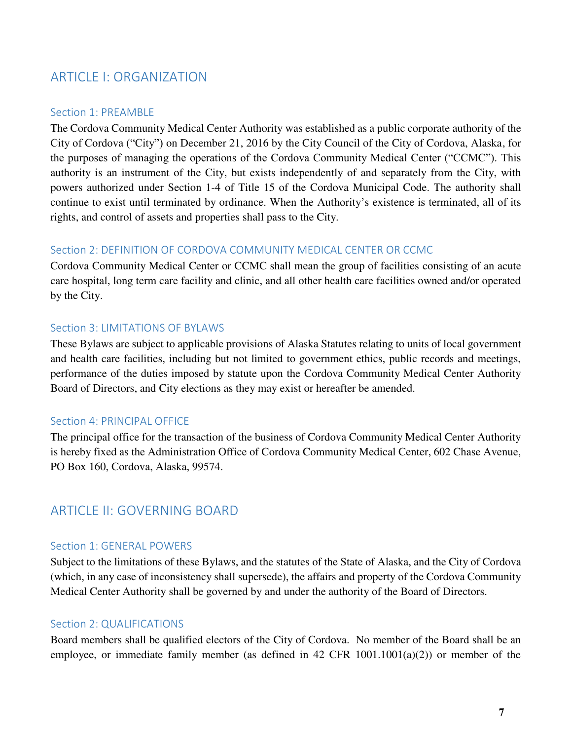## ARTICLE I: ORGANIZATION

### Section 1: PREAMBLE

The Cordova Community Medical Center Authority was established as a public corporate authority of the City of Cordova ("City") on December 21, 2016 by the City Council of the City of Cordova, Alaska, for the purposes of managing the operations of the Cordova Community Medical Center ("CCMC"). This authority is an instrument of the City, but exists independently of and separately from the City, with powers authorized under Section 1-4 of Title 15 of the Cordova Municipal Code. The authority shall continue to exist until terminated by ordinance. When the Authority's existence is terminated, all of its rights, and control of assets and properties shall pass to the City.

### Section 2: DEFINITION OF CORDOVA COMMUNITY MEDICAL CENTER OR CCMC

Cordova Community Medical Center or CCMC shall mean the group of facilities consisting of an acute care hospital, long term care facility and clinic, and all other health care facilities owned and/or operated by the City.

### Section 3: LIMITATIONS OF BYLAWS

These Bylaws are subject to applicable provisions of Alaska Statutes relating to units of local government and health care facilities, including but not limited to government ethics, public records and meetings, performance of the duties imposed by statute upon the Cordova Community Medical Center Authority Board of Directors, and City elections as they may exist or hereafter be amended.

### Section 4: PRINCIPAL OFFICE

The principal office for the transaction of the business of Cordova Community Medical Center Authority is hereby fixed as the Administration Office of Cordova Community Medical Center, 602 Chase Avenue, PO Box 160, Cordova, Alaska, 99574.

## ARTICLE II: GOVERNING BOARD

### Section 1: GENERAL POWERS

Subject to the limitations of these Bylaws, and the statutes of the State of Alaska, and the City of Cordova (which, in any case of inconsistency shall supersede), the affairs and property of the Cordova Community Medical Center Authority shall be governed by and under the authority of the Board of Directors.

### Section 2: QUALIFICATIONS

Board members shall be qualified electors of the City of Cordova. No member of the Board shall be an employee, or immediate family member (as defined in 42 CFR 1001.1001(a)(2)) or member of the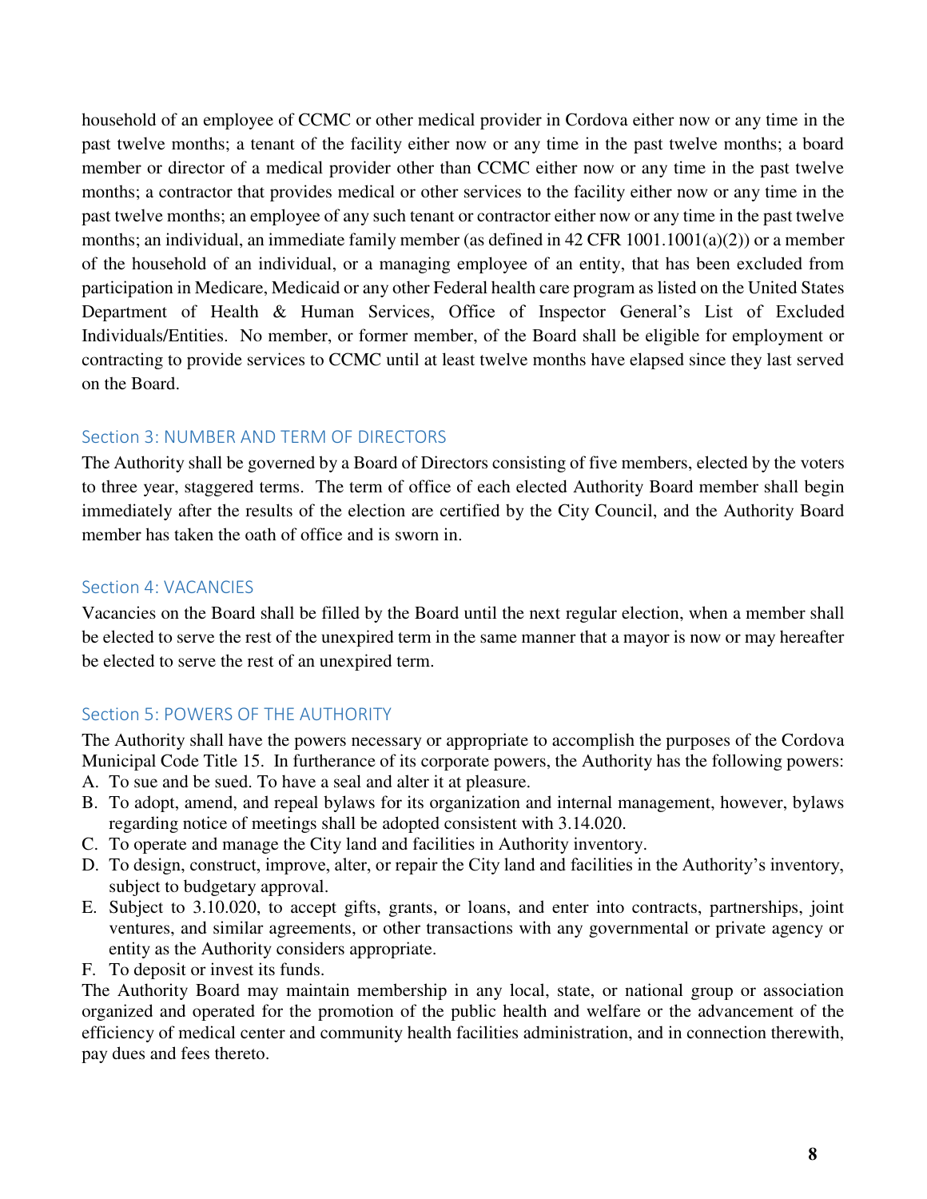household of an employee of CCMC or other medical provider in Cordova either now or any time in the past twelve months; a tenant of the facility either now or any time in the past twelve months; a board member or director of a medical provider other than CCMC either now or any time in the past twelve months; a contractor that provides medical or other services to the facility either now or any time in the past twelve months; an employee of any such tenant or contractor either now or any time in the past twelve months; an individual, an immediate family member (as defined in 42 CFR 1001.1001(a)(2)) or a member of the household of an individual, or a managing employee of an entity, that has been excluded from participation in Medicare, Medicaid or any other Federal health care program as listed on the United States Department of Health & Human Services, Office of Inspector General's List of Excluded Individuals/Entities. No member, or former member, of the Board shall be eligible for employment or contracting to provide services to CCMC until at least twelve months have elapsed since they last served on the Board.

### Section 3: NUMBER AND TERM OF DIRECTORS

The Authority shall be governed by a Board of Directors consisting of five members, elected by the voters to three year, staggered terms. The term of office of each elected Authority Board member shall begin immediately after the results of the election are certified by the City Council, and the Authority Board member has taken the oath of office and is sworn in.

### Section 4: VACANCIES

Vacancies on the Board shall be filled by the Board until the next regular election, when a member shall be elected to serve the rest of the unexpired term in the same manner that a mayor is now or may hereafter be elected to serve the rest of an unexpired term.

### Section 5: POWERS OF THE AUTHORITY

The Authority shall have the powers necessary or appropriate to accomplish the purposes of the Cordova Municipal Code Title 15. In furtherance of its corporate powers, the Authority has the following powers:

A. To sue and be sued. To have a seal and alter it at pleasure.
B. To adopt, amend, and repeal bylaws for its organization and internal management, however, bylaws regarding notice of meetings shall be adopted consistent with 3.14.020.
C. To operate and manage the City land and facilities in Authority inventory.
D. To design, construct, improve, alter, or repair the City land and facilities in the Authority's inventory, subject to budgetary approval.
E. Subject to 3.10.020, to accept gifts, grants, or loans, and enter into contracts, partnerships, joint ventures, and similar agreements, or other transactions with any governmental or private agency or entity as the Authority considers appropriate.
F. To deposit or invest its funds.

The Authority Board may maintain membership in any local, state, or national group or association organized and operated for the promotion of the public health and welfare or the advancement of the efficiency of medical center and community health facilities administration, and in connection therewith, pay dues and fees thereto.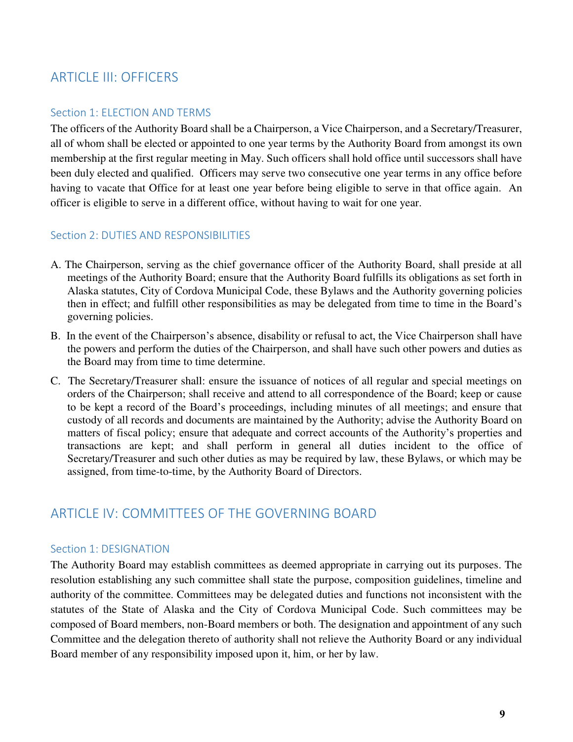## ARTICLE III: OFFICERS

### Section 1: ELECTION AND TERMS

The officers of the Authority Board shall be a Chairperson, a Vice Chairperson, and a Secretary/Treasurer, all of whom shall be elected or appointed to one year terms by the Authority Board from amongst its own membership at the first regular meeting in May. Such officers shall hold office until successors shall have been duly elected and qualified. Officers may serve two consecutive one year terms in any office before having to vacate that Office for at least one year before being eligible to serve in that office again. An officer is eligible to serve in a different office, without having to wait for one year.

### Section 2: DUTIES AND RESPONSIBILITIES

A. The Chairperson, serving as the chief governance officer of the Authority Board, shall preside at all meetings of the Authority Board; ensure that the Authority Board fulfills its obligations as set forth in Alaska statutes, City of Cordova Municipal Code, these Bylaws and the Authority governing policies then in effect; and fulfill other responsibilities as may be delegated from time to time in the Board's governing policies.

B. In the event of the Chairperson's absence, disability or refusal to act, the Vice Chairperson shall have the powers and perform the duties of the Chairperson, and shall have such other powers and duties as the Board may from time to time determine.

C. The Secretary/Treasurer shall: ensure the issuance of notices of all regular and special meetings on orders of the Chairperson; shall receive and attend to all correspondence of the Board; keep or cause to be kept a record of the Board's proceedings, including minutes of all meetings; and ensure that custody of all records and documents are maintained by the Authority; advise the Authority Board on matters of fiscal policy; ensure that adequate and correct accounts of the Authority's properties and transactions are kept; and shall perform in general all duties incident to the office of Secretary/Treasurer and such other duties as may be required by law, these Bylaws, or which may be assigned, from time-to-time, by the Authority Board of Directors.

## ARTICLE IV: COMMITTEES OF THE GOVERNING BOARD

### Section 1: DESIGNATION

The Authority Board may establish committees as deemed appropriate in carrying out its purposes. The resolution establishing any such committee shall state the purpose, composition guidelines, timeline and authority of the committee. Committees may be delegated duties and functions not inconsistent with the statutes of the State of Alaska and the City of Cordova Municipal Code. Such committees may be composed of Board members, non-Board members or both. The designation and appointment of any such Committee and the delegation thereto of authority shall not relieve the Authority Board or any individual Board member of any responsibility imposed upon it, him, or her by law.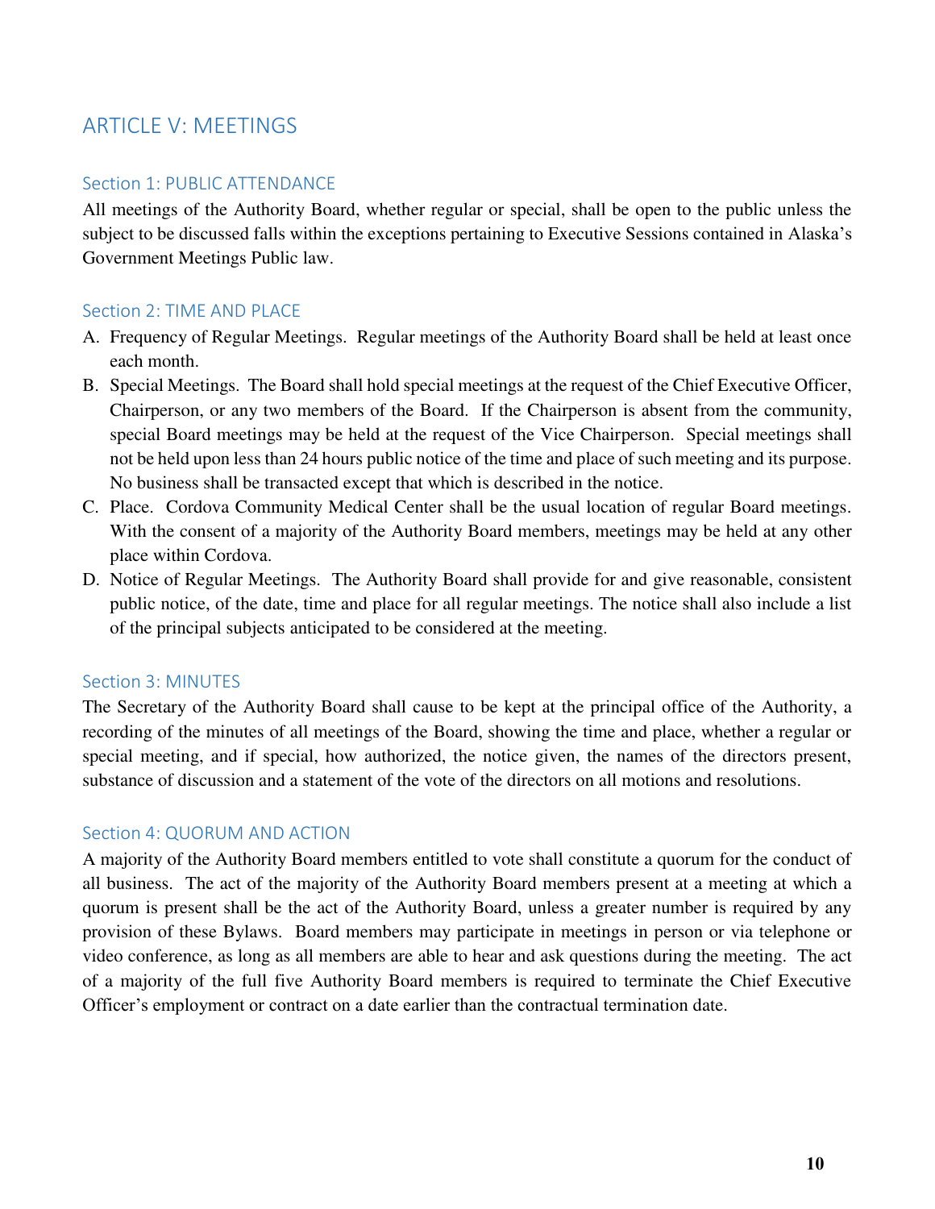## ARTICLE V: MEETINGS

### Section 1: PUBLIC ATTENDANCE

All meetings of the Authority Board, whether regular or special, shall be open to the public unless the subject to be discussed falls within the exceptions pertaining to Executive Sessions contained in Alaska's Government Meetings Public law.

### Section 2: TIME AND PLACE

A. Frequency of Regular Meetings. Regular meetings of the Authority Board shall be held at least once each month.

B. Special Meetings. The Board shall hold special meetings at the request of the Chief Executive Officer, Chairperson, or any two members of the Board. If the Chairperson is absent from the community, special Board meetings may be held at the request of the Vice Chairperson. Special meetings shall not be held upon less than 24 hours public notice of the time and place of such meeting and its purpose. No business shall be transacted except that which is described in the notice.

C. Place. Cordova Community Medical Center shall be the usual location of regular Board meetings. With the consent of a majority of the Authority Board members, meetings may be held at any other place within Cordova.

D. Notice of Regular Meetings. The Authority Board shall provide for and give reasonable, consistent public notice, of the date, time and place for all regular meetings. The notice shall also include a list of the principal subjects anticipated to be considered at the meeting.

### Section 3: MINUTES

The Secretary of the Authority Board shall cause to be kept at the principal office of the Authority, a recording of the minutes of all meetings of the Board, showing the time and place, whether a regular or special meeting, and if special, how authorized, the notice given, the names of the directors present, substance of discussion and a statement of the vote of the directors on all motions and resolutions.

### Section 4: QUORUM AND ACTION

A majority of the Authority Board members entitled to vote shall constitute a quorum for the conduct of all business. The act of the majority of the Authority Board members present at a meeting at which a quorum is present shall be the act of the Authority Board, unless a greater number is required by any provision of these Bylaws. Board members may participate in meetings in person or via telephone or video conference, as long as all members are able to hear and ask questions during the meeting. The act of a majority of the full five Authority Board members is required to terminate the Chief Executive Officer's employment or contract on a date earlier than the contractual termination date.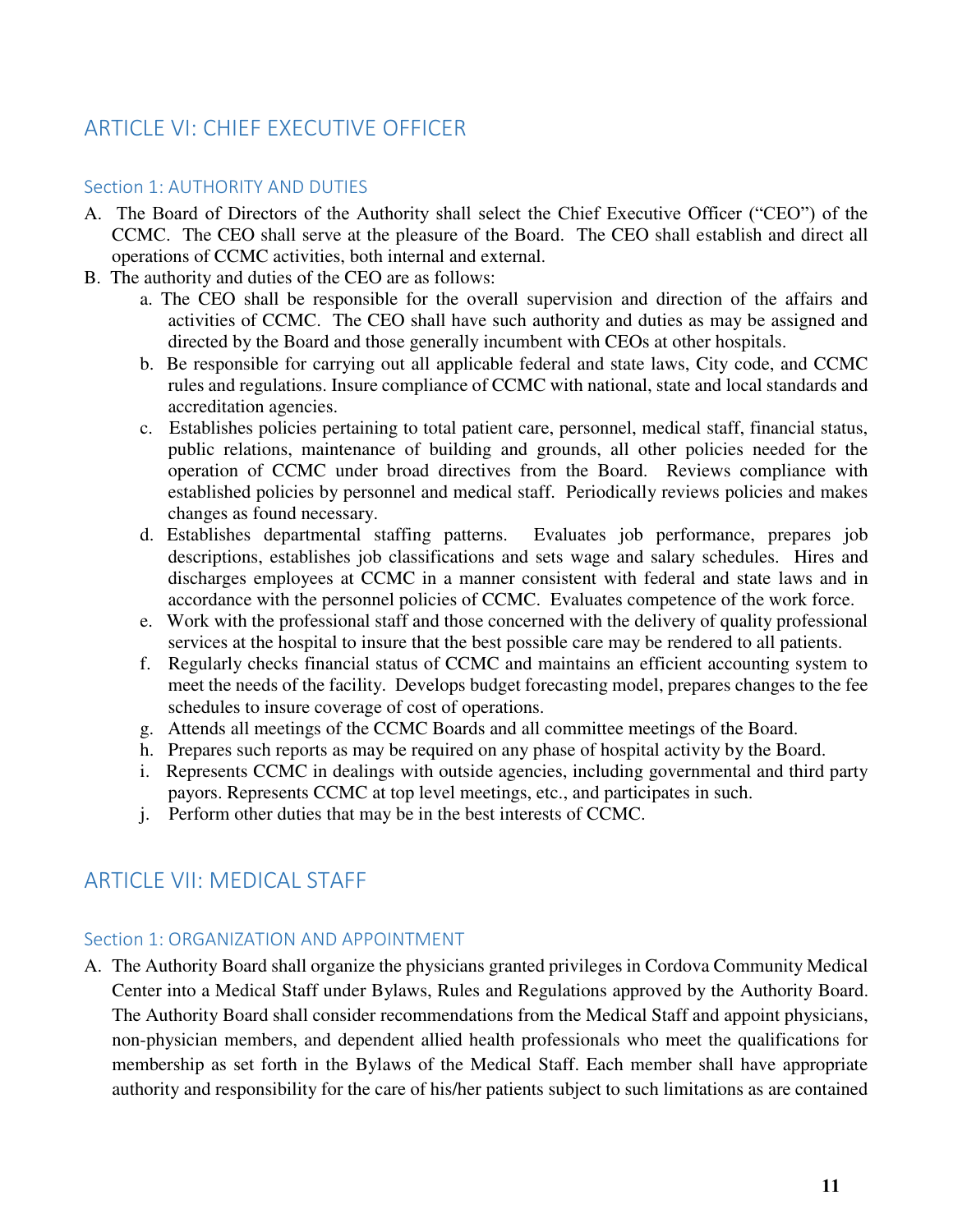## ARTICLE VI: CHIEF EXECUTIVE OFFICER

### Section 1: AUTHORITY AND DUTIES

A. The Board of Directors of the Authority shall select the Chief Executive Officer ("CEO") of the CCMC. The CEO shall serve at the pleasure of the Board. The CEO shall establish and direct all operations of CCMC activities, both internal and external.

B. The authority and duties of the CEO are as follows:

   a. The CEO shall be responsible for the overall supervision and direction of the affairs and activities of CCMC. The CEO shall have such authority and duties as may be assigned and directed by the Board and those generally incumbent with CEOs at other hospitals.

   b. Be responsible for carrying out all applicable federal and state laws, City code, and CCMC rules and regulations. Insure compliance of CCMC with national, state and local standards and accreditation agencies.

   c. Establishes policies pertaining to total patient care, personnel, medical staff, financial status, public relations, maintenance of building and grounds, all other policies needed for the operation of CCMC under broad directives from the Board. Reviews compliance with established policies by personnel and medical staff. Periodically reviews policies and makes changes as found necessary.

   d. Establishes departmental staffing patterns. Evaluates job performance, prepares job descriptions, establishes job classifications and sets wage and salary schedules. Hires and discharges employees at CCMC in a manner consistent with federal and state laws and in accordance with the personnel policies of CCMC. Evaluates competence of the work force.

   e. Work with the professional staff and those concerned with the delivery of quality professional services at the hospital to insure that the best possible care may be rendered to all patients.

   f. Regularly checks financial status of CCMC and maintains an efficient accounting system to meet the needs of the facility. Develops budget forecasting model, prepares changes to the fee schedules to insure coverage of cost of operations.

   g. Attends all meetings of the CCMC Boards and all committee meetings of the Board.

   h. Prepares such reports as may be required on any phase of hospital activity by the Board.

   i. Represents CCMC in dealings with outside agencies, including governmental and third party payors. Represents CCMC at top level meetings, etc., and participates in such.

   j. Perform other duties that may be in the best interests of CCMC.

## ARTICLE VII: MEDICAL STAFF

### Section 1: ORGANIZATION AND APPOINTMENT

A. The Authority Board shall organize the physicians granted privileges in Cordova Community Medical Center into a Medical Staff under Bylaws, Rules and Regulations approved by the Authority Board. The Authority Board shall consider recommendations from the Medical Staff and appoint physicians, non-physician members, and dependent allied health professionals who meet the qualifications for membership as set forth in the Bylaws of the Medical Staff. Each member shall have appropriate authority and responsibility for the care of his/her patients subject to such limitations as are contained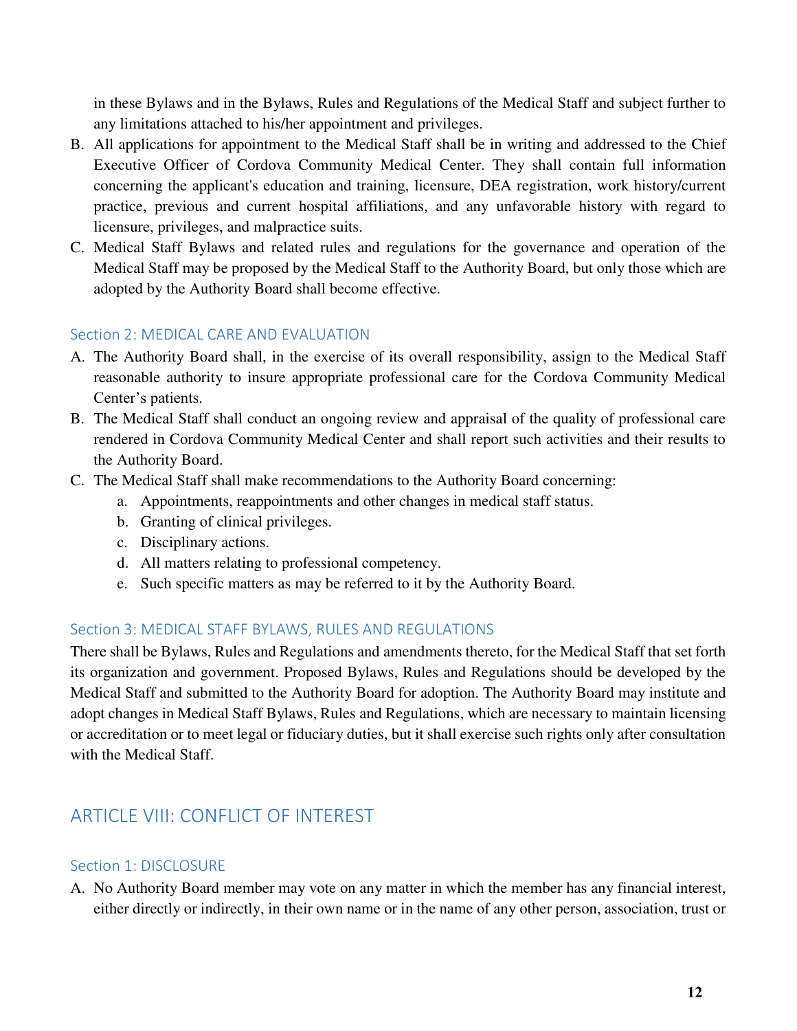in these Bylaws and in the Bylaws, Rules and Regulations of the Medical Staff and subject further to any limitations attached to his/her appointment and privileges.

B. All applications for appointment to the Medical Staff shall be in writing and addressed to the Chief Executive Officer of Cordova Community Medical Center. They shall contain full information concerning the applicant's education and training, licensure, DEA registration, work history/current practice, previous and current hospital affiliations, and any unfavorable history with regard to licensure, privileges, and malpractice suits.
C. Medical Staff Bylaws and related rules and regulations for the governance and operation of the Medical Staff may be proposed by the Medical Staff to the Authority Board, but only those which are adopted by the Authority Board shall become effective.

### Section 2: MEDICAL CARE AND EVALUATION

A. The Authority Board shall, in the exercise of its overall responsibility, assign to the Medical Staff reasonable authority to insure appropriate professional care for the Cordova Community Medical Center's patients.
B. The Medical Staff shall conduct an ongoing review and appraisal of the quality of professional care rendered in Cordova Community Medical Center and shall report such activities and their results to the Authority Board.
C. The Medical Staff shall make recommendations to the Authority Board concerning:
   a. Appointments, reappointments and other changes in medical staff status.
   b. Granting of clinical privileges.
   c. Disciplinary actions.
   d. All matters relating to professional competency.
   e. Such specific matters as may be referred to it by the Authority Board.

### Section 3: MEDICAL STAFF BYLAWS, RULES AND REGULATIONS

There shall be Bylaws, Rules and Regulations and amendments thereto, for the Medical Staff that set forth its organization and government. Proposed Bylaws, Rules and Regulations should be developed by the Medical Staff and submitted to the Authority Board for adoption. The Authority Board may institute and adopt changes in Medical Staff Bylaws, Rules and Regulations, which are necessary to maintain licensing or accreditation or to meet legal or fiduciary duties, but it shall exercise such rights only after consultation with the Medical Staff.

## ARTICLE VIII: CONFLICT OF INTEREST

### Section 1: DISCLOSURE

A. No Authority Board member may vote on any matter in which the member has any financial interest, either directly or indirectly, in their own name or in the name of any other person, association, trust or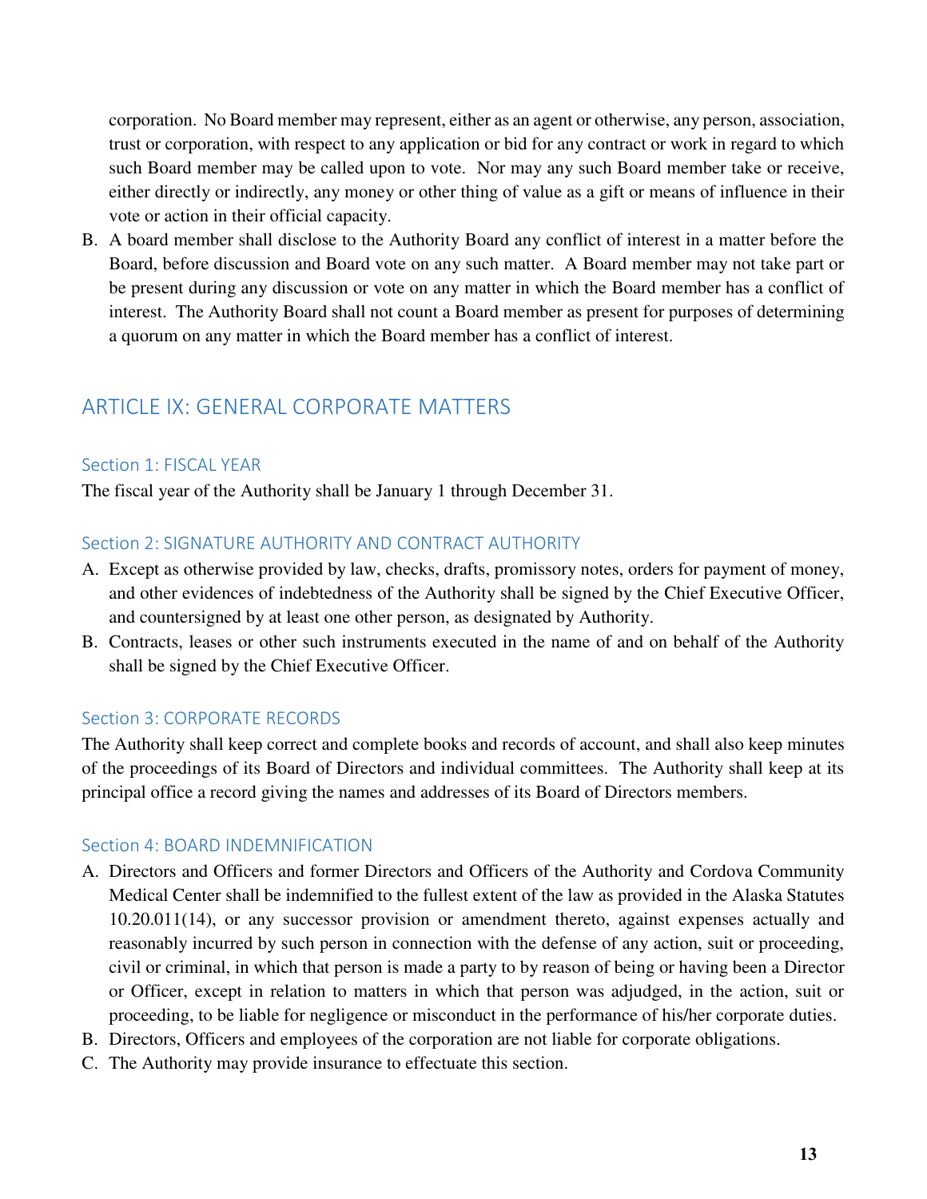corporation. No Board member may represent, either as an agent or otherwise, any person, association, trust or corporation, with respect to any application or bid for any contract or work in regard to which such Board member may be called upon to vote. Nor may any such Board member take or receive, either directly or indirectly, any money or other thing of value as a gift or means of influence in their vote or action in their official capacity.

B. A board member shall disclose to the Authority Board any conflict of interest in a matter before the Board, before discussion and Board vote on any such matter. A Board member may not take part or be present during any discussion or vote on any matter in which the Board member has a conflict of interest. The Authority Board shall not count a Board member as present for purposes of determining a quorum on any matter in which the Board member has a conflict of interest.

## ARTICLE IX: GENERAL CORPORATE MATTERS

### Section 1: FISCAL YEAR

The fiscal year of the Authority shall be January 1 through December 31.

### Section 2: SIGNATURE AUTHORITY AND CONTRACT AUTHORITY

A. Except as otherwise provided by law, checks, drafts, promissory notes, orders for payment of money, and other evidences of indebtedness of the Authority shall be signed by the Chief Executive Officer, and countersigned by at least one other person, as designated by Authority.

B. Contracts, leases or other such instruments executed in the name of and on behalf of the Authority shall be signed by the Chief Executive Officer.

### Section 3: CORPORATE RECORDS

The Authority shall keep correct and complete books and records of account, and shall also keep minutes of the proceedings of its Board of Directors and individual committees. The Authority shall keep at its principal office a record giving the names and addresses of its Board of Directors members.

### Section 4: BOARD INDEMNIFICATION

A. Directors and Officers and former Directors and Officers of the Authority and Cordova Community Medical Center shall be indemnified to the fullest extent of the law as provided in the Alaska Statutes 10.20.011(14), or any successor provision or amendment thereto, against expenses actually and reasonably incurred by such person in connection with the defense of any action, suit or proceeding, civil or criminal, in which that person is made a party to by reason of being or having been a Director or Officer, except in relation to matters in which that person was adjudged, in the action, suit or proceeding, to be liable for negligence or misconduct in the performance of his/her corporate duties.

B. Directors, Officers and employees of the corporation are not liable for corporate obligations.

C. The Authority may provide insurance to effectuate this section.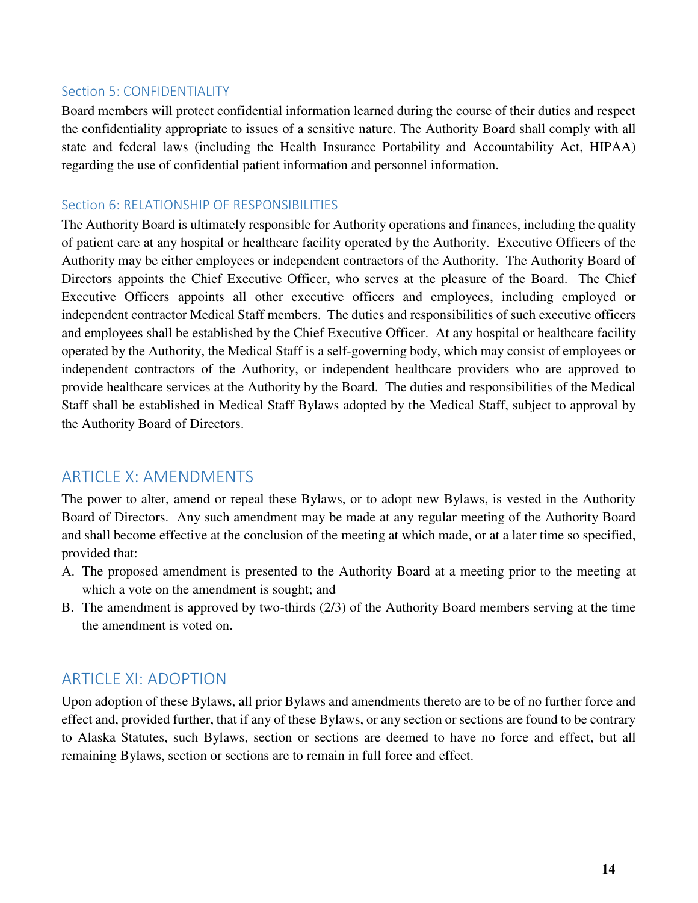### Section 5: CONFIDENTIALITY

Board members will protect confidential information learned during the course of their duties and respect the confidentiality appropriate to issues of a sensitive nature. The Authority Board shall comply with all state and federal laws (including the Health Insurance Portability and Accountability Act, HIPAA) regarding the use of confidential patient information and personnel information.

### Section 6: RELATIONSHIP OF RESPONSIBILITIES

The Authority Board is ultimately responsible for Authority operations and finances, including the quality of patient care at any hospital or healthcare facility operated by the Authority. Executive Officers of the Authority may be either employees or independent contractors of the Authority. The Authority Board of Directors appoints the Chief Executive Officer, who serves at the pleasure of the Board. The Chief Executive Officers appoints all other executive officers and employees, including employed or independent contractor Medical Staff members. The duties and responsibilities of such executive officers and employees shall be established by the Chief Executive Officer. At any hospital or healthcare facility operated by the Authority, the Medical Staff is a self-governing body, which may consist of employees or independent contractors of the Authority, or independent healthcare providers who are approved to provide healthcare services at the Authority by the Board. The duties and responsibilities of the Medical Staff shall be established in Medical Staff Bylaws adopted by the Medical Staff, subject to approval by the Authority Board of Directors.

## ARTICLE X: AMENDMENTS

The power to alter, amend or repeal these Bylaws, or to adopt new Bylaws, is vested in the Authority Board of Directors. Any such amendment may be made at any regular meeting of the Authority Board and shall become effective at the conclusion of the meeting at which made, or at a later time so specified, provided that:

A. The proposed amendment is presented to the Authority Board at a meeting prior to the meeting at which a vote on the amendment is sought; and
B. The amendment is approved by two-thirds (2/3) of the Authority Board members serving at the time the amendment is voted on.

## ARTICLE XI: ADOPTION

Upon adoption of these Bylaws, all prior Bylaws and amendments thereto are to be of no further force and effect and, provided further, that if any of these Bylaws, or any section or sections are found to be contrary to Alaska Statutes, such Bylaws, section or sections are deemed to have no force and effect, but all remaining Bylaws, section or sections are to remain in full force and effect.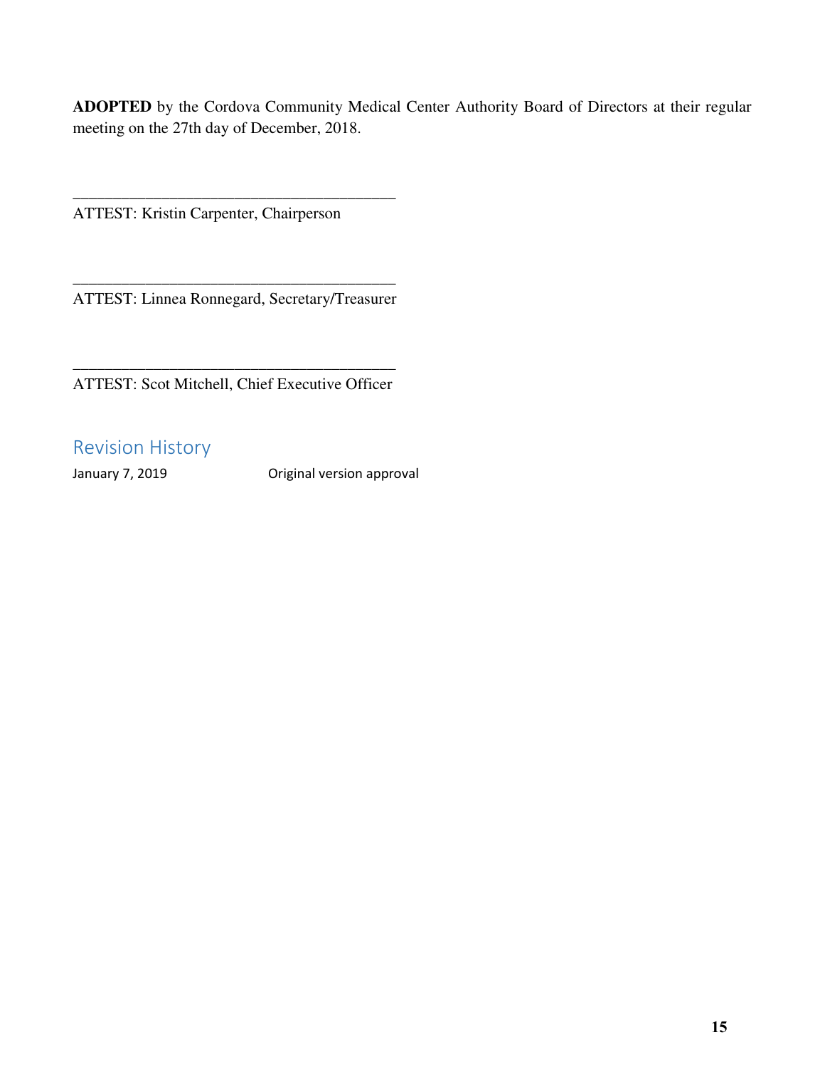**ADOPTED** by the Cordova Community Medical Center Authority Board of Directors at their regular meeting on the 27th day of December, 2018.

\_\_\_\_\_\_\_\_\_\_\_\_\_\_\_\_\_\_\_\_\_\_\_\_\_\_\_\_\_\_\_\_\_\_\_\_\_\_\_\_

ATTEST: Kristin Carpenter, Chairperson

\_\_\_\_\_\_\_\_\_\_\_\_\_\_\_\_\_\_\_\_\_\_\_\_\_\_\_\_\_\_\_\_\_\_\_\_\_\_\_\_

ATTEST: Linnea Ronnegard, Secretary/Treasurer

\_\_\_\_\_\_\_\_\_\_\_\_\_\_\_\_\_\_\_\_\_\_\_\_\_\_\_\_\_\_\_\_\_\_\_\_\_\_\_\_

ATTEST: Scot Mitchell, Chief Executive Officer

## Revision History

| | |
|---|---|
| January 7, 2019 | Original version approval |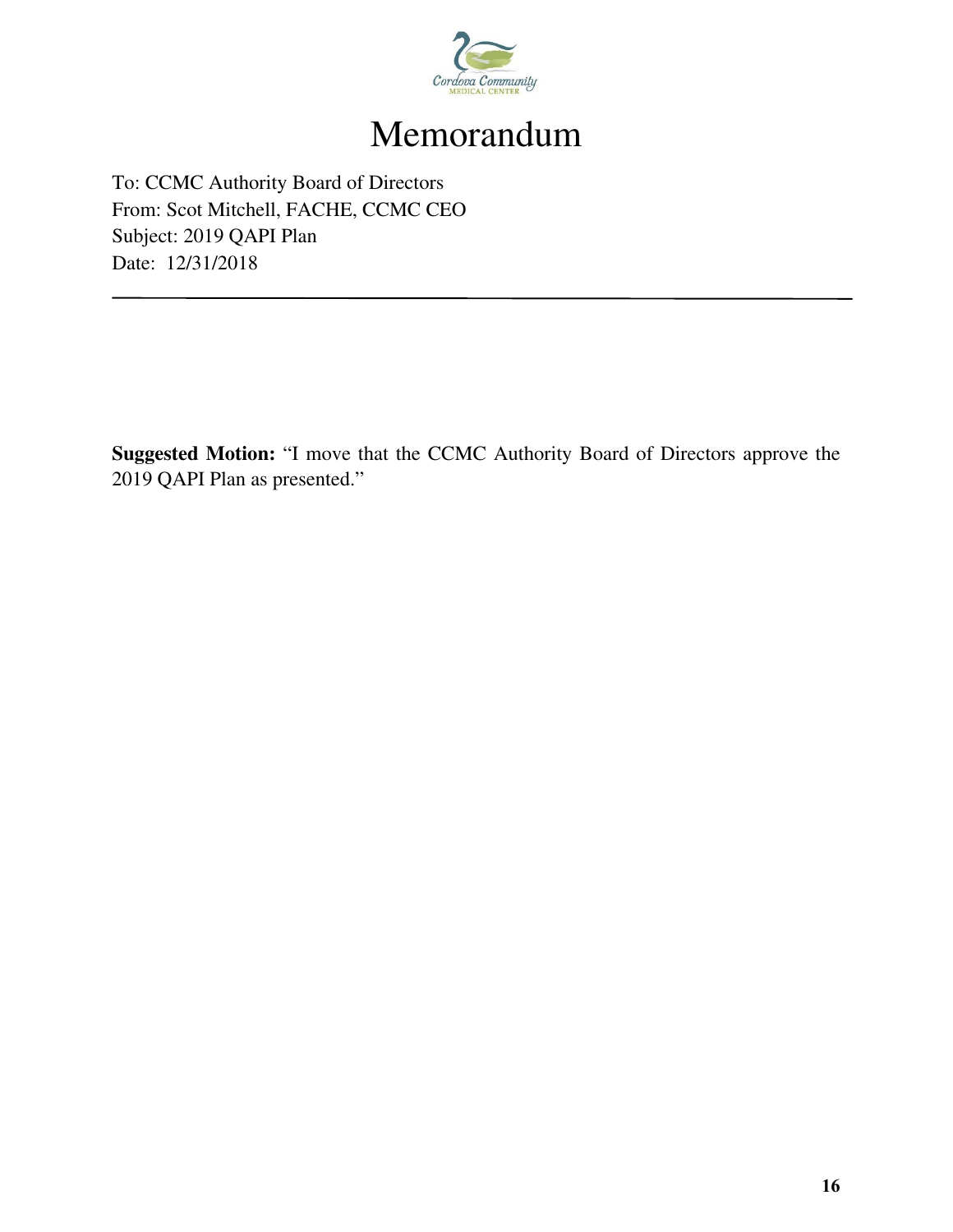# Memorandum

To: CCMC Authority Board of Directors
From: Scot Mitchell, FACHE, CCMC CEO
Subject: 2019 QAPI Plan
Date: 12/31/2018

---

**Suggested Motion:** "I move that the CCMC Authority Board of Directors approve the 2019 QAPI Plan as presented."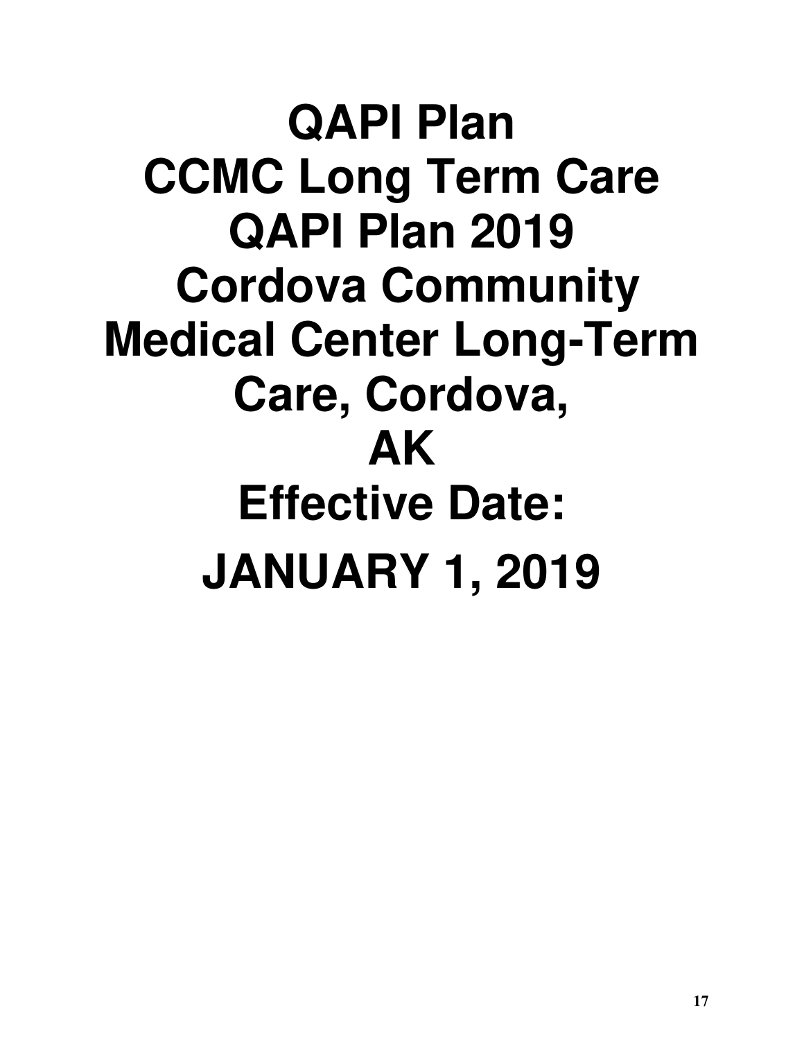# QAPI Plan
# CCMC Long Term Care
# QAPI Plan 2019
# Cordova Community Medical Center Long-Term Care, Cordova, AK
# Effective Date: JANUARY 1, 2019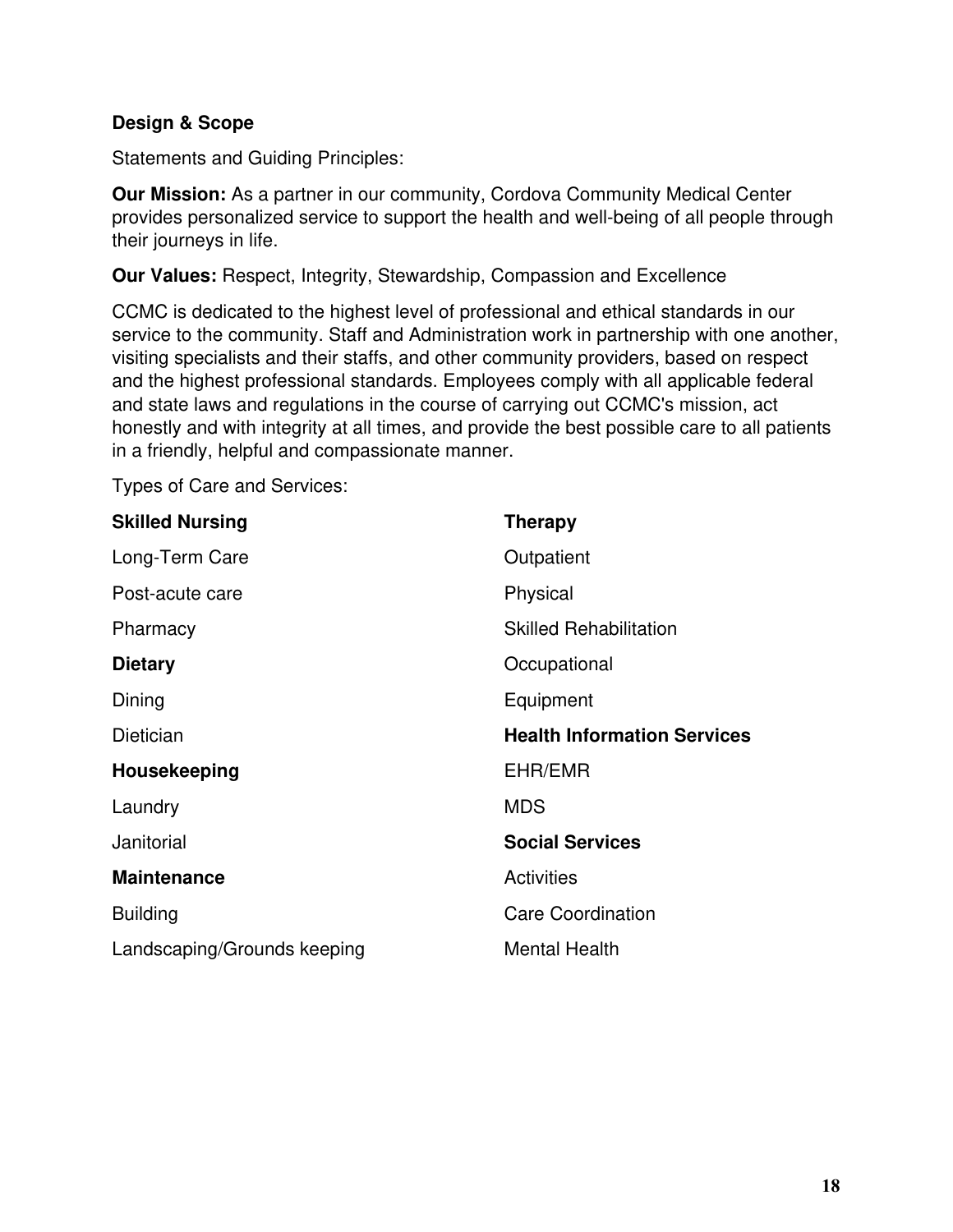**Design & Scope**

Statements and Guiding Principles:

**Our Mission:** As a partner in our community, Cordova Community Medical Center provides personalized service to support the health and well-being of all people through their journeys in life.

**Our Values:** Respect, Integrity, Stewardship, Compassion and Excellence

CCMC is dedicated to the highest level of professional and ethical standards in our service to the community. Staff and Administration work in partnership with one another, visiting specialists and their staffs, and other community providers, based on respect and the highest professional standards. Employees comply with all applicable federal and state laws and regulations in the course of carrying out CCMC's mission, act honestly and with integrity at all times, and provide the best possible care to all patients in a friendly, helpful and compassionate manner.

Types of Care and Services:

**Skilled Nursing**

Long-Term Care

Post-acute care

Pharmacy

**Dietary**

Dining

Dietician

**Housekeeping**

Laundry

Janitorial

**Maintenance**

Building

Landscaping/Grounds keeping

**Therapy**

Outpatient

Physical

Skilled Rehabilitation

Occupational

Equipment

**Health Information Services**

EHR/EMR

MDS

**Social Services**

Activities

Care Coordination

Mental Health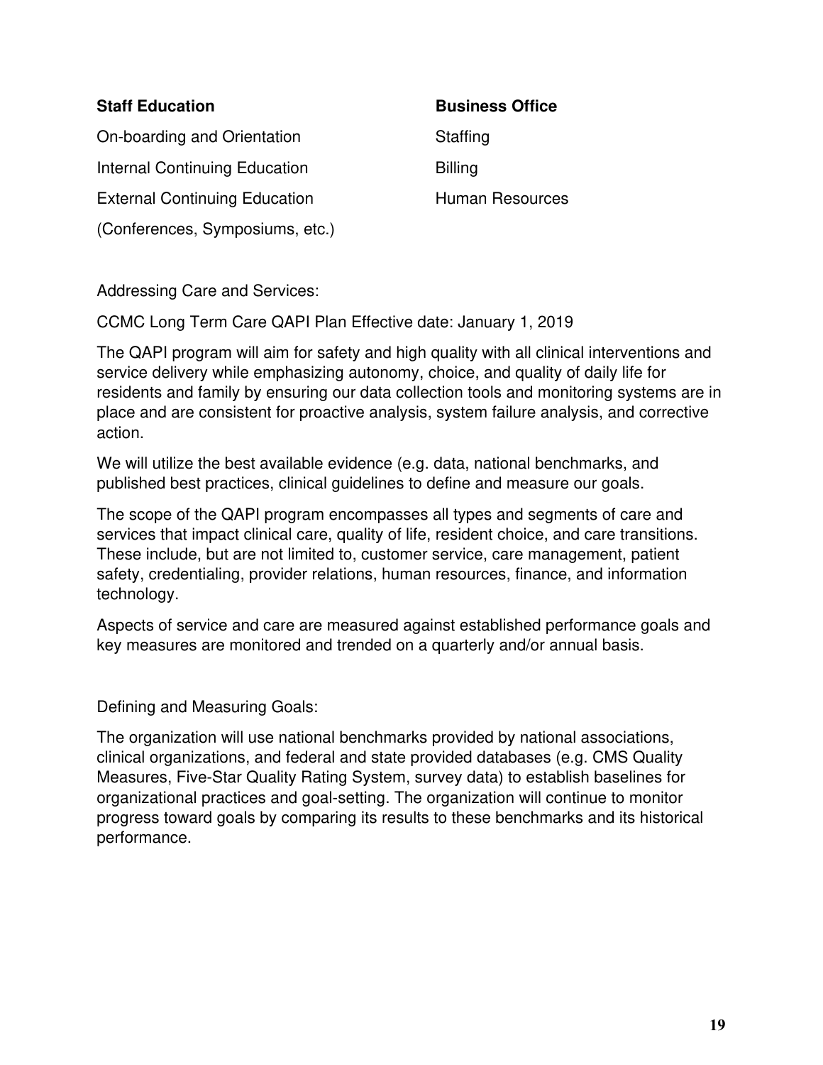**Staff Education**

On-boarding and Orientation

Internal Continuing Education

External Continuing Education

(Conferences, Symposiums, etc.)

**Business Office**

Staffing

Billing

Human Resources

Addressing Care and Services:

CCMC Long Term Care QAPI Plan Effective date: January 1, 2019

The QAPI program will aim for safety and high quality with all clinical interventions and service delivery while emphasizing autonomy, choice, and quality of daily life for residents and family by ensuring our data collection tools and monitoring systems are in place and are consistent for proactive analysis, system failure analysis, and corrective action.

We will utilize the best available evidence (e.g. data, national benchmarks, and published best practices, clinical guidelines to define and measure our goals.

The scope of the QAPI program encompasses all types and segments of care and services that impact clinical care, quality of life, resident choice, and care transitions. These include, but are not limited to, customer service, care management, patient safety, credentialing, provider relations, human resources, finance, and information technology.

Aspects of service and care are measured against established performance goals and key measures are monitored and trended on a quarterly and/or annual basis.

Defining and Measuring Goals:

The organization will use national benchmarks provided by national associations, clinical organizations, and federal and state provided databases (e.g. CMS Quality Measures, Five-Star Quality Rating System, survey data) to establish baselines for organizational practices and goal-setting. The organization will continue to monitor progress toward goals by comparing its results to these benchmarks and its historical performance.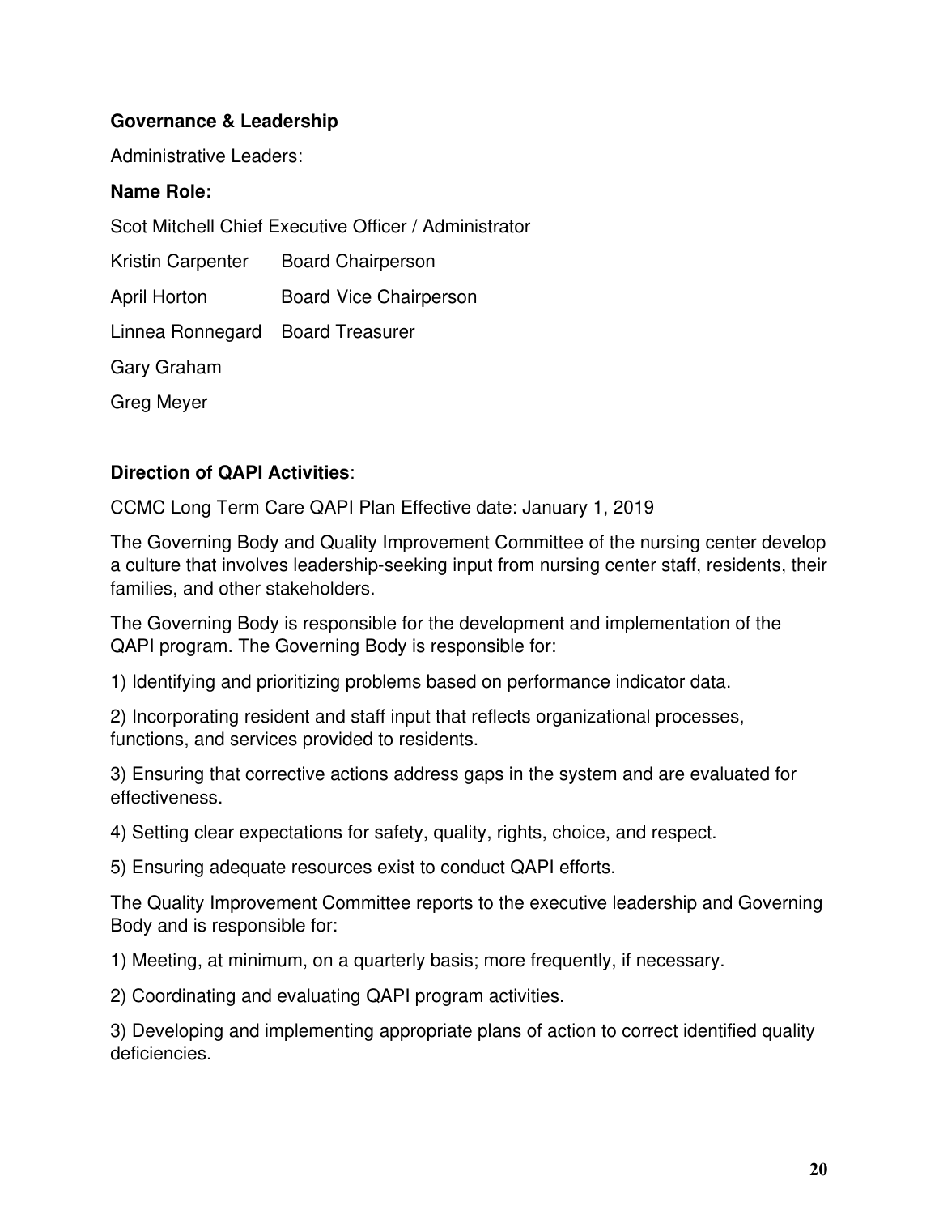**Governance & Leadership**

Administrative Leaders:

**Name Role:**

Scot Mitchell Chief Executive Officer / Administrator

| Name | Role |
|---|---|
| Kristin Carpenter | Board Chairperson |
| April Horton | Board Vice Chairperson |
| Linnea Ronnegard | Board Treasurer |
| Gary Graham | |
| Greg Meyer | |

**Direction of QAPI Activities**:

CCMC Long Term Care QAPI Plan Effective date: January 1, 2019

The Governing Body and Quality Improvement Committee of the nursing center develop a culture that involves leadership-seeking input from nursing center staff, residents, their families, and other stakeholders.

The Governing Body is responsible for the development and implementation of the QAPI program. The Governing Body is responsible for:

1) Identifying and prioritizing problems based on performance indicator data.

2) Incorporating resident and staff input that reflects organizational processes, functions, and services provided to residents.

3) Ensuring that corrective actions address gaps in the system and are evaluated for effectiveness.

4) Setting clear expectations for safety, quality, rights, choice, and respect.

5) Ensuring adequate resources exist to conduct QAPI efforts.

The Quality Improvement Committee reports to the executive leadership and Governing Body and is responsible for:

1) Meeting, at minimum, on a quarterly basis; more frequently, if necessary.

2) Coordinating and evaluating QAPI program activities.

3) Developing and implementing appropriate plans of action to correct identified quality deficiencies.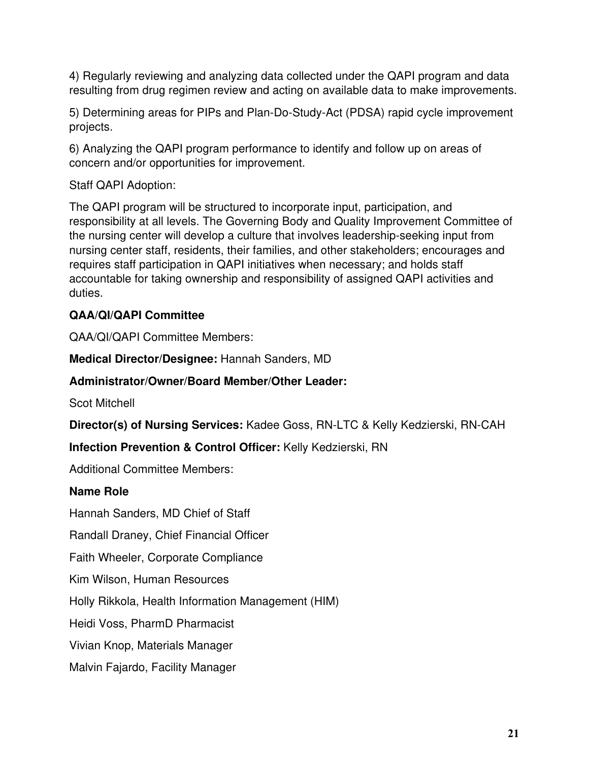4) Regularly reviewing and analyzing data collected under the QAPI program and data resulting from drug regimen review and acting on available data to make improvements.

5) Determining areas for PIPs and Plan-Do-Study-Act (PDSA) rapid cycle improvement projects.

6) Analyzing the QAPI program performance to identify and follow up on areas of concern and/or opportunities for improvement.

Staff QAPI Adoption:

The QAPI program will be structured to incorporate input, participation, and responsibility at all levels. The Governing Body and Quality Improvement Committee of the nursing center will develop a culture that involves leadership-seeking input from nursing center staff, residents, their families, and other stakeholders; encourages and requires staff participation in QAPI initiatives when necessary; and holds staff accountable for taking ownership and responsibility of assigned QAPI activities and duties.

**QAA/QI/QAPI Committee**

QAA/QI/QAPI Committee Members:

**Medical Director/Designee:** Hannah Sanders, MD

**Administrator/Owner/Board Member/Other Leader:**

Scot Mitchell

**Director(s) of Nursing Services:** Kadee Goss, RN-LTC & Kelly Kedzierski, RN-CAH

**Infection Prevention & Control Officer:** Kelly Kedzierski, RN

Additional Committee Members:

**Name Role**

Hannah Sanders, MD Chief of Staff

Randall Draney, Chief Financial Officer

Faith Wheeler, Corporate Compliance

Kim Wilson, Human Resources

Holly Rikkola, Health Information Management (HIM)

Heidi Voss, PharmD Pharmacist

Vivian Knop, Materials Manager

Malvin Fajardo, Facility Manager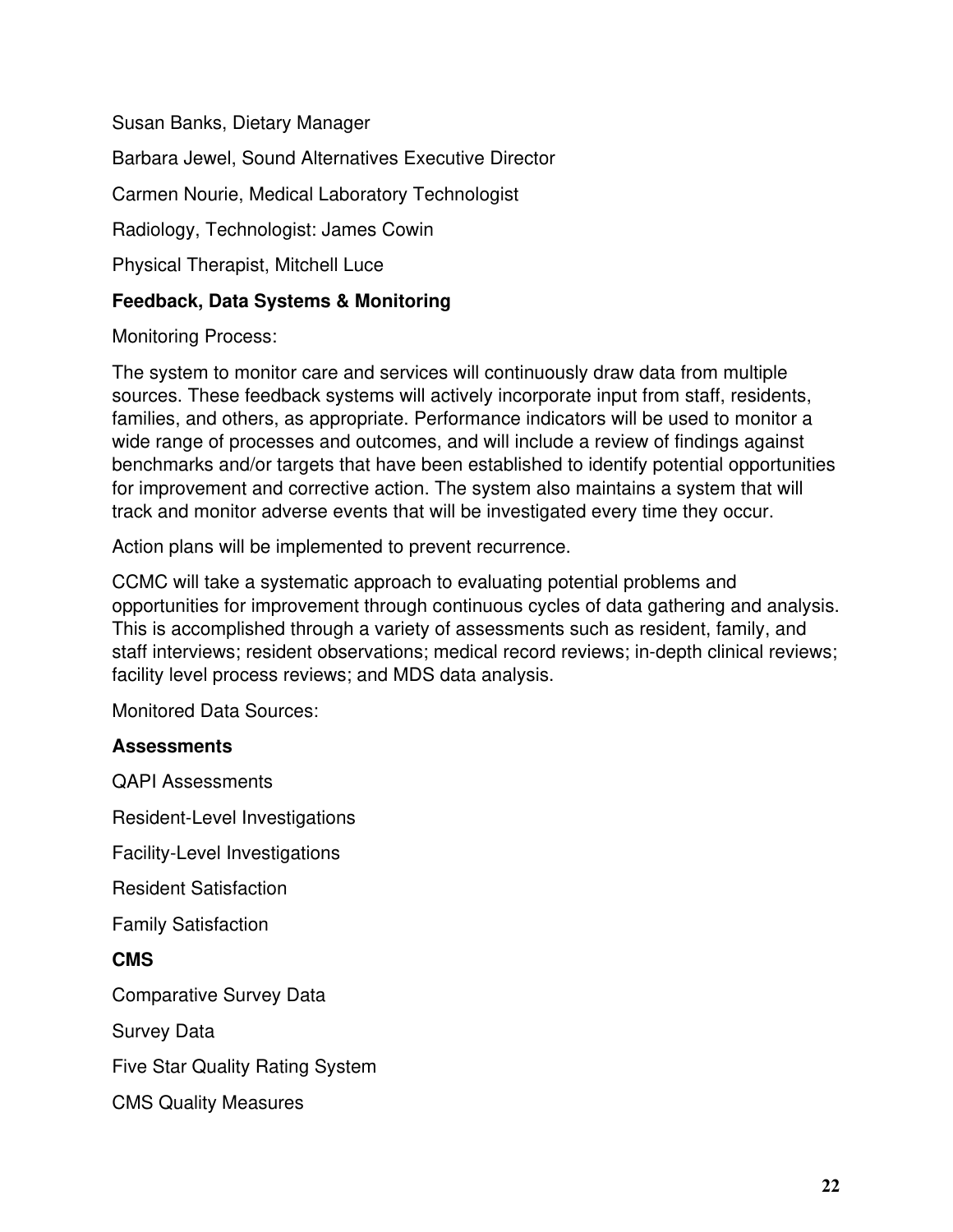Susan Banks, Dietary Manager

Barbara Jewel, Sound Alternatives Executive Director

Carmen Nourie, Medical Laboratory Technologist

Radiology, Technologist: James Cowin

Physical Therapist, Mitchell Luce

**Feedback, Data Systems & Monitoring**

Monitoring Process:

The system to monitor care and services will continuously draw data from multiple sources. These feedback systems will actively incorporate input from staff, residents, families, and others, as appropriate. Performance indicators will be used to monitor a wide range of processes and outcomes, and will include a review of findings against benchmarks and/or targets that have been established to identify potential opportunities for improvement and corrective action. The system also maintains a system that will track and monitor adverse events that will be investigated every time they occur.

Action plans will be implemented to prevent recurrence.

CCMC will take a systematic approach to evaluating potential problems and opportunities for improvement through continuous cycles of data gathering and analysis. This is accomplished through a variety of assessments such as resident, family, and staff interviews; resident observations; medical record reviews; in-depth clinical reviews; facility level process reviews; and MDS data analysis.

Monitored Data Sources:

**Assessments**

QAPI Assessments

Resident-Level Investigations

Facility-Level Investigations

Resident Satisfaction

Family Satisfaction

**CMS**

Comparative Survey Data

Survey Data

Five Star Quality Rating System

CMS Quality Measures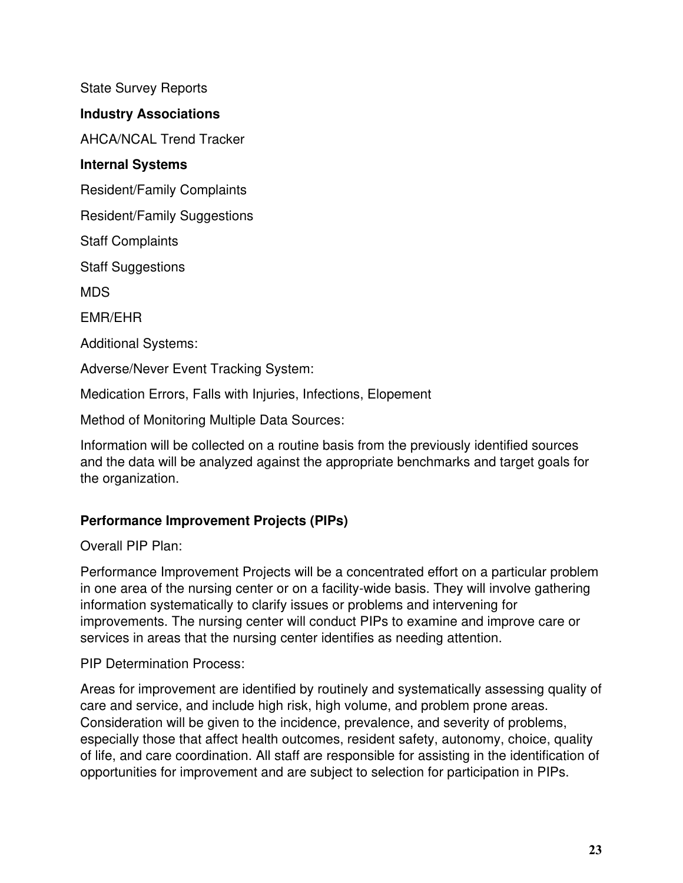State Survey Reports

**Industry Associations**

AHCA/NCAL Trend Tracker

**Internal Systems**

Resident/Family Complaints

Resident/Family Suggestions

Staff Complaints

Staff Suggestions

MDS

EMR/EHR

Additional Systems:

Adverse/Never Event Tracking System:

Medication Errors, Falls with Injuries, Infections, Elopement

Method of Monitoring Multiple Data Sources:

Information will be collected on a routine basis from the previously identified sources and the data will be analyzed against the appropriate benchmarks and target goals for the organization.

**Performance Improvement Projects (PIPs)**

Overall PIP Plan:

Performance Improvement Projects will be a concentrated effort on a particular problem in one area of the nursing center or on a facility-wide basis. They will involve gathering information systematically to clarify issues or problems and intervening for improvements. The nursing center will conduct PIPs to examine and improve care or services in areas that the nursing center identifies as needing attention.

PIP Determination Process:

Areas for improvement are identified by routinely and systematically assessing quality of care and service, and include high risk, high volume, and problem prone areas. Consideration will be given to the incidence, prevalence, and severity of problems, especially those that affect health outcomes, resident safety, autonomy, choice, quality of life, and care coordination. All staff are responsible for assisting in the identification of opportunities for improvement and are subject to selection for participation in PIPs.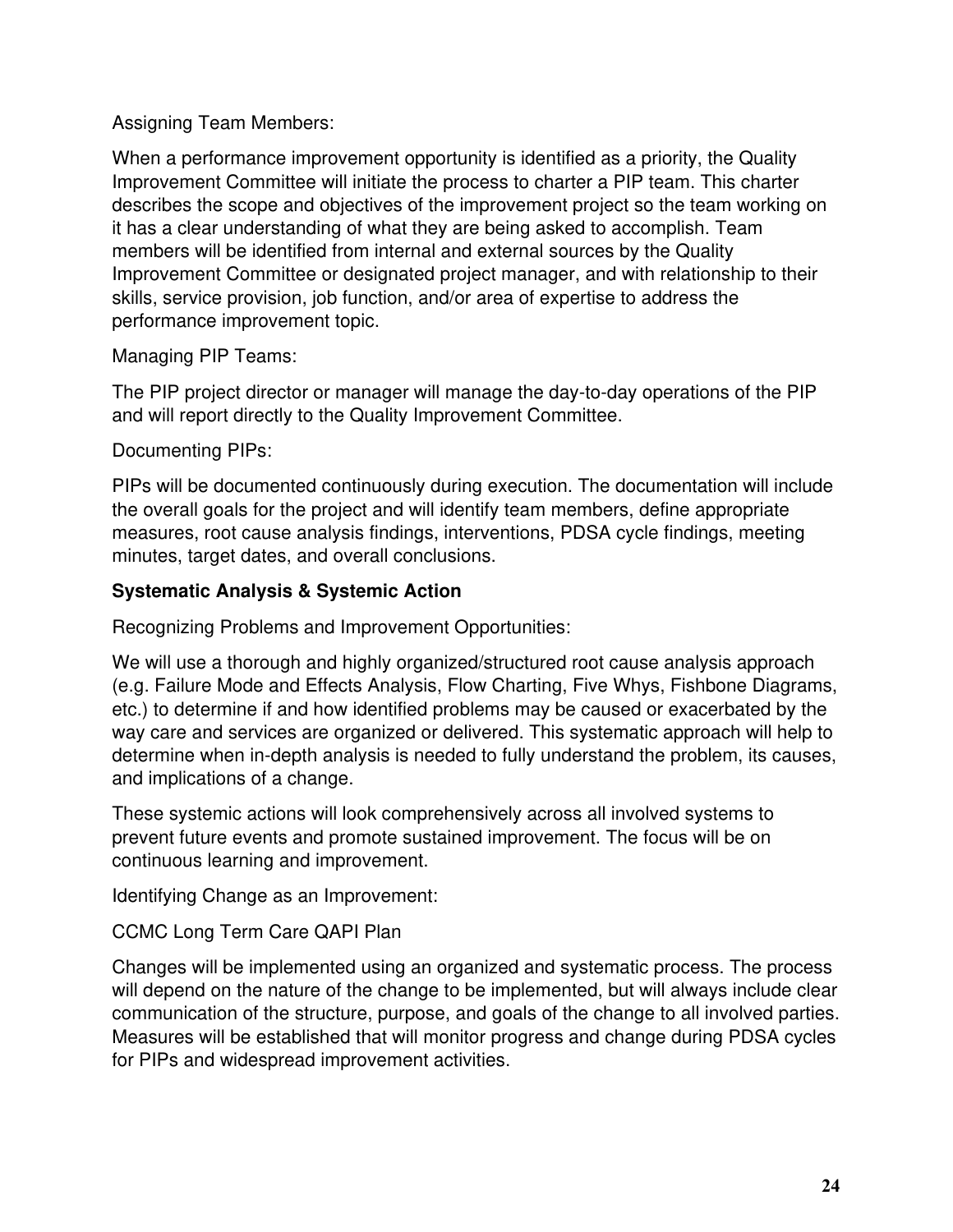Assigning Team Members:

When a performance improvement opportunity is identified as a priority, the Quality Improvement Committee will initiate the process to charter a PIP team. This charter describes the scope and objectives of the improvement project so the team working on it has a clear understanding of what they are being asked to accomplish. Team members will be identified from internal and external sources by the Quality Improvement Committee or designated project manager, and with relationship to their skills, service provision, job function, and/or area of expertise to address the performance improvement topic.

Managing PIP Teams:

The PIP project director or manager will manage the day-to-day operations of the PIP and will report directly to the Quality Improvement Committee.

Documenting PIPs:

PIPs will be documented continuously during execution. The documentation will include the overall goals for the project and will identify team members, define appropriate measures, root cause analysis findings, interventions, PDSA cycle findings, meeting minutes, target dates, and overall conclusions.

**Systematic Analysis & Systemic Action**

Recognizing Problems and Improvement Opportunities:

We will use a thorough and highly organized/structured root cause analysis approach (e.g. Failure Mode and Effects Analysis, Flow Charting, Five Whys, Fishbone Diagrams, etc.) to determine if and how identified problems may be caused or exacerbated by the way care and services are organized or delivered. This systematic approach will help to determine when in-depth analysis is needed to fully understand the problem, its causes, and implications of a change.

These systemic actions will look comprehensively across all involved systems to prevent future events and promote sustained improvement. The focus will be on continuous learning and improvement.

Identifying Change as an Improvement:

CCMC Long Term Care QAPI Plan

Changes will be implemented using an organized and systematic process. The process will depend on the nature of the change to be implemented, but will always include clear communication of the structure, purpose, and goals of the change to all involved parties. Measures will be established that will monitor progress and change during PDSA cycles for PIPs and widespread improvement activities.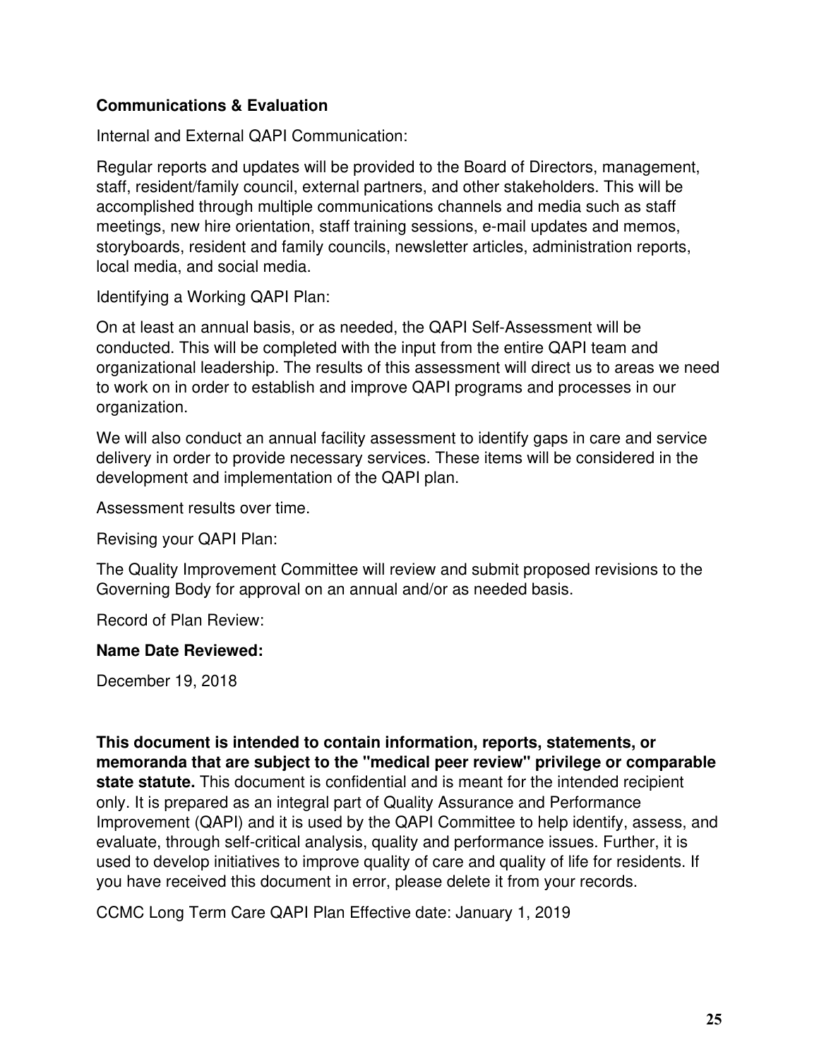**Communications & Evaluation**

Internal and External QAPI Communication:

Regular reports and updates will be provided to the Board of Directors, management, staff, resident/family council, external partners, and other stakeholders. This will be accomplished through multiple communications channels and media such as staff meetings, new hire orientation, staff training sessions, e-mail updates and memos, storyboards, resident and family councils, newsletter articles, administration reports, local media, and social media.

Identifying a Working QAPI Plan:

On at least an annual basis, or as needed, the QAPI Self-Assessment will be conducted. This will be completed with the input from the entire QAPI team and organizational leadership. The results of this assessment will direct us to areas we need to work on in order to establish and improve QAPI programs and processes in our organization.

We will also conduct an annual facility assessment to identify gaps in care and service delivery in order to provide necessary services. These items will be considered in the development and implementation of the QAPI plan.

Assessment results over time.

Revising your QAPI Plan:

The Quality Improvement Committee will review and submit proposed revisions to the Governing Body for approval on an annual and/or as needed basis.

Record of Plan Review:

**Name Date Reviewed:**

December 19, 2018

**This document is intended to contain information, reports, statements, or memoranda that are subject to the "medical peer review" privilege or comparable state statute.** This document is confidential and is meant for the intended recipient only. It is prepared as an integral part of Quality Assurance and Performance Improvement (QAPI) and it is used by the QAPI Committee to help identify, assess, and evaluate, through self-critical analysis, quality and performance issues. Further, it is used to develop initiatives to improve quality of care and quality of life for residents. If you have received this document in error, please delete it from your records.

CCMC Long Term Care QAPI Plan Effective date: January 1, 2019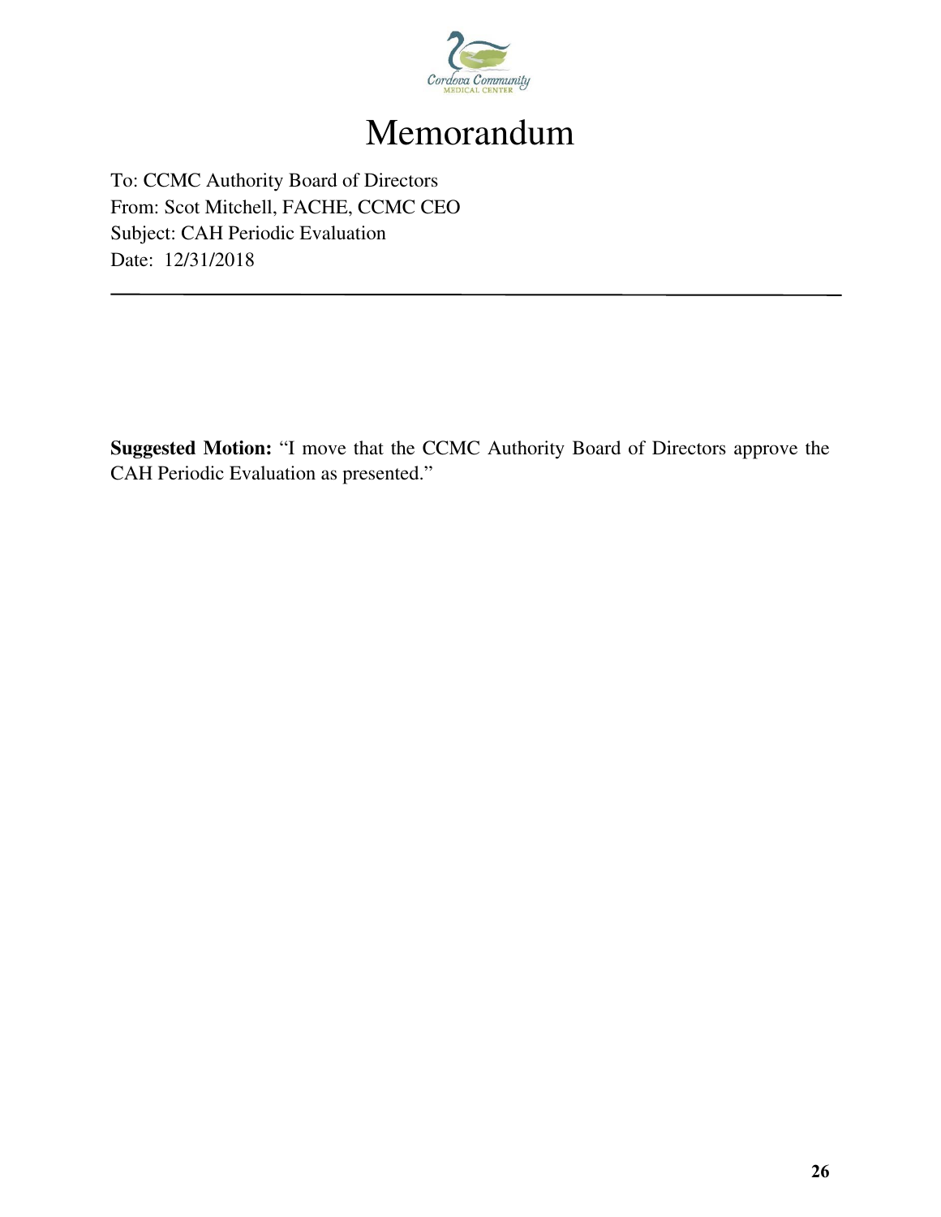# Memorandum

To: CCMC Authority Board of Directors
From: Scot Mitchell, FACHE, CCMC CEO
Subject: CAH Periodic Evaluation
Date: 12/31/2018

---

**Suggested Motion:** "I move that the CCMC Authority Board of Directors approve the CAH Periodic Evaluation as presented."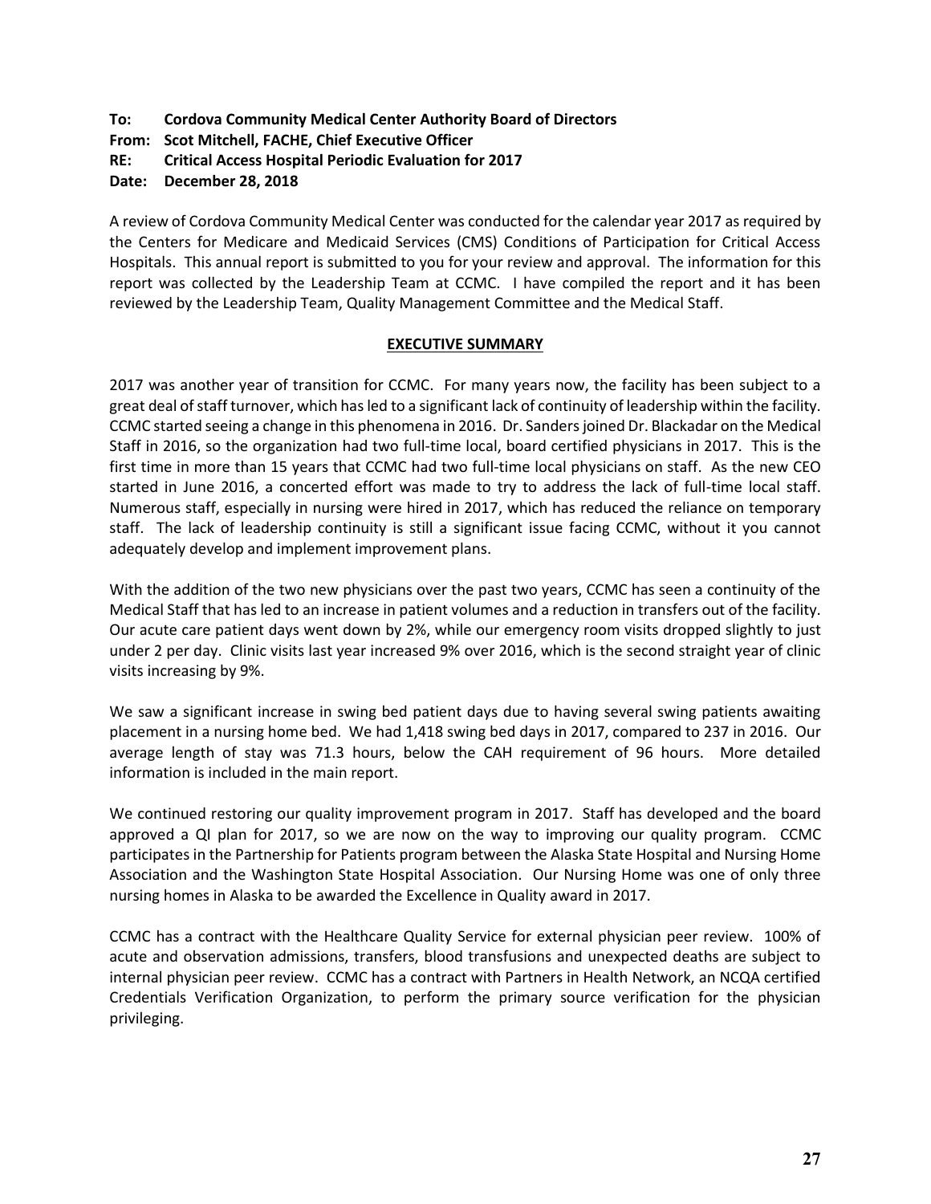**To: Cordova Community Medical Center Authority Board of Directors**
**From: Scot Mitchell, FACHE, Chief Executive Officer**
**RE: Critical Access Hospital Periodic Evaluation for 2017**
**Date: December 28, 2018**

A review of Cordova Community Medical Center was conducted for the calendar year 2017 as required by the Centers for Medicare and Medicaid Services (CMS) Conditions of Participation for Critical Access Hospitals. This annual report is submitted to you for your review and approval. The information for this report was collected by the Leadership Team at CCMC. I have compiled the report and it has been reviewed by the Leadership Team, Quality Management Committee and the Medical Staff.

## EXECUTIVE SUMMARY

2017 was another year of transition for CCMC. For many years now, the facility has been subject to a great deal of staff turnover, which has led to a significant lack of continuity of leadership within the facility. CCMC started seeing a change in this phenomena in 2016. Dr. Sanders joined Dr. Blackadar on the Medical Staff in 2016, so the organization had two full-time local, board certified physicians in 2017. This is the first time in more than 15 years that CCMC had two full-time local physicians on staff. As the new CEO started in June 2016, a concerted effort was made to try to address the lack of full-time local staff. Numerous staff, especially in nursing were hired in 2017, which has reduced the reliance on temporary staff. The lack of leadership continuity is still a significant issue facing CCMC, without it you cannot adequately develop and implement improvement plans.

With the addition of the two new physicians over the past two years, CCMC has seen a continuity of the Medical Staff that has led to an increase in patient volumes and a reduction in transfers out of the facility. Our acute care patient days went down by 2%, while our emergency room visits dropped slightly to just under 2 per day. Clinic visits last year increased 9% over 2016, which is the second straight year of clinic visits increasing by 9%.

We saw a significant increase in swing bed patient days due to having several swing patients awaiting placement in a nursing home bed. We had 1,418 swing bed days in 2017, compared to 237 in 2016. Our average length of stay was 71.3 hours, below the CAH requirement of 96 hours. More detailed information is included in the main report.

We continued restoring our quality improvement program in 2017. Staff has developed and the board approved a QI plan for 2017, so we are now on the way to improving our quality program. CCMC participates in the Partnership for Patients program between the Alaska State Hospital and Nursing Home Association and the Washington State Hospital Association. Our Nursing Home was one of only three nursing homes in Alaska to be awarded the Excellence in Quality award in 2017.

CCMC has a contract with the Healthcare Quality Service for external physician peer review. 100% of acute and observation admissions, transfers, blood transfusions and unexpected deaths are subject to internal physician peer review. CCMC has a contract with Partners in Health Network, an NCQA certified Credentials Verification Organization, to perform the primary source verification for the physician privileging.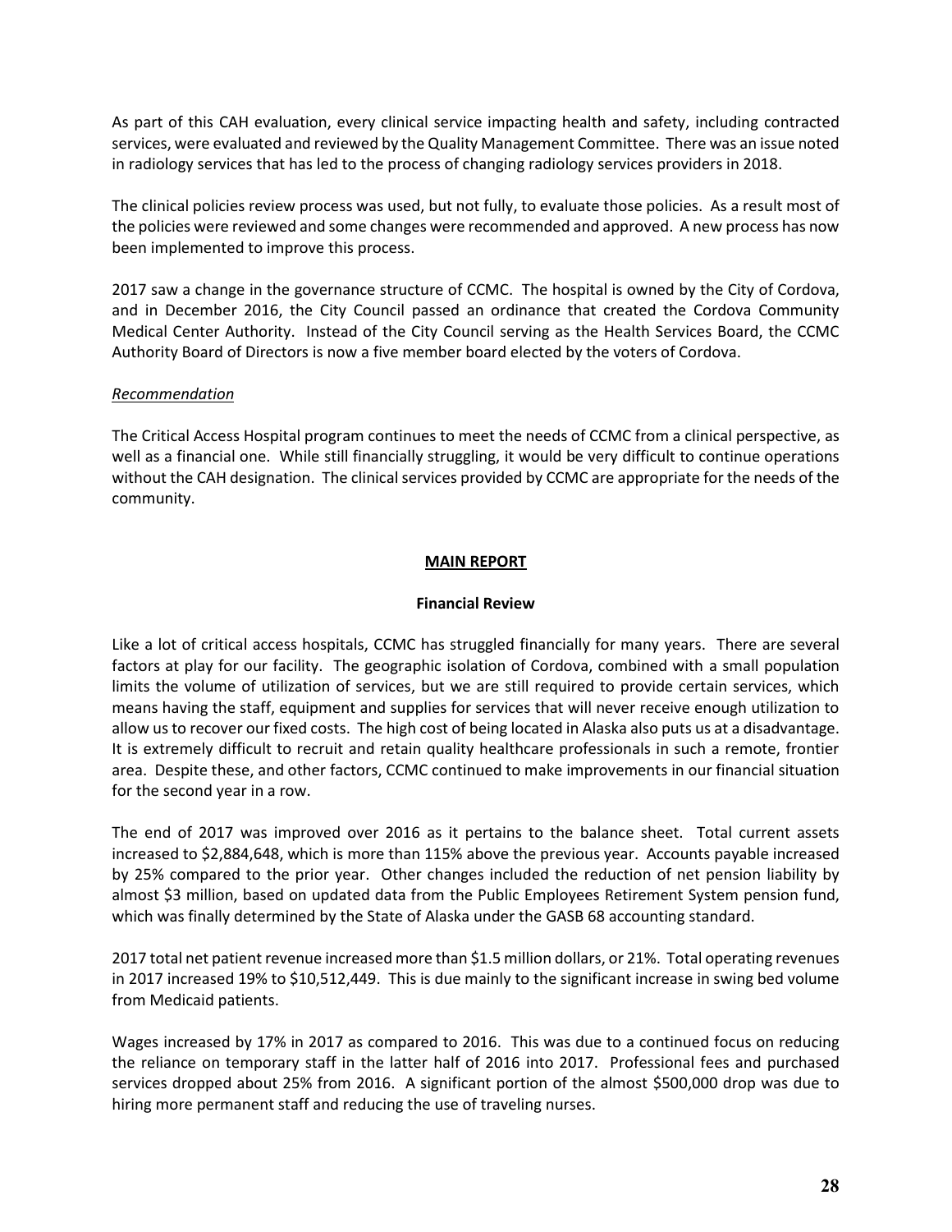As part of this CAH evaluation, every clinical service impacting health and safety, including contracted services, were evaluated and reviewed by the Quality Management Committee. There was an issue noted in radiology services that has led to the process of changing radiology services providers in 2018.

The clinical policies review process was used, but not fully, to evaluate those policies. As a result most of the policies were reviewed and some changes were recommended and approved. A new process has now been implemented to improve this process.

2017 saw a change in the governance structure of CCMC. The hospital is owned by the City of Cordova, and in December 2016, the City Council passed an ordinance that created the Cordova Community Medical Center Authority. Instead of the City Council serving as the Health Services Board, the CCMC Authority Board of Directors is now a five member board elected by the voters of Cordova.

*Recommendation*

The Critical Access Hospital program continues to meet the needs of CCMC from a clinical perspective, as well as a financial one. While still financially struggling, it would be very difficult to continue operations without the CAH designation. The clinical services provided by CCMC are appropriate for the needs of the community.

## MAIN REPORT

### Financial Review

Like a lot of critical access hospitals, CCMC has struggled financially for many years. There are several factors at play for our facility. The geographic isolation of Cordova, combined with a small population limits the volume of utilization of services, but we are still required to provide certain services, which means having the staff, equipment and supplies for services that will never receive enough utilization to allow us to recover our fixed costs. The high cost of being located in Alaska also puts us at a disadvantage. It is extremely difficult to recruit and retain quality healthcare professionals in such a remote, frontier area. Despite these, and other factors, CCMC continued to make improvements in our financial situation for the second year in a row.

The end of 2017 was improved over 2016 as it pertains to the balance sheet. Total current assets increased to $2,884,648, which is more than 115% above the previous year. Accounts payable increased by 25% compared to the prior year. Other changes included the reduction of net pension liability by almost $3 million, based on updated data from the Public Employees Retirement System pension fund, which was finally determined by the State of Alaska under the GASB 68 accounting standard.

2017 total net patient revenue increased more than $1.5 million dollars, or 21%. Total operating revenues in 2017 increased 19% to $10,512,449. This is due mainly to the significant increase in swing bed volume from Medicaid patients.

Wages increased by 17% in 2017 as compared to 2016. This was due to a continued focus on reducing the reliance on temporary staff in the latter half of 2016 into 2017. Professional fees and purchased services dropped about 25% from 2016. A significant portion of the almost $500,000 drop was due to hiring more permanent staff and reducing the use of traveling nurses.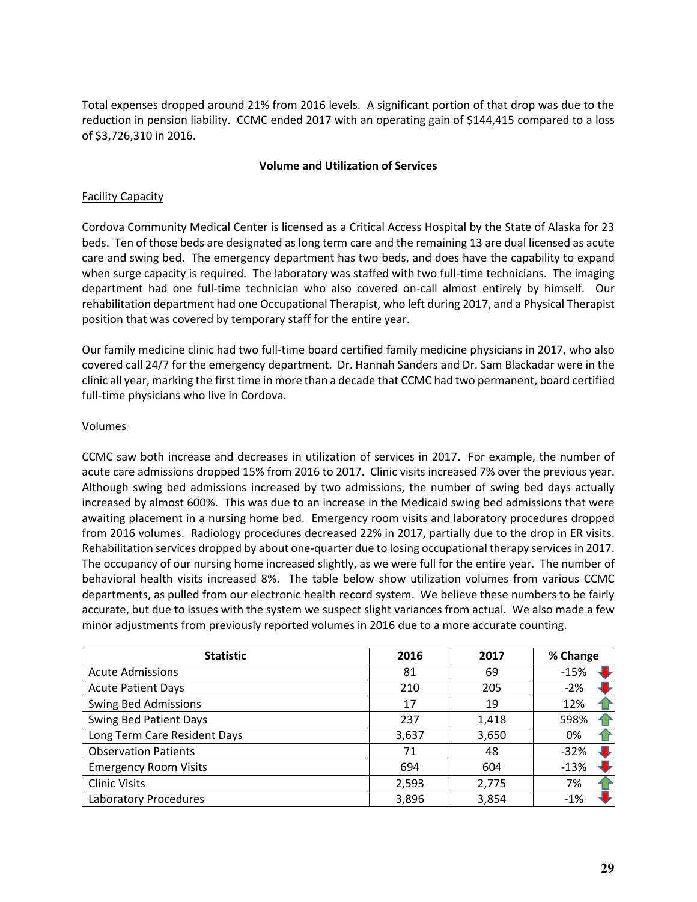Total expenses dropped around 21% from 2016 levels. A significant portion of that drop was due to the reduction in pension liability. CCMC ended 2017 with an operating gain of $144,415 compared to a loss of $3,726,310 in 2016.

**Volume and Utilization of Services**

Facility Capacity

Cordova Community Medical Center is licensed as a Critical Access Hospital by the State of Alaska for 23 beds. Ten of those beds are designated as long term care and the remaining 13 are dual licensed as acute care and swing bed. The emergency department has two beds, and does have the capability to expand when surge capacity is required. The laboratory was staffed with two full-time technicians. The imaging department had one full-time technician who also covered on-call almost entirely by himself. Our rehabilitation department had one Occupational Therapist, who left during 2017, and a Physical Therapist position that was covered by temporary staff for the entire year.

Our family medicine clinic had two full-time board certified family medicine physicians in 2017, who also covered call 24/7 for the emergency department. Dr. Hannah Sanders and Dr. Sam Blackadar were in the clinic all year, marking the first time in more than a decade that CCMC had two permanent, board certified full-time physicians who live in Cordova.

Volumes

CCMC saw both increase and decreases in utilization of services in 2017. For example, the number of acute care admissions dropped 15% from 2016 to 2017. Clinic visits increased 7% over the previous year. Although swing bed admissions increased by two admissions, the number of swing bed days actually increased by almost 600%. This was due to an increase in the Medicaid swing bed admissions that were awaiting placement in a nursing home bed. Emergency room visits and laboratory procedures dropped from 2016 volumes. Radiology procedures decreased 22% in 2017, partially due to the drop in ER visits. Rehabilitation services dropped by about one-quarter due to losing occupational therapy services in 2017. The occupancy of our nursing home increased slightly, as we were full for the entire year. The number of behavioral health visits increased 8%. The table below show utilization volumes from various CCMC departments, as pulled from our electronic health record system. We believe these numbers to be fairly accurate, but due to issues with the system we suspect slight variances from actual. We also made a few minor adjustments from previously reported volumes in 2016 due to a more accurate counting.

| Statistic | 2016 | 2017 | % Change |
|---|---|---|---|
| Acute Admissions | 81 | 69 | -15% ↓ |
| Acute Patient Days | 210 | 205 | -2% ↓ |
| Swing Bed Admissions | 17 | 19 | 12% ↑ |
| Swing Bed Patient Days | 237 | 1,418 | 598% ↑ |
| Long Term Care Resident Days | 3,637 | 3,650 | 0% ↑ |
| Observation Patients | 71 | 48 | -32% ↓ |
| Emergency Room Visits | 694 | 604 | -13% ↓ |
| Clinic Visits | 2,593 | 2,775 | 7% ↑ |
| Laboratory Procedures | 3,896 | 3,854 | -1% ↓ |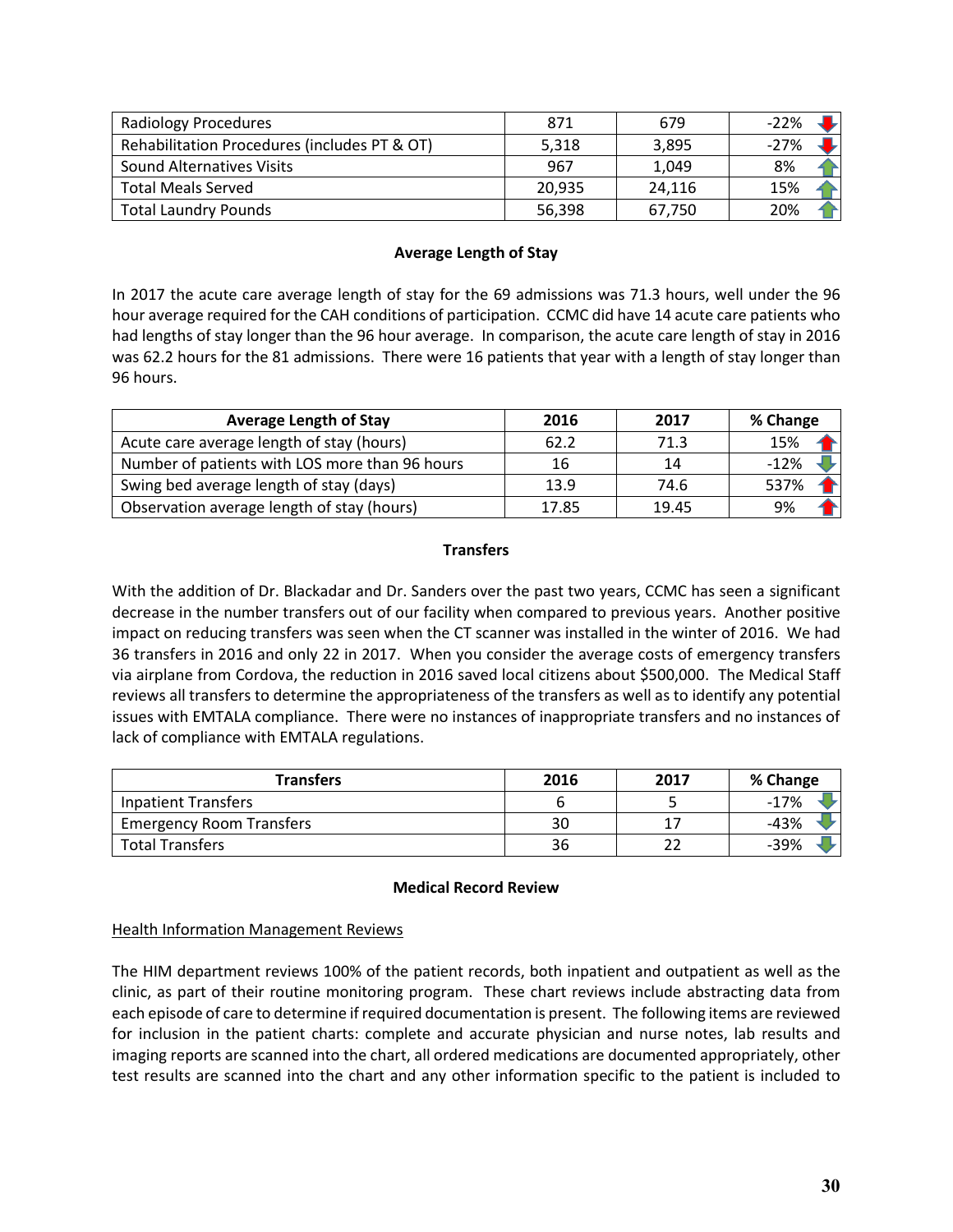| Radiology Procedures | 871 | 679 | -22% |
|---|---|---|---|
| Rehabilitation Procedures (includes PT & OT) | 5,318 | 3,895 | -27% |
| Sound Alternatives Visits | 967 | 1,049 | 8% |
| Total Meals Served | 20,935 | 24,116 | 15% |
| Total Laundry Pounds | 56,398 | 67,750 | 20% |

**Average Length of Stay**

In 2017 the acute care average length of stay for the 69 admissions was 71.3 hours, well under the 96 hour average required for the CAH conditions of participation. CCMC did have 14 acute care patients who had lengths of stay longer than the 96 hour average. In comparison, the acute care length of stay in 2016 was 62.2 hours for the 81 admissions. There were 16 patients that year with a length of stay longer than 96 hours.

| Average Length of Stay | 2016 | 2017 | % Change |
|---|---|---|---|
| Acute care average length of stay (hours) | 62.2 | 71.3 | 15% |
| Number of patients with LOS more than 96 hours | 16 | 14 | -12% |
| Swing bed average length of stay (days) | 13.9 | 74.6 | 537% |
| Observation average length of stay (hours) | 17.85 | 19.45 | 9% |

**Transfers**

With the addition of Dr. Blackadar and Dr. Sanders over the past two years, CCMC has seen a significant decrease in the number transfers out of our facility when compared to previous years. Another positive impact on reducing transfers was seen when the CT scanner was installed in the winter of 2016. We had 36 transfers in 2016 and only 22 in 2017. When you consider the average costs of emergency transfers via airplane from Cordova, the reduction in 2016 saved local citizens about $500,000. The Medical Staff reviews all transfers to determine the appropriateness of the transfers as well as to identify any potential issues with EMTALA compliance. There were no instances of inappropriate transfers and no instances of lack of compliance with EMTALA regulations.

| Transfers | 2016 | 2017 | % Change |
|---|---|---|---|
| Inpatient Transfers | 6 | 5 | -17% |
| Emergency Room Transfers | 30 | 17 | -43% |
| Total Transfers | 36 | 22 | -39% |

**Medical Record Review**

Health Information Management Reviews

The HIM department reviews 100% of the patient records, both inpatient and outpatient as well as the clinic, as part of their routine monitoring program. These chart reviews include abstracting data from each episode of care to determine if required documentation is present. The following items are reviewed for inclusion in the patient charts: complete and accurate physician and nurse notes, lab results and imaging reports are scanned into the chart, all ordered medications are documented appropriately, other test results are scanned into the chart and any other information specific to the patient is included to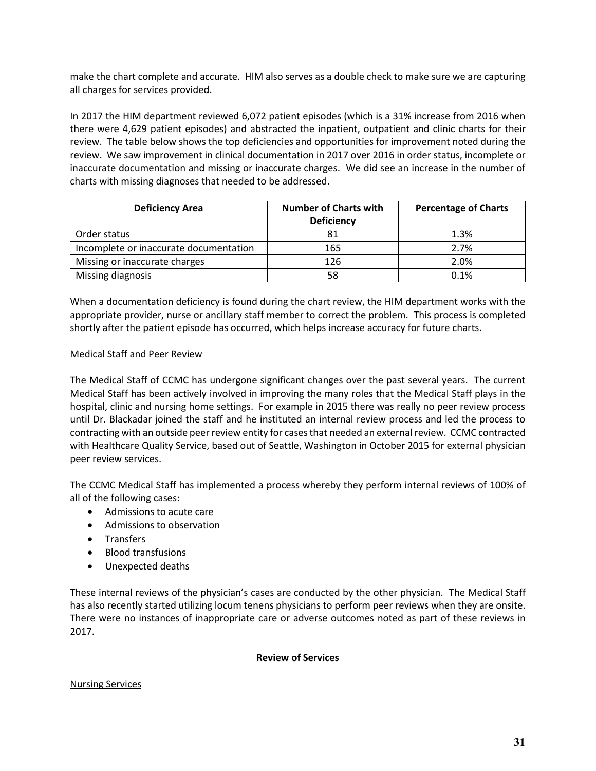make the chart complete and accurate. HIM also serves as a double check to make sure we are capturing all charges for services provided.

In 2017 the HIM department reviewed 6,072 patient episodes (which is a 31% increase from 2016 when there were 4,629 patient episodes) and abstracted the inpatient, outpatient and clinic charts for their review. The table below shows the top deficiencies and opportunities for improvement noted during the review. We saw improvement in clinical documentation in 2017 over 2016 in order status, incomplete or inaccurate documentation and missing or inaccurate charges. We did see an increase in the number of charts with missing diagnoses that needed to be addressed.

| Deficiency Area | Number of Charts with Deficiency | Percentage of Charts |
|---|---|---|
| Order status | 81 | 1.3% |
| Incomplete or inaccurate documentation | 165 | 2.7% |
| Missing or inaccurate charges | 126 | 2.0% |
| Missing diagnosis | 58 | 0.1% |

When a documentation deficiency is found during the chart review, the HIM department works with the appropriate provider, nurse or ancillary staff member to correct the problem. This process is completed shortly after the patient episode has occurred, which helps increase accuracy for future charts.

Medical Staff and Peer Review

The Medical Staff of CCMC has undergone significant changes over the past several years. The current Medical Staff has been actively involved in improving the many roles that the Medical Staff plays in the hospital, clinic and nursing home settings. For example in 2015 there was really no peer review process until Dr. Blackadar joined the staff and he instituted an internal review process and led the process to contracting with an outside peer review entity for cases that needed an external review. CCMC contracted with Healthcare Quality Service, based out of Seattle, Washington in October 2015 for external physician peer review services.

The CCMC Medical Staff has implemented a process whereby they perform internal reviews of 100% of all of the following cases:

- Admissions to acute care
- Admissions to observation
- Transfers
- Blood transfusions
- Unexpected deaths

These internal reviews of the physician's cases are conducted by the other physician. The Medical Staff has also recently started utilizing locum tenens physicians to perform peer reviews when they are onsite. There were no instances of inappropriate care or adverse outcomes noted as part of these reviews in 2017.

**Review of Services**

Nursing Services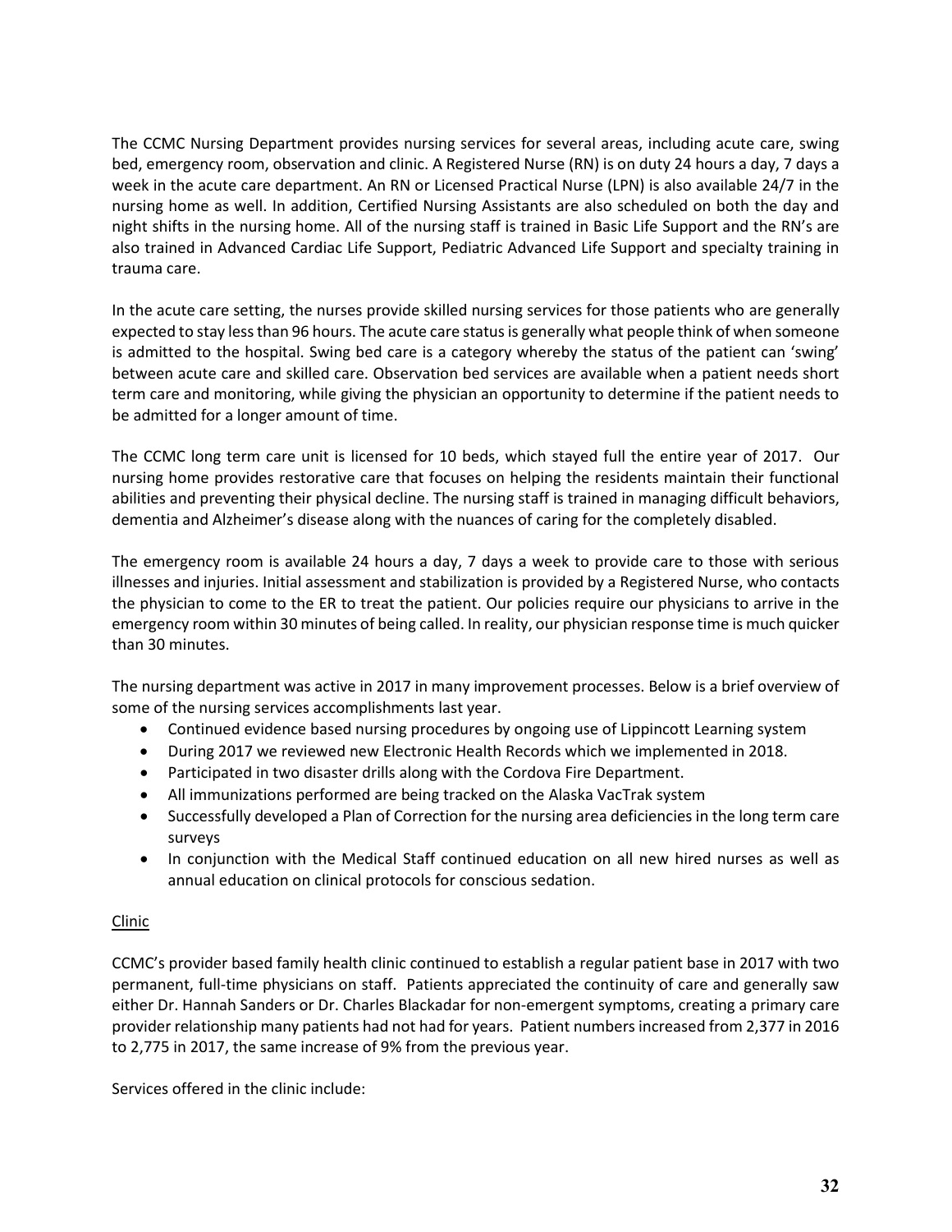The CCMC Nursing Department provides nursing services for several areas, including acute care, swing bed, emergency room, observation and clinic. A Registered Nurse (RN) is on duty 24 hours a day, 7 days a week in the acute care department. An RN or Licensed Practical Nurse (LPN) is also available 24/7 in the nursing home as well. In addition, Certified Nursing Assistants are also scheduled on both the day and night shifts in the nursing home. All of the nursing staff is trained in Basic Life Support and the RN's are also trained in Advanced Cardiac Life Support, Pediatric Advanced Life Support and specialty training in trauma care.

In the acute care setting, the nurses provide skilled nursing services for those patients who are generally expected to stay less than 96 hours. The acute care status is generally what people think of when someone is admitted to the hospital. Swing bed care is a category whereby the status of the patient can 'swing' between acute care and skilled care. Observation bed services are available when a patient needs short term care and monitoring, while giving the physician an opportunity to determine if the patient needs to be admitted for a longer amount of time.

The CCMC long term care unit is licensed for 10 beds, which stayed full the entire year of 2017. Our nursing home provides restorative care that focuses on helping the residents maintain their functional abilities and preventing their physical decline. The nursing staff is trained in managing difficult behaviors, dementia and Alzheimer's disease along with the nuances of caring for the completely disabled.

The emergency room is available 24 hours a day, 7 days a week to provide care to those with serious illnesses and injuries. Initial assessment and stabilization is provided by a Registered Nurse, who contacts the physician to come to the ER to treat the patient. Our policies require our physicians to arrive in the emergency room within 30 minutes of being called. In reality, our physician response time is much quicker than 30 minutes.

The nursing department was active in 2017 in many improvement processes. Below is a brief overview of some of the nursing services accomplishments last year.

- Continued evidence based nursing procedures by ongoing use of Lippincott Learning system
- During 2017 we reviewed new Electronic Health Records which we implemented in 2018.
- Participated in two disaster drills along with the Cordova Fire Department.
- All immunizations performed are being tracked on the Alaska VacTrak system
- Successfully developed a Plan of Correction for the nursing area deficiencies in the long term care surveys
- In conjunction with the Medical Staff continued education on all new hired nurses as well as annual education on clinical protocols for conscious sedation.

<u>Clinic</u>

CCMC's provider based family health clinic continued to establish a regular patient base in 2017 with two permanent, full-time physicians on staff. Patients appreciated the continuity of care and generally saw either Dr. Hannah Sanders or Dr. Charles Blackadar for non-emergent symptoms, creating a primary care provider relationship many patients had not had for years. Patient numbers increased from 2,377 in 2016 to 2,775 in 2017, the same increase of 9% from the previous year.

Services offered in the clinic include: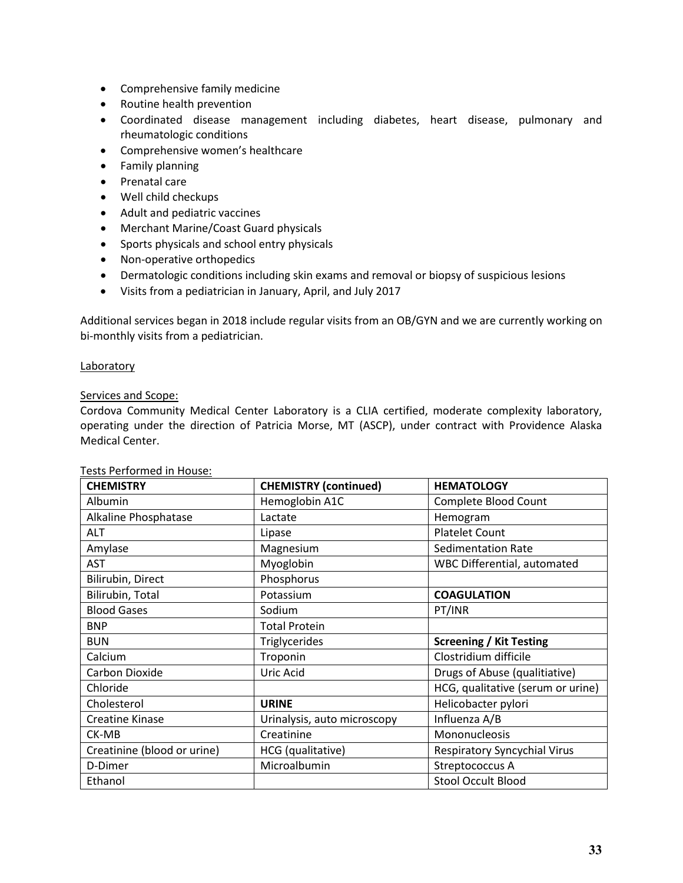- Comprehensive family medicine
- Routine health prevention
- Coordinated disease management including diabetes, heart disease, pulmonary and rheumatologic conditions
- Comprehensive women's healthcare
- Family planning
- Prenatal care
- Well child checkups
- Adult and pediatric vaccines
- Merchant Marine/Coast Guard physicals
- Sports physicals and school entry physicals
- Non-operative orthopedics
- Dermatologic conditions including skin exams and removal or biopsy of suspicious lesions
- Visits from a pediatrician in January, April, and July 2017

Additional services began in 2018 include regular visits from an OB/GYN and we are currently working on bi-monthly visits from a pediatrician.

Laboratory

Services and Scope:

Cordova Community Medical Center Laboratory is a CLIA certified, moderate complexity laboratory, operating under the direction of Patricia Morse, MT (ASCP), under contract with Providence Alaska Medical Center.

Tests Performed in House:

| CHEMISTRY | CHEMISTRY (continued) | HEMATOLOGY |
|---|---|---|
| Albumin | Hemoglobin A1C | Complete Blood Count |
| Alkaline Phosphatase | Lactate | Hemogram |
| ALT | Lipase | Platelet Count |
| Amylase | Magnesium | Sedimentation Rate |
| AST | Myoglobin | WBC Differential, automated |
| Bilirubin, Direct | Phosphorus | |
| Bilirubin, Total | Potassium | **COAGULATION** |
| Blood Gases | Sodium | PT/INR |
| BNP | Total Protein | |
| BUN | Triglycerides | **Screening / Kit Testing** |
| Calcium | Troponin | Clostridium difficile |
| Carbon Dioxide | Uric Acid | Drugs of Abuse (qualitiative) |
| Chloride | | HCG, qualitative (serum or urine) |
| Cholesterol | **URINE** | Helicobacter pylori |
| Creatine Kinase | Urinalysis, auto microscopy | Influenza A/B |
| CK-MB | Creatinine | Mononucleosis |
| Creatinine (blood or urine) | HCG (qualitative) | Respiratory Syncychial Virus |
| D-Dimer | Microalbumin | Streptococcus A |
| Ethanol | | Stool Occult Blood |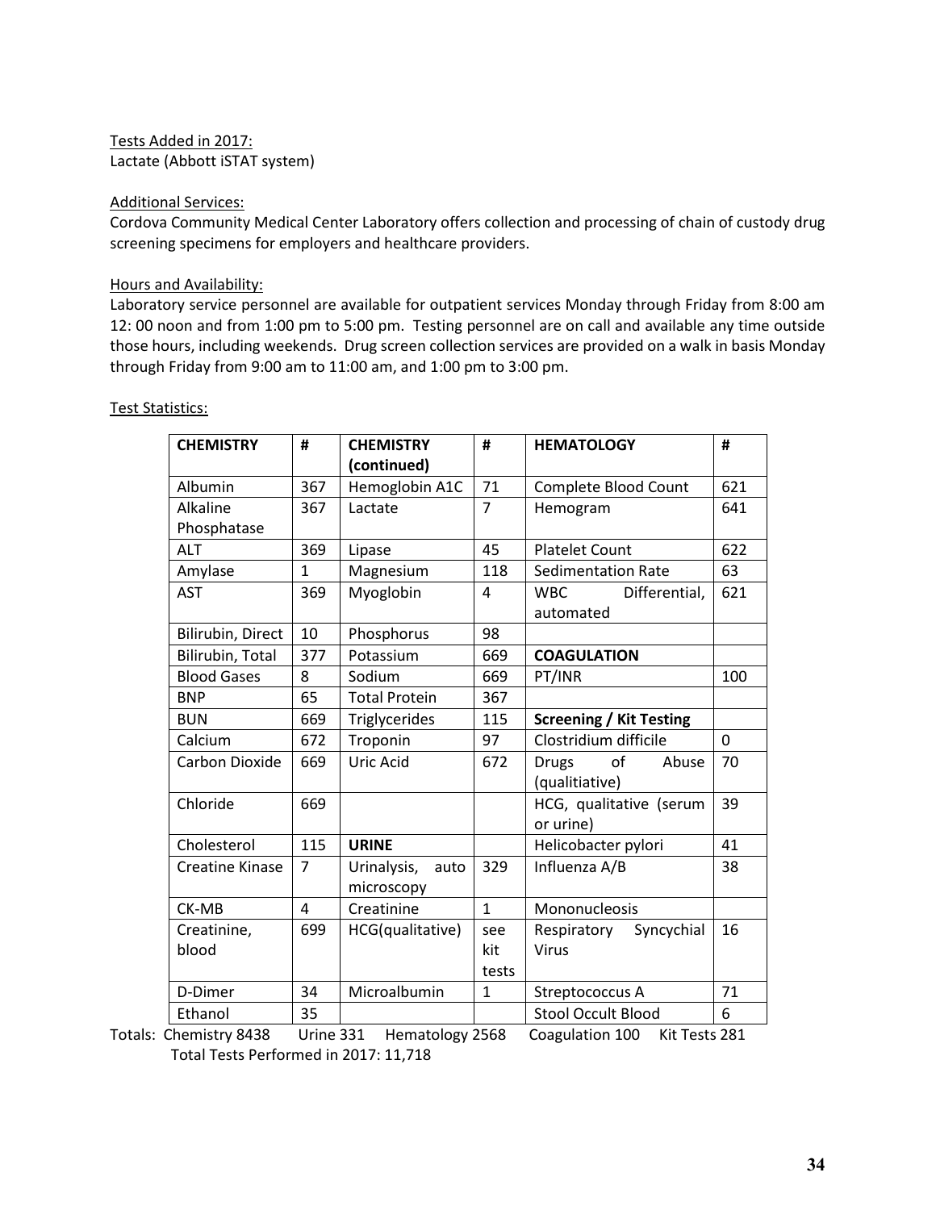Tests Added in 2017:
Lactate (Abbott iSTAT system)

Additional Services:
Cordova Community Medical Center Laboratory offers collection and processing of chain of custody drug screening specimens for employers and healthcare providers.

Hours and Availability:
Laboratory service personnel are available for outpatient services Monday through Friday from 8:00 am 12: 00 noon and from 1:00 pm to 5:00 pm. Testing personnel are on call and available any time outside those hours, including weekends. Drug screen collection services are provided on a walk in basis Monday through Friday from 9:00 am to 11:00 am, and 1:00 pm to 3:00 pm.

Test Statistics:

| **CHEMISTRY** | **#** | **CHEMISTRY (continued)** | **#** | **HEMATOLOGY** | **#** |
|---|---|---|---|---|---|
| Albumin | 367 | Hemoglobin A1C | 71 | Complete Blood Count | 621 |
| Alkaline Phosphatase | 367 | Lactate | 7 | Hemogram | 641 |
| ALT | 369 | Lipase | 45 | Platelet Count | 622 |
| Amylase | 1 | Magnesium | 118 | Sedimentation Rate | 63 |
| AST | 369 | Myoglobin | 4 | WBC Differential, automated | 621 |
| Bilirubin, Direct | 10 | Phosphorus | 98 | | |
| Bilirubin, Total | 377 | Potassium | 669 | **COAGULATION** | |
| Blood Gases | 8 | Sodium | 669 | PT/INR | 100 |
| BNP | 65 | Total Protein | 367 | | |
| BUN | 669 | Triglycerides | 115 | **Screening / Kit Testing** | |
| Calcium | 672 | Troponin | 97 | Clostridium difficile | 0 |
| Carbon Dioxide | 669 | Uric Acid | 672 | Drugs of Abuse (qualitiative) | 70 |
| Chloride | 669 | | | HCG, qualitative (serum or urine) | 39 |
| Cholesterol | 115 | **URINE** | | Helicobacter pylori | 41 |
| Creatine Kinase | 7 | Urinalysis, auto microscopy | 329 | Influenza A/B | 38 |
| CK-MB | 4 | Creatinine | 1 | Mononucleosis | |
| Creatinine, blood | 699 | HCG(qualitative) | see kit tests | Respiratory Syncychial Virus | 16 |
| D-Dimer | 34 | Microalbumin | 1 | Streptococcus A | 71 |
| Ethanol | 35 | | | Stool Occult Blood | 6 |

Totals: Chemistry 8438 Urine 331 Hematology 2568 Coagulation 100 Kit Tests 281

Total Tests Performed in 2017: 11,718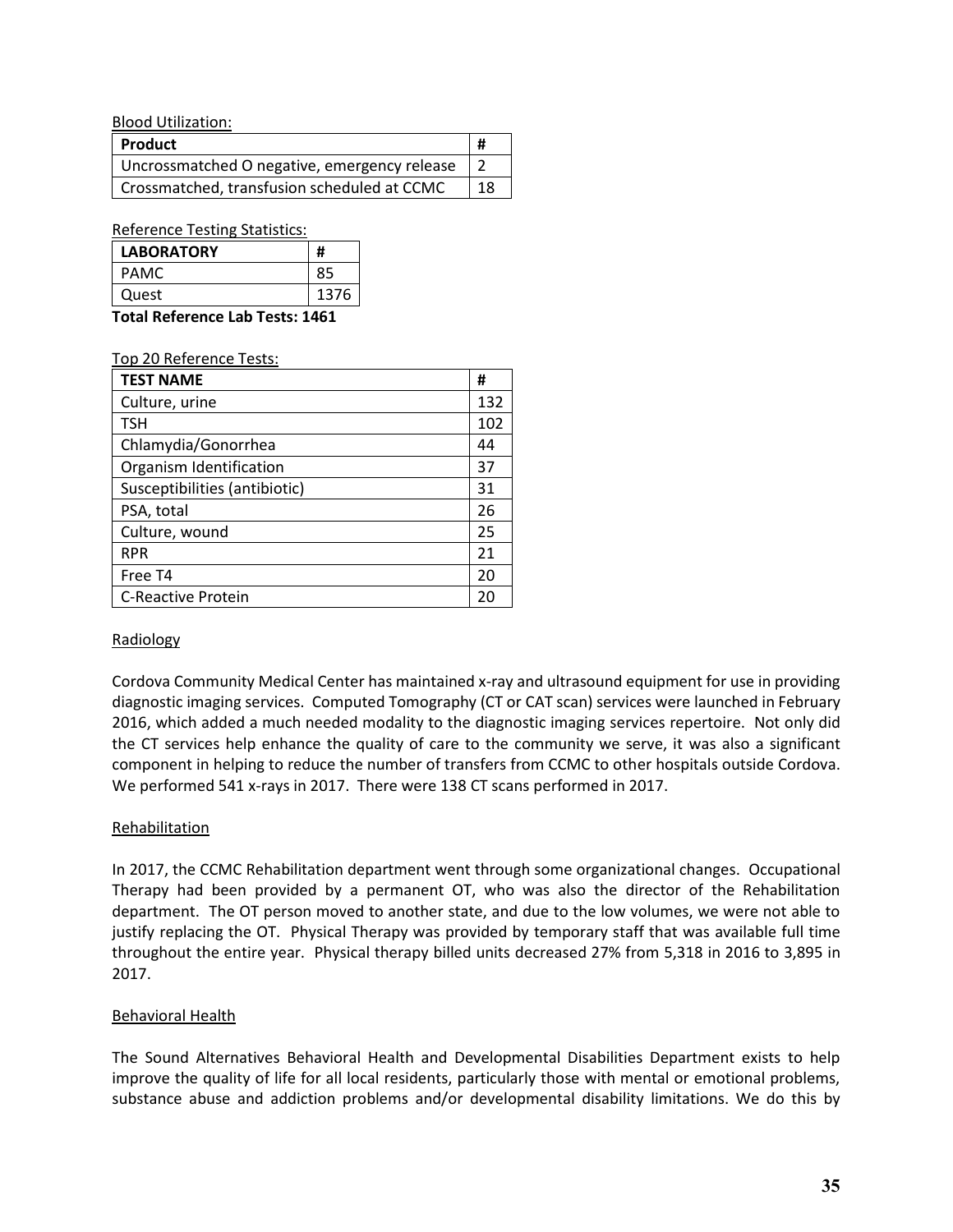Blood Utilization:

| Product | # |
|---|---|
| Uncrossmatched O negative, emergency release | 2 |
| Crossmatched, transfusion scheduled at CCMC | 18 |

Reference Testing Statistics:

| LABORATORY | # |
|---|---|
| PAMC | 85 |
| Quest | 1376 |

**Total Reference Lab Tests: 1461**

Top 20 Reference Tests:

| TEST NAME | # |
|---|---|
| Culture, urine | 132 |
| TSH | 102 |
| Chlamydia/Gonorrhea | 44 |
| Organism Identification | 37 |
| Susceptibilities (antibiotic) | 31 |
| PSA, total | 26 |
| Culture, wound | 25 |
| RPR | 21 |
| Free T4 | 20 |
| C-Reactive Protein | 20 |

Radiology

Cordova Community Medical Center has maintained x-ray and ultrasound equipment for use in providing diagnostic imaging services. Computed Tomography (CT or CAT scan) services were launched in February 2016, which added a much needed modality to the diagnostic imaging services repertoire. Not only did the CT services help enhance the quality of care to the community we serve, it was also a significant component in helping to reduce the number of transfers from CCMC to other hospitals outside Cordova. We performed 541 x-rays in 2017. There were 138 CT scans performed in 2017.

Rehabilitation

In 2017, the CCMC Rehabilitation department went through some organizational changes. Occupational Therapy had been provided by a permanent OT, who was also the director of the Rehabilitation department. The OT person moved to another state, and due to the low volumes, we were not able to justify replacing the OT. Physical Therapy was provided by temporary staff that was available full time throughout the entire year. Physical therapy billed units decreased 27% from 5,318 in 2016 to 3,895 in 2017.

Behavioral Health

The Sound Alternatives Behavioral Health and Developmental Disabilities Department exists to help improve the quality of life for all local residents, particularly those with mental or emotional problems, substance abuse and addiction problems and/or developmental disability limitations. We do this by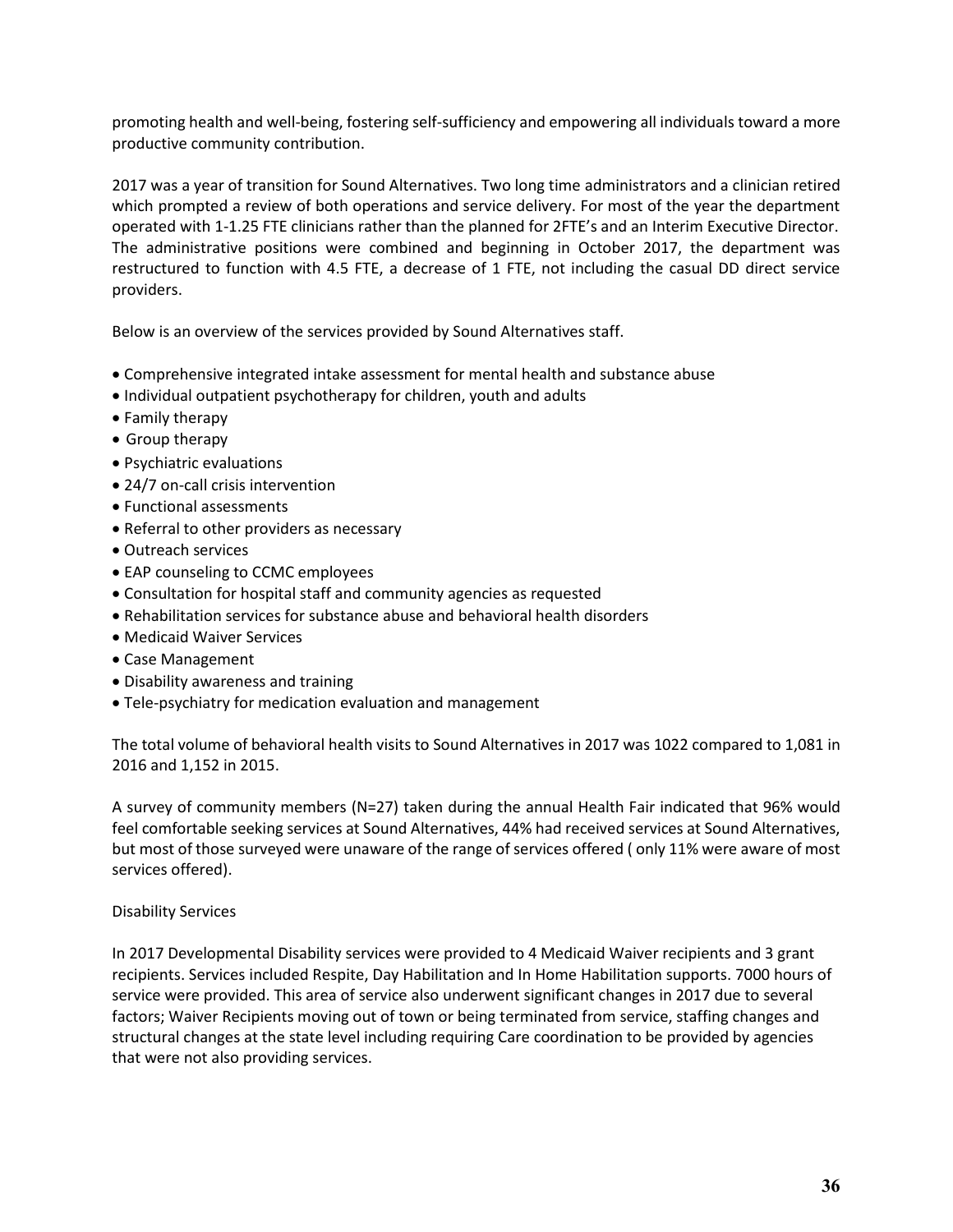promoting health and well-being, fostering self-sufficiency and empowering all individuals toward a more productive community contribution.

2017 was a year of transition for Sound Alternatives. Two long time administrators and a clinician retired which prompted a review of both operations and service delivery. For most of the year the department operated with 1-1.25 FTE clinicians rather than the planned for 2FTE's and an Interim Executive Director. The administrative positions were combined and beginning in October 2017, the department was restructured to function with 4.5 FTE, a decrease of 1 FTE, not including the casual DD direct service providers.

Below is an overview of the services provided by Sound Alternatives staff.

- Comprehensive integrated intake assessment for mental health and substance abuse
- Individual outpatient psychotherapy for children, youth and adults
- Family therapy
- Group therapy
- Psychiatric evaluations
- 24/7 on-call crisis intervention
- Functional assessments
- Referral to other providers as necessary
- Outreach services
- EAP counseling to CCMC employees
- Consultation for hospital staff and community agencies as requested
- Rehabilitation services for substance abuse and behavioral health disorders
- Medicaid Waiver Services
- Case Management
- Disability awareness and training
- Tele-psychiatry for medication evaluation and management

The total volume of behavioral health visits to Sound Alternatives in 2017 was 1022 compared to 1,081 in 2016 and 1,152 in 2015.

A survey of community members (N=27) taken during the annual Health Fair indicated that 96% would feel comfortable seeking services at Sound Alternatives, 44% had received services at Sound Alternatives, but most of those surveyed were unaware of the range of services offered ( only 11% were aware of most services offered).

Disability Services

In 2017 Developmental Disability services were provided to 4 Medicaid Waiver recipients and 3 grant recipients. Services included Respite, Day Habilitation and In Home Habilitation supports. 7000 hours of service were provided. This area of service also underwent significant changes in 2017 due to several factors; Waiver Recipients moving out of town or being terminated from service, staffing changes and structural changes at the state level including requiring Care coordination to be provided by agencies that were not also providing services.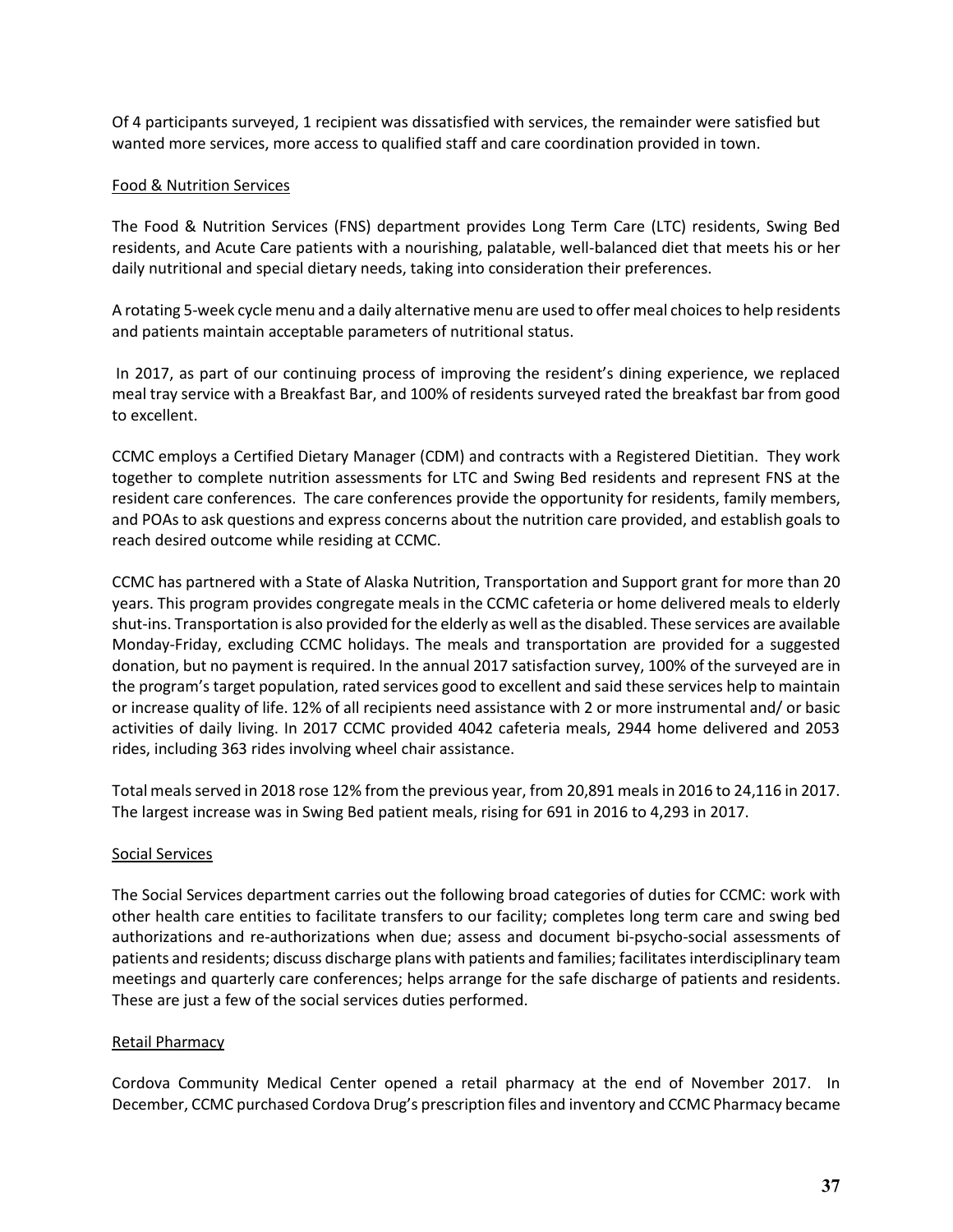Of 4 participants surveyed, 1 recipient was dissatisfied with services, the remainder were satisfied but wanted more services, more access to qualified staff and care coordination provided in town.

Food & Nutrition Services

The Food & Nutrition Services (FNS) department provides Long Term Care (LTC) residents, Swing Bed residents, and Acute Care patients with a nourishing, palatable, well-balanced diet that meets his or her daily nutritional and special dietary needs, taking into consideration their preferences.

A rotating 5-week cycle menu and a daily alternative menu are used to offer meal choices to help residents and patients maintain acceptable parameters of nutritional status.

In 2017, as part of our continuing process of improving the resident's dining experience, we replaced meal tray service with a Breakfast Bar, and 100% of residents surveyed rated the breakfast bar from good to excellent.

CCMC employs a Certified Dietary Manager (CDM) and contracts with a Registered Dietitian. They work together to complete nutrition assessments for LTC and Swing Bed residents and represent FNS at the resident care conferences. The care conferences provide the opportunity for residents, family members, and POAs to ask questions and express concerns about the nutrition care provided, and establish goals to reach desired outcome while residing at CCMC.

CCMC has partnered with a State of Alaska Nutrition, Transportation and Support grant for more than 20 years. This program provides congregate meals in the CCMC cafeteria or home delivered meals to elderly shut-ins. Transportation is also provided for the elderly as well as the disabled. These services are available Monday-Friday, excluding CCMC holidays. The meals and transportation are provided for a suggested donation, but no payment is required. In the annual 2017 satisfaction survey, 100% of the surveyed are in the program's target population, rated services good to excellent and said these services help to maintain or increase quality of life. 12% of all recipients need assistance with 2 or more instrumental and/ or basic activities of daily living. In 2017 CCMC provided 4042 cafeteria meals, 2944 home delivered and 2053 rides, including 363 rides involving wheel chair assistance.

Total meals served in 2018 rose 12% from the previous year, from 20,891 meals in 2016 to 24,116 in 2017. The largest increase was in Swing Bed patient meals, rising for 691 in 2016 to 4,293 in 2017.

Social Services

The Social Services department carries out the following broad categories of duties for CCMC: work with other health care entities to facilitate transfers to our facility; completes long term care and swing bed authorizations and re-authorizations when due; assess and document bi-psycho-social assessments of patients and residents; discuss discharge plans with patients and families; facilitates interdisciplinary team meetings and quarterly care conferences; helps arrange for the safe discharge of patients and residents. These are just a few of the social services duties performed.

Retail Pharmacy

Cordova Community Medical Center opened a retail pharmacy at the end of November 2017. In December, CCMC purchased Cordova Drug's prescription files and inventory and CCMC Pharmacy became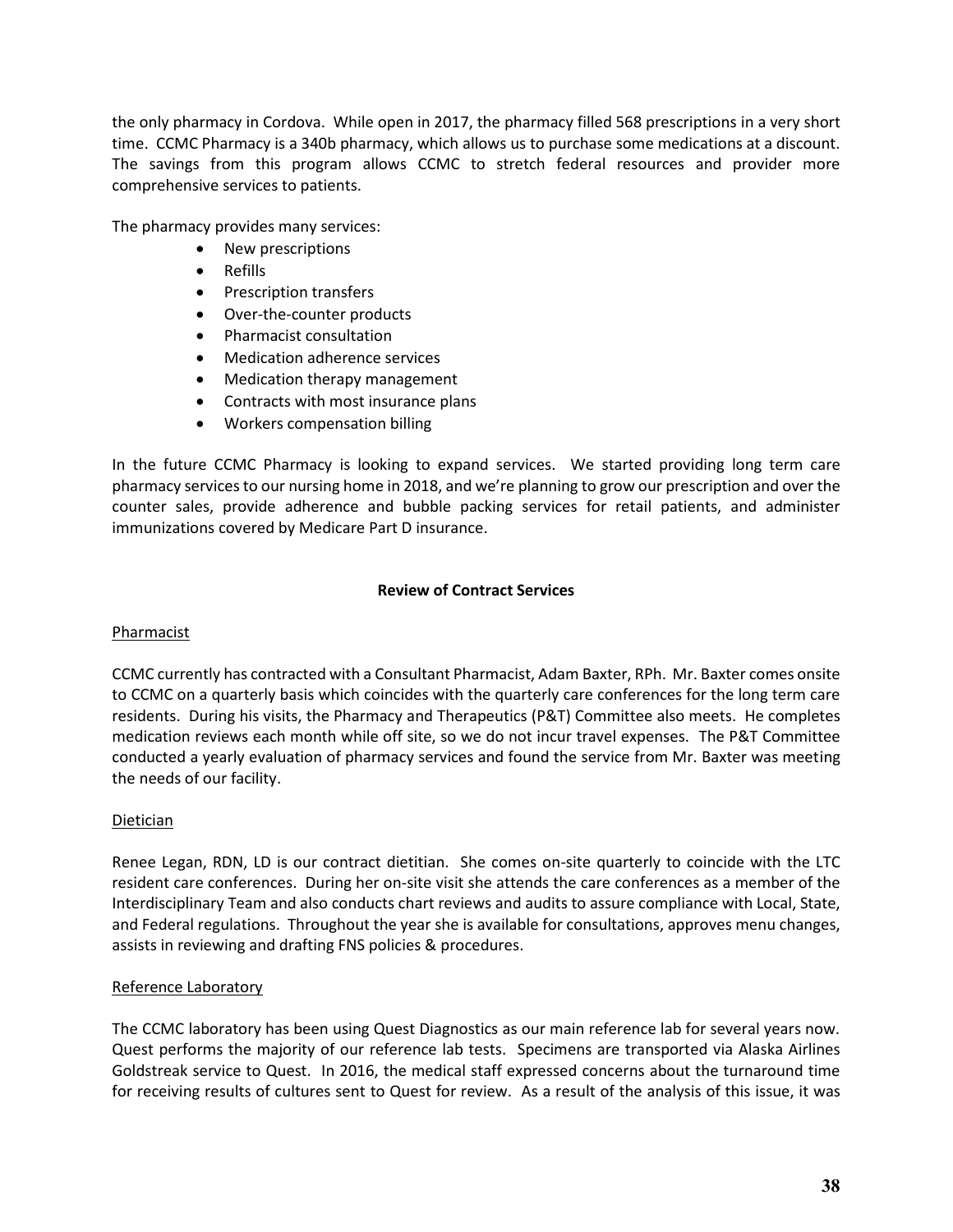the only pharmacy in Cordova. While open in 2017, the pharmacy filled 568 prescriptions in a very short time. CCMC Pharmacy is a 340b pharmacy, which allows us to purchase some medications at a discount. The savings from this program allows CCMC to stretch federal resources and provider more comprehensive services to patients.

The pharmacy provides many services:

- New prescriptions
- Refills
- Prescription transfers
- Over-the-counter products
- Pharmacist consultation
- Medication adherence services
- Medication therapy management
- Contracts with most insurance plans
- Workers compensation billing

In the future CCMC Pharmacy is looking to expand services. We started providing long term care pharmacy services to our nursing home in 2018, and we're planning to grow our prescription and over the counter sales, provide adherence and bubble packing services for retail patients, and administer immunizations covered by Medicare Part D insurance.

**Review of Contract Services**

<u>Pharmacist</u>

CCMC currently has contracted with a Consultant Pharmacist, Adam Baxter, RPh. Mr. Baxter comes onsite to CCMC on a quarterly basis which coincides with the quarterly care conferences for the long term care residents. During his visits, the Pharmacy and Therapeutics (P&T) Committee also meets. He completes medication reviews each month while off site, so we do not incur travel expenses. The P&T Committee conducted a yearly evaluation of pharmacy services and found the service from Mr. Baxter was meeting the needs of our facility.

<u>Dietician</u>

Renee Legan, RDN, LD is our contract dietitian. She comes on-site quarterly to coincide with the LTC resident care conferences. During her on-site visit she attends the care conferences as a member of the Interdisciplinary Team and also conducts chart reviews and audits to assure compliance with Local, State, and Federal regulations. Throughout the year she is available for consultations, approves menu changes, assists in reviewing and drafting FNS policies & procedures.

<u>Reference Laboratory</u>

The CCMC laboratory has been using Quest Diagnostics as our main reference lab for several years now. Quest performs the majority of our reference lab tests. Specimens are transported via Alaska Airlines Goldstreak service to Quest. In 2016, the medical staff expressed concerns about the turnaround time for receiving results of cultures sent to Quest for review. As a result of the analysis of this issue, it was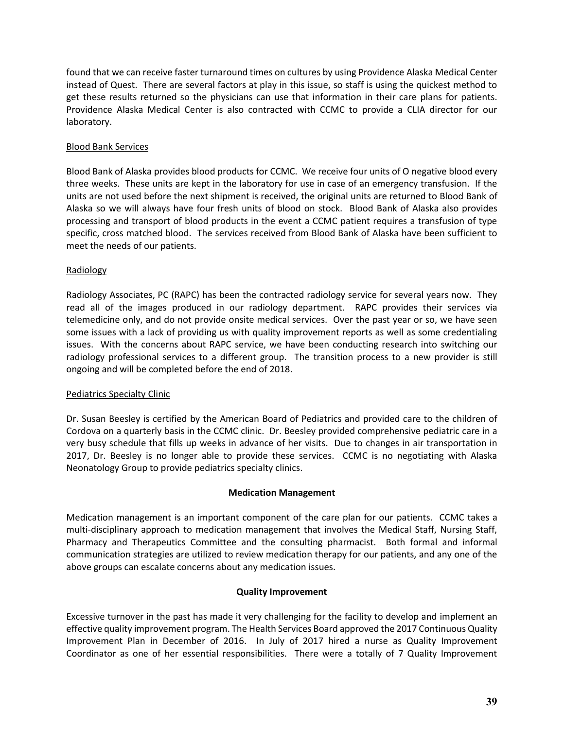found that we can receive faster turnaround times on cultures by using Providence Alaska Medical Center instead of Quest. There are several factors at play in this issue, so staff is using the quickest method to get these results returned so the physicians can use that information in their care plans for patients. Providence Alaska Medical Center is also contracted with CCMC to provide a CLIA director for our laboratory.

Blood Bank Services

Blood Bank of Alaska provides blood products for CCMC. We receive four units of O negative blood every three weeks. These units are kept in the laboratory for use in case of an emergency transfusion. If the units are not used before the next shipment is received, the original units are returned to Blood Bank of Alaska so we will always have four fresh units of blood on stock. Blood Bank of Alaska also provides processing and transport of blood products in the event a CCMC patient requires a transfusion of type specific, cross matched blood. The services received from Blood Bank of Alaska have been sufficient to meet the needs of our patients.

Radiology

Radiology Associates, PC (RAPC) has been the contracted radiology service for several years now. They read all of the images produced in our radiology department. RAPC provides their services via telemedicine only, and do not provide onsite medical services. Over the past year or so, we have seen some issues with a lack of providing us with quality improvement reports as well as some credentialing issues. With the concerns about RAPC service, we have been conducting research into switching our radiology professional services to a different group. The transition process to a new provider is still ongoing and will be completed before the end of 2018.

Pediatrics Specialty Clinic

Dr. Susan Beesley is certified by the American Board of Pediatrics and provided care to the children of Cordova on a quarterly basis in the CCMC clinic. Dr. Beesley provided comprehensive pediatric care in a very busy schedule that fills up weeks in advance of her visits. Due to changes in air transportation in 2017, Dr. Beesley is no longer able to provide these services. CCMC is no negotiating with Alaska Neonatology Group to provide pediatrics specialty clinics.

**Medication Management**

Medication management is an important component of the care plan for our patients. CCMC takes a multi-disciplinary approach to medication management that involves the Medical Staff, Nursing Staff, Pharmacy and Therapeutics Committee and the consulting pharmacist. Both formal and informal communication strategies are utilized to review medication therapy for our patients, and any one of the above groups can escalate concerns about any medication issues.

**Quality Improvement**

Excessive turnover in the past has made it very challenging for the facility to develop and implement an effective quality improvement program. The Health Services Board approved the 2017 Continuous Quality Improvement Plan in December of 2016. In July of 2017 hired a nurse as Quality Improvement Coordinator as one of her essential responsibilities. There were a totally of 7 Quality Improvement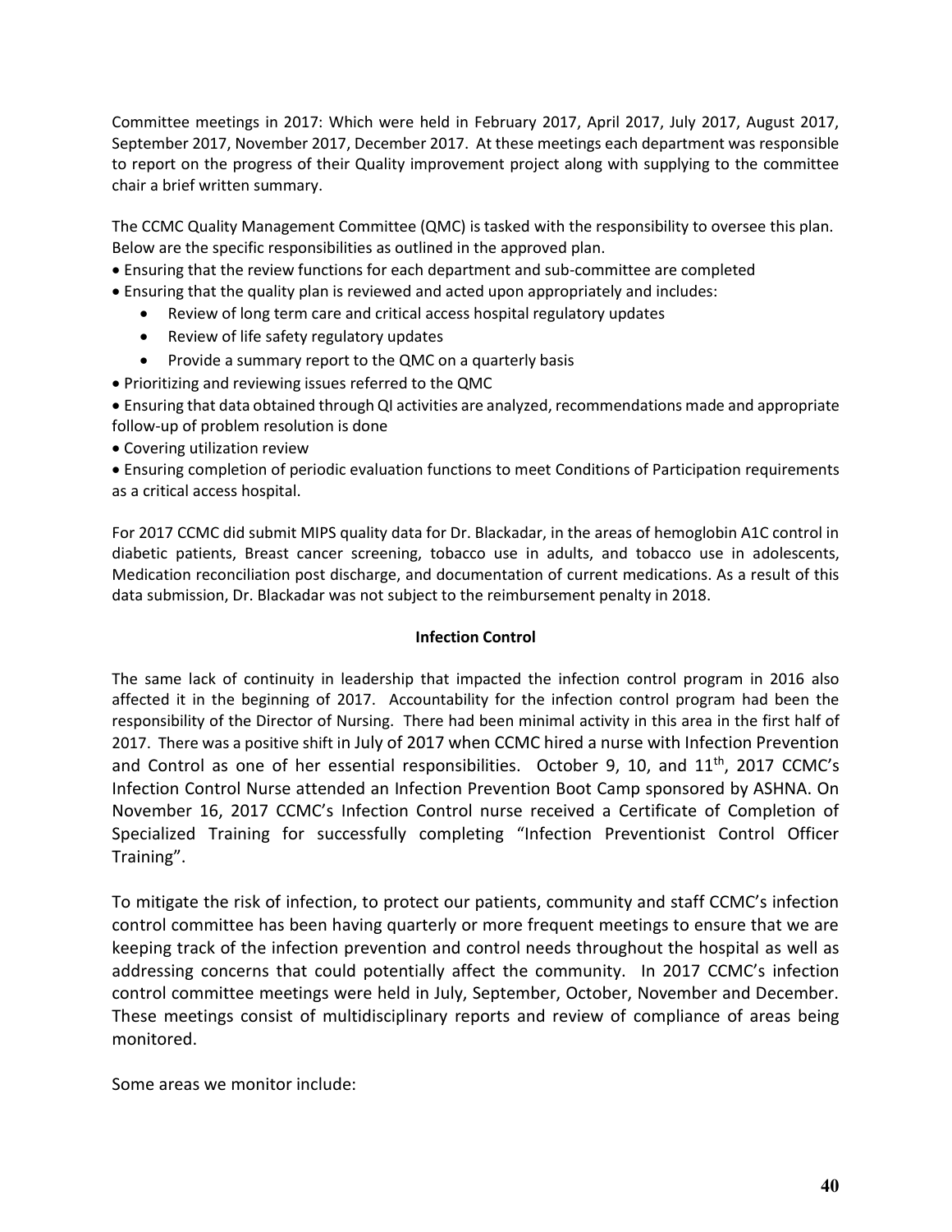Committee meetings in 2017: Which were held in February 2017, April 2017, July 2017, August 2017, September 2017, November 2017, December 2017. At these meetings each department was responsible to report on the progress of their Quality improvement project along with supplying to the committee chair a brief written summary.

The CCMC Quality Management Committee (QMC) is tasked with the responsibility to oversee this plan. Below are the specific responsibilities as outlined in the approved plan.

- Ensuring that the review functions for each department and sub-committee are completed
- Ensuring that the quality plan is reviewed and acted upon appropriately and includes:
    - Review of long term care and critical access hospital regulatory updates
    - Review of life safety regulatory updates
    - Provide a summary report to the QMC on a quarterly basis
- Prioritizing and reviewing issues referred to the QMC
- Ensuring that data obtained through QI activities are analyzed, recommendations made and appropriate follow-up of problem resolution is done
- Covering utilization review
- Ensuring completion of periodic evaluation functions to meet Conditions of Participation requirements as a critical access hospital.

For 2017 CCMC did submit MIPS quality data for Dr. Blackadar, in the areas of hemoglobin A1C control in diabetic patients, Breast cancer screening, tobacco use in adults, and tobacco use in adolescents, Medication reconciliation post discharge, and documentation of current medications. As a result of this data submission, Dr. Blackadar was not subject to the reimbursement penalty in 2018.

**Infection Control**

The same lack of continuity in leadership that impacted the infection control program in 2016 also affected it in the beginning of 2017. Accountability for the infection control program had been the responsibility of the Director of Nursing. There had been minimal activity in this area in the first half of 2017. There was a positive shift in July of 2017 when CCMC hired a nurse with Infection Prevention and Control as one of her essential responsibilities. October 9, 10, and 11th, 2017 CCMC's Infection Control Nurse attended an Infection Prevention Boot Camp sponsored by ASHNA. On November 16, 2017 CCMC's Infection Control nurse received a Certificate of Completion of Specialized Training for successfully completing "Infection Preventionist Control Officer Training".

To mitigate the risk of infection, to protect our patients, community and staff CCMC's infection control committee has been having quarterly or more frequent meetings to ensure that we are keeping track of the infection prevention and control needs throughout the hospital as well as addressing concerns that could potentially affect the community. In 2017 CCMC's infection control committee meetings were held in July, September, October, November and December. These meetings consist of multidisciplinary reports and review of compliance of areas being monitored.

Some areas we monitor include: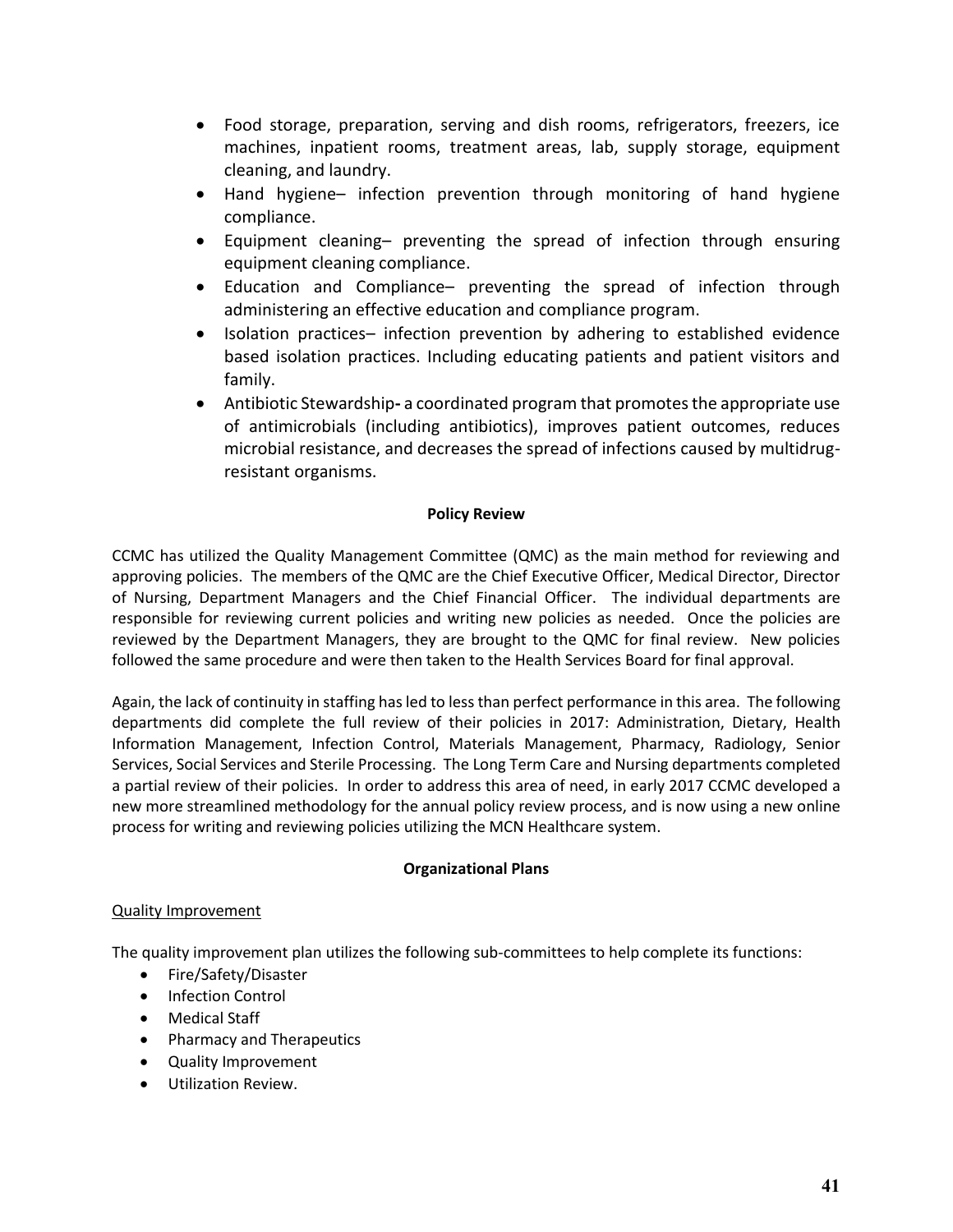- Food storage, preparation, serving and dish rooms, refrigerators, freezers, ice machines, inpatient rooms, treatment areas, lab, supply storage, equipment cleaning, and laundry.
- Hand hygiene– infection prevention through monitoring of hand hygiene compliance.
- Equipment cleaning– preventing the spread of infection through ensuring equipment cleaning compliance.
- Education and Compliance– preventing the spread of infection through administering an effective education and compliance program.
- Isolation practices– infection prevention by adhering to established evidence based isolation practices. Including educating patients and patient visitors and family.
- Antibiotic Stewardship**-** a coordinated program that promotes the appropriate use of antimicrobials (including antibiotics), improves patient outcomes, reduces microbial resistance, and decreases the spread of infections caused by multidrug-resistant organisms.

**Policy Review**

CCMC has utilized the Quality Management Committee (QMC) as the main method for reviewing and approving policies. The members of the QMC are the Chief Executive Officer, Medical Director, Director of Nursing, Department Managers and the Chief Financial Officer. The individual departments are responsible for reviewing current policies and writing new policies as needed. Once the policies are reviewed by the Department Managers, they are brought to the QMC for final review. New policies followed the same procedure and were then taken to the Health Services Board for final approval.

Again, the lack of continuity in staffing has led to less than perfect performance in this area. The following departments did complete the full review of their policies in 2017: Administration, Dietary, Health Information Management, Infection Control, Materials Management, Pharmacy, Radiology, Senior Services, Social Services and Sterile Processing. The Long Term Care and Nursing departments completed a partial review of their policies. In order to address this area of need, in early 2017 CCMC developed a new more streamlined methodology for the annual policy review process, and is now using a new online process for writing and reviewing policies utilizing the MCN Healthcare system.

**Organizational Plans**

<u>Quality Improvement</u>

The quality improvement plan utilizes the following sub-committees to help complete its functions:

- Fire/Safety/Disaster
- Infection Control
- Medical Staff
- Pharmacy and Therapeutics
- Quality Improvement
- Utilization Review.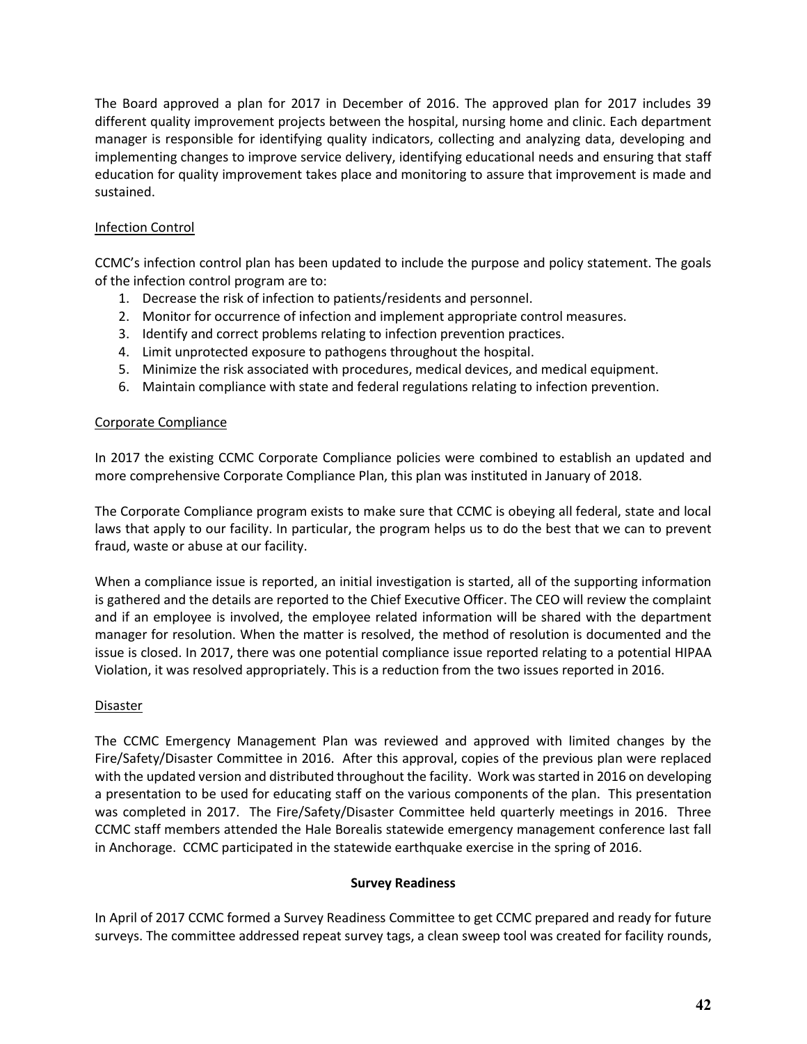The Board approved a plan for 2017 in December of 2016. The approved plan for 2017 includes 39 different quality improvement projects between the hospital, nursing home and clinic. Each department manager is responsible for identifying quality indicators, collecting and analyzing data, developing and implementing changes to improve service delivery, identifying educational needs and ensuring that staff education for quality improvement takes place and monitoring to assure that improvement is made and sustained.

<u>Infection Control</u>

CCMC's infection control plan has been updated to include the purpose and policy statement. The goals of the infection control program are to:

1. Decrease the risk of infection to patients/residents and personnel.
2. Monitor for occurrence of infection and implement appropriate control measures.
3. Identify and correct problems relating to infection prevention practices.
4. Limit unprotected exposure to pathogens throughout the hospital.
5. Minimize the risk associated with procedures, medical devices, and medical equipment.
6. Maintain compliance with state and federal regulations relating to infection prevention.

<u>Corporate Compliance</u>

In 2017 the existing CCMC Corporate Compliance policies were combined to establish an updated and more comprehensive Corporate Compliance Plan, this plan was instituted in January of 2018.

The Corporate Compliance program exists to make sure that CCMC is obeying all federal, state and local laws that apply to our facility. In particular, the program helps us to do the best that we can to prevent fraud, waste or abuse at our facility.

When a compliance issue is reported, an initial investigation is started, all of the supporting information is gathered and the details are reported to the Chief Executive Officer. The CEO will review the complaint and if an employee is involved, the employee related information will be shared with the department manager for resolution. When the matter is resolved, the method of resolution is documented and the issue is closed. In 2017, there was one potential compliance issue reported relating to a potential HIPAA Violation, it was resolved appropriately. This is a reduction from the two issues reported in 2016.

<u>Disaster</u>

The CCMC Emergency Management Plan was reviewed and approved with limited changes by the Fire/Safety/Disaster Committee in 2016. After this approval, copies of the previous plan were replaced with the updated version and distributed throughout the facility. Work was started in 2016 on developing a presentation to be used for educating staff on the various components of the plan. This presentation was completed in 2017. The Fire/Safety/Disaster Committee held quarterly meetings in 2016. Three CCMC staff members attended the Hale Borealis statewide emergency management conference last fall in Anchorage. CCMC participated in the statewide earthquake exercise in the spring of 2016.

**Survey Readiness**

In April of 2017 CCMC formed a Survey Readiness Committee to get CCMC prepared and ready for future surveys. The committee addressed repeat survey tags, a clean sweep tool was created for facility rounds,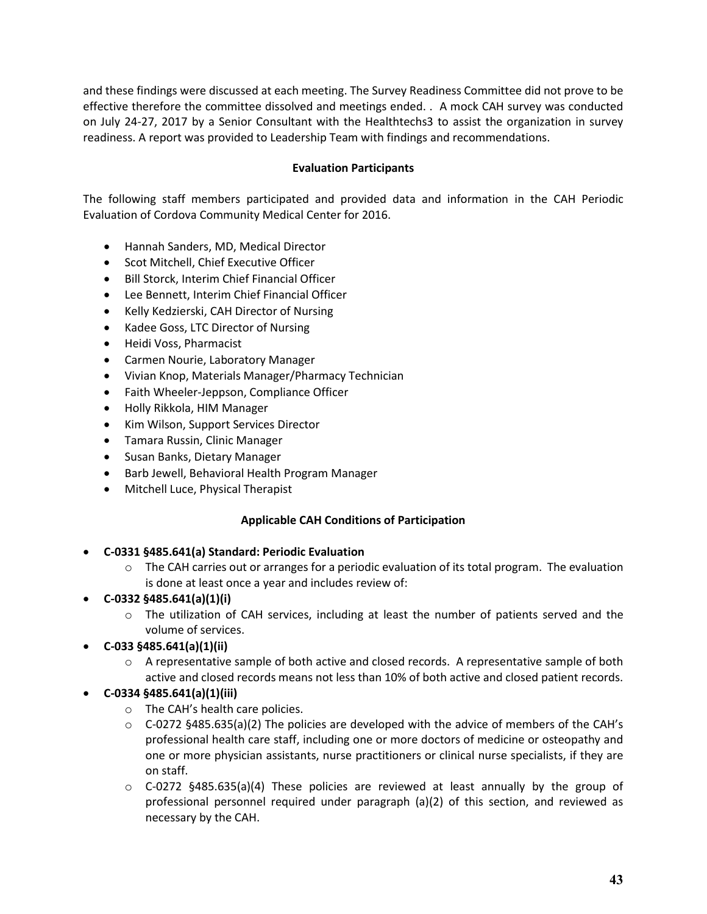and these findings were discussed at each meeting. The Survey Readiness Committee did not prove to be effective therefore the committee dissolved and meetings ended. . A mock CAH survey was conducted on July 24-27, 2017 by a Senior Consultant with the Healthtechs3 to assist the organization in survey readiness. A report was provided to Leadership Team with findings and recommendations.

**Evaluation Participants**

The following staff members participated and provided data and information in the CAH Periodic Evaluation of Cordova Community Medical Center for 2016.

- Hannah Sanders, MD, Medical Director
- Scot Mitchell, Chief Executive Officer
- Bill Storck, Interim Chief Financial Officer
- Lee Bennett, Interim Chief Financial Officer
- Kelly Kedzierski, CAH Director of Nursing
- Kadee Goss, LTC Director of Nursing
- Heidi Voss, Pharmacist
- Carmen Nourie, Laboratory Manager
- Vivian Knop, Materials Manager/Pharmacy Technician
- Faith Wheeler-Jeppson, Compliance Officer
- Holly Rikkola, HIM Manager
- Kim Wilson, Support Services Director
- Tamara Russin, Clinic Manager
- Susan Banks, Dietary Manager
- Barb Jewell, Behavioral Health Program Manager
- Mitchell Luce, Physical Therapist

**Applicable CAH Conditions of Participation**

- **C-0331 §485.641(a) Standard: Periodic Evaluation**
  - The CAH carries out or arranges for a periodic evaluation of its total program. The evaluation is done at least once a year and includes review of:
- **C-0332 §485.641(a)(1)(i)**
  - The utilization of CAH services, including at least the number of patients served and the volume of services.
- **C-033 §485.641(a)(1)(ii)**
  - A representative sample of both active and closed records. A representative sample of both active and closed records means not less than 10% of both active and closed patient records.
- **C-0334 §485.641(a)(1)(iii)**
  - The CAH's health care policies.
  - C-0272 §485.635(a)(2) The policies are developed with the advice of members of the CAH's professional health care staff, including one or more doctors of medicine or osteopathy and one or more physician assistants, nurse practitioners or clinical nurse specialists, if they are on staff.
  - C-0272 §485.635(a)(4) These policies are reviewed at least annually by the group of professional personnel required under paragraph (a)(2) of this section, and reviewed as necessary by the CAH.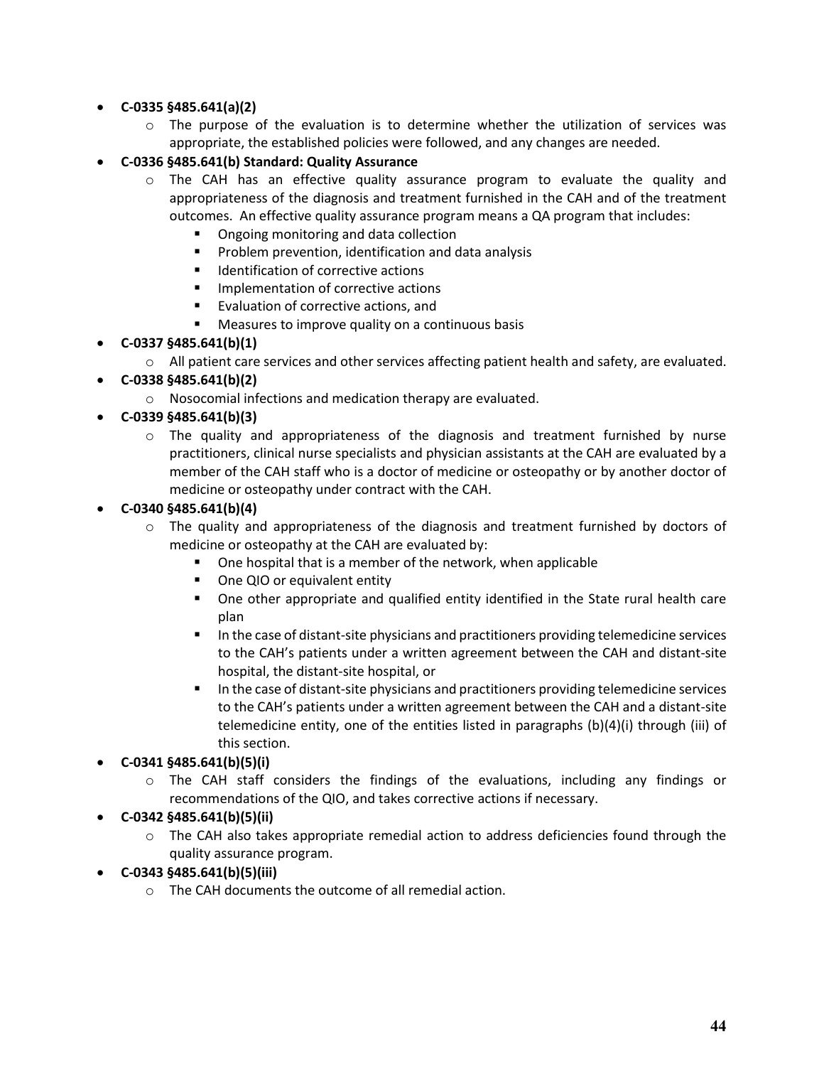- **C-0335 §485.641(a)(2)**
  - The purpose of the evaluation is to determine whether the utilization of services was appropriate, the established policies were followed, and any changes are needed.
- **C-0336 §485.641(b) Standard: Quality Assurance**
  - The CAH has an effective quality assurance program to evaluate the quality and appropriateness of the diagnosis and treatment furnished in the CAH and of the treatment outcomes. An effective quality assurance program means a QA program that includes:
    - Ongoing monitoring and data collection
    - Problem prevention, identification and data analysis
    - Identification of corrective actions
    - Implementation of corrective actions
    - Evaluation of corrective actions, and
    - Measures to improve quality on a continuous basis
- **C-0337 §485.641(b)(1)**
  - All patient care services and other services affecting patient health and safety, are evaluated.
- **C-0338 §485.641(b)(2)**
  - Nosocomial infections and medication therapy are evaluated.
- **C-0339 §485.641(b)(3)**
  - The quality and appropriateness of the diagnosis and treatment furnished by nurse practitioners, clinical nurse specialists and physician assistants at the CAH are evaluated by a member of the CAH staff who is a doctor of medicine or osteopathy or by another doctor of medicine or osteopathy under contract with the CAH.
- **C-0340 §485.641(b)(4)**
  - The quality and appropriateness of the diagnosis and treatment furnished by doctors of medicine or osteopathy at the CAH are evaluated by:
    - One hospital that is a member of the network, when applicable
    - One QIO or equivalent entity
    - One other appropriate and qualified entity identified in the State rural health care plan
    - In the case of distant-site physicians and practitioners providing telemedicine services to the CAH's patients under a written agreement between the CAH and distant-site hospital, the distant-site hospital, or
    - In the case of distant-site physicians and practitioners providing telemedicine services to the CAH's patients under a written agreement between the CAH and a distant-site telemedicine entity, one of the entities listed in paragraphs (b)(4)(i) through (iii) of this section.
- **C-0341 §485.641(b)(5)(i)**
  - The CAH staff considers the findings of the evaluations, including any findings or recommendations of the QIO, and takes corrective actions if necessary.
- **C-0342 §485.641(b)(5)(ii)**
  - The CAH also takes appropriate remedial action to address deficiencies found through the quality assurance program.
- **C-0343 §485.641(b)(5)(iii)**
  - The CAH documents the outcome of all remedial action.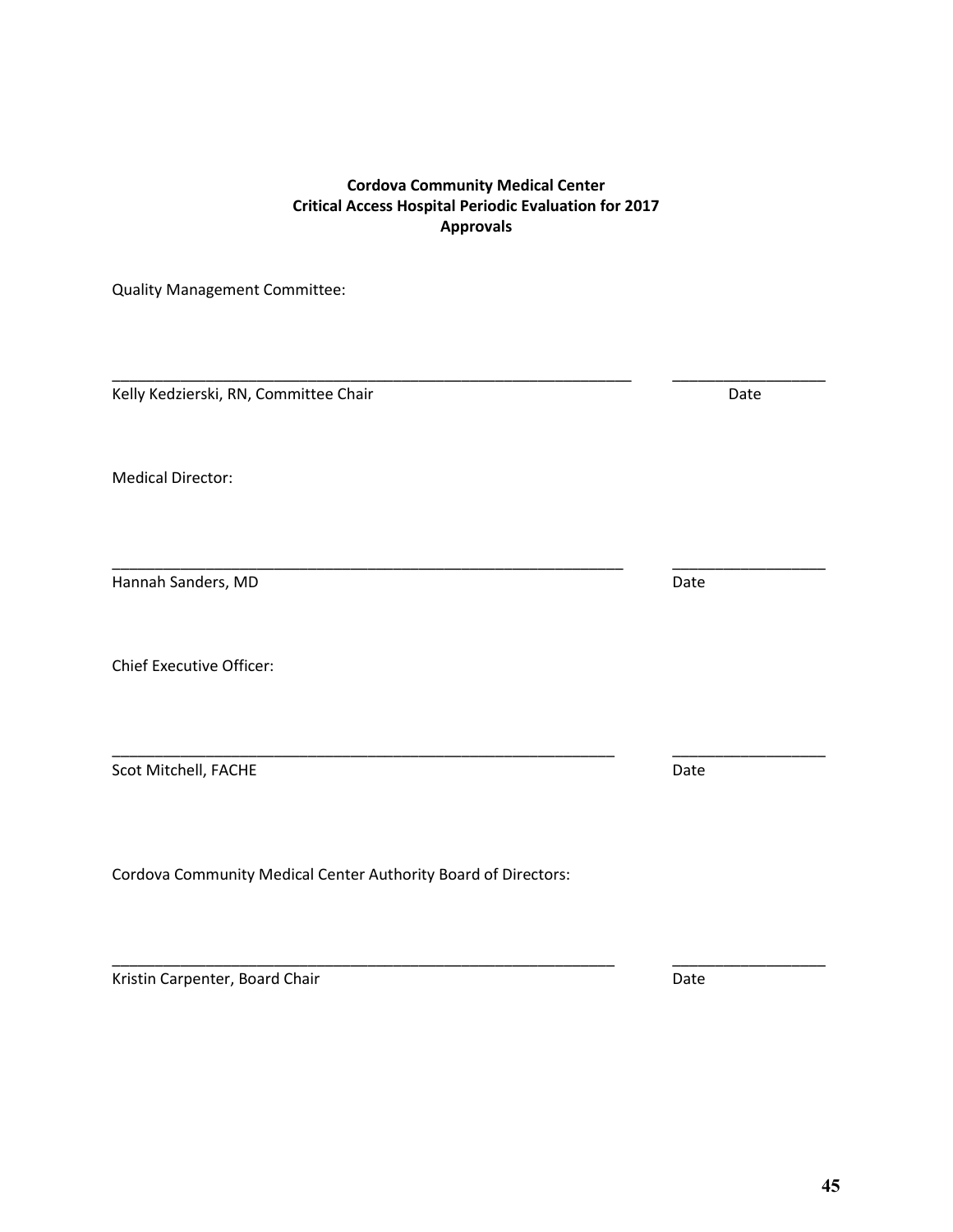**Cordova Community Medical Center**
**Critical Access Hospital Periodic Evaluation for 2017**
**Approvals**

Quality Management Committee:

\_\_\_\_\_\_\_\_\_\_\_\_\_\_\_\_\_\_\_\_\_\_\_\_\_\_\_\_\_\_\_\_\_\_\_\_\_\_\_\_\_\_\_\_\_\_\_\_\_\_\_\_\_\_\_\_\_\_\_\_\_\_ \_\_\_\_\_\_\_\_\_\_\_\_\_\_\_\_\_\_

Kelly Kedzierski, RN, Committee Chair Date

Medical Director:

\_\_\_\_\_\_\_\_\_\_\_\_\_\_\_\_\_\_\_\_\_\_\_\_\_\_\_\_\_\_\_\_\_\_\_\_\_\_\_\_\_\_\_\_\_\_\_\_\_\_\_\_\_\_\_\_\_\_\_\_\_\_ \_\_\_\_\_\_\_\_\_\_\_\_\_\_\_\_\_\_

Hannah Sanders, MD Date

Chief Executive Officer:

\_\_\_\_\_\_\_\_\_\_\_\_\_\_\_\_\_\_\_\_\_\_\_\_\_\_\_\_\_\_\_\_\_\_\_\_\_\_\_\_\_\_\_\_\_\_\_\_\_\_\_\_\_\_\_\_\_\_\_\_\_\_ \_\_\_\_\_\_\_\_\_\_\_\_\_\_\_\_\_\_

Scot Mitchell, FACHE Date

Cordova Community Medical Center Authority Board of Directors:

\_\_\_\_\_\_\_\_\_\_\_\_\_\_\_\_\_\_\_\_\_\_\_\_\_\_\_\_\_\_\_\_\_\_\_\_\_\_\_\_\_\_\_\_\_\_\_\_\_\_\_\_\_\_\_\_\_\_\_\_\_\_ \_\_\_\_\_\_\_\_\_\_\_\_\_\_\_\_\_\_

Kristin Carpenter, Board Chair Date